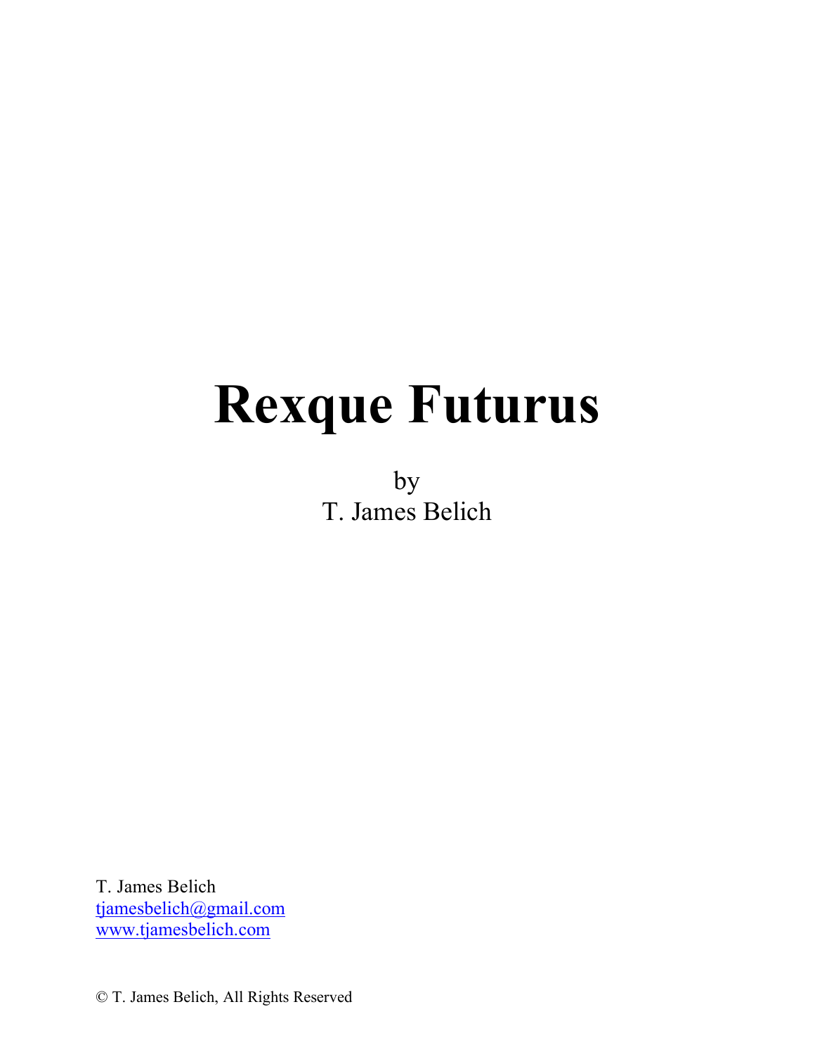# Rexque Futurus

by
T. James Belich

T. James Belich
tjamesbelich@gmail.com
www.tjamesbelich.com

© T. James Belich, All Rights Reserved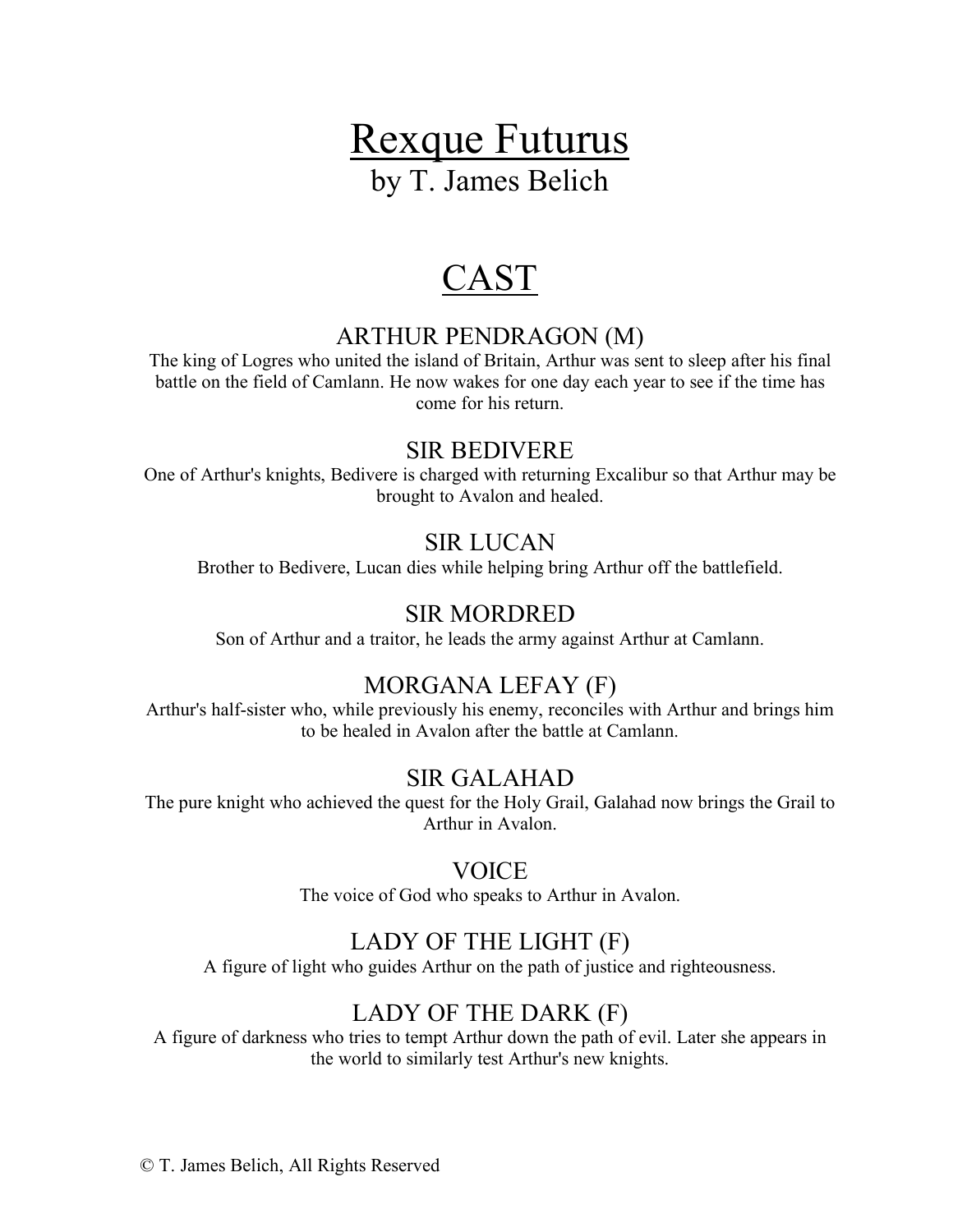# Rexque Futurus

by T. James Belich

# CAST

### ARTHUR PENDRAGON (M)

The king of Logres who united the island of Britain, Arthur was sent to sleep after his final battle on the field of Camlann. He now wakes for one day each year to see if the time has come for his return.

### SIR BEDIVERE

One of Arthur's knights, Bedivere is charged with returning Excalibur so that Arthur may be brought to Avalon and healed.

### SIR LUCAN

Brother to Bedivere, Lucan dies while helping bring Arthur off the battlefield.

### SIR MORDRED

Son of Arthur and a traitor, he leads the army against Arthur at Camlann.

### MORGANA LEFAY (F)

Arthur's half-sister who, while previously his enemy, reconciles with Arthur and brings him to be healed in Avalon after the battle at Camlann.

### SIR GALAHAD

The pure knight who achieved the quest for the Holy Grail, Galahad now brings the Grail to Arthur in Avalon.

### VOICE

The voice of God who speaks to Arthur in Avalon.

### LADY OF THE LIGHT (F)

A figure of light who guides Arthur on the path of justice and righteousness.

### LADY OF THE DARK (F)

A figure of darkness who tries to tempt Arthur down the path of evil. Later she appears in the world to similarly test Arthur's new knights.

© T. James Belich, All Rights Reserved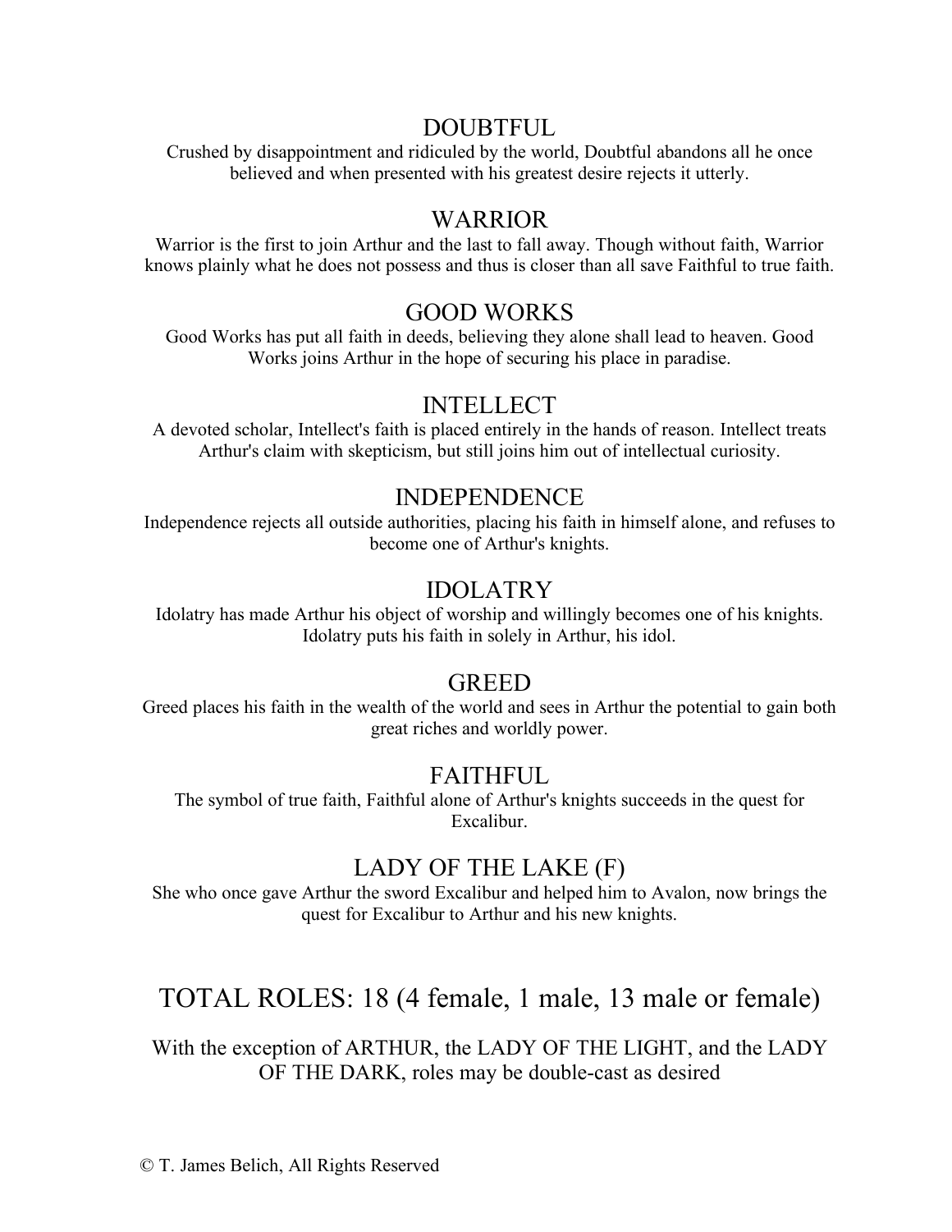## DOUBTFUL

Crushed by disappointment and ridiculed by the world, Doubtful abandons all he once believed and when presented with his greatest desire rejects it utterly.

## WARRIOR

Warrior is the first to join Arthur and the last to fall away. Though without faith, Warrior knows plainly what he does not possess and thus is closer than all save Faithful to true faith.

## GOOD WORKS

Good Works has put all faith in deeds, believing they alone shall lead to heaven. Good Works joins Arthur in the hope of securing his place in paradise.

## INTELLECT

A devoted scholar, Intellect's faith is placed entirely in the hands of reason. Intellect treats Arthur's claim with skepticism, but still joins him out of intellectual curiosity.

## INDEPENDENCE

Independence rejects all outside authorities, placing his faith in himself alone, and refuses to become one of Arthur's knights.

## IDOLATRY

Idolatry has made Arthur his object of worship and willingly becomes one of his knights. Idolatry puts his faith in solely in Arthur, his idol.

## GREED

Greed places his faith in the wealth of the world and sees in Arthur the potential to gain both great riches and worldly power.

## FAITHFUL

The symbol of true faith, Faithful alone of Arthur's knights succeeds in the quest for Excalibur.

## LADY OF THE LAKE (F)

She who once gave Arthur the sword Excalibur and helped him to Avalon, now brings the quest for Excalibur to Arthur and his new knights.

# TOTAL ROLES: 18 (4 female, 1 male, 13 male or female)

With the exception of ARTHUR, the LADY OF THE LIGHT, and the LADY OF THE DARK, roles may be double-cast as desired

© T. James Belich, All Rights Reserved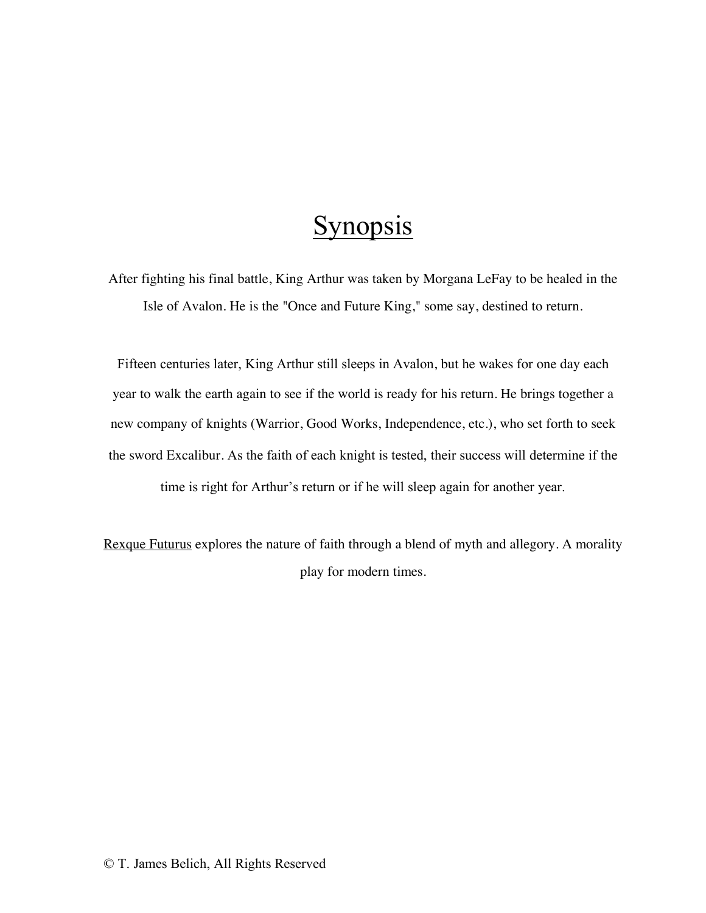# Synopsis

After fighting his final battle, King Arthur was taken by Morgana LeFay to be healed in the Isle of Avalon. He is the "Once and Future King," some say, destined to return.

Fifteen centuries later, King Arthur still sleeps in Avalon, but he wakes for one day each year to walk the earth again to see if the world is ready for his return. He brings together a new company of knights (Warrior, Good Works, Independence, etc.), who set forth to seek the sword Excalibur. As the faith of each knight is tested, their success will determine if the time is right for Arthur's return or if he will sleep again for another year.

Rexque Futurus explores the nature of faith through a blend of myth and allegory. A morality play for modern times.

© T. James Belich, All Rights Reserved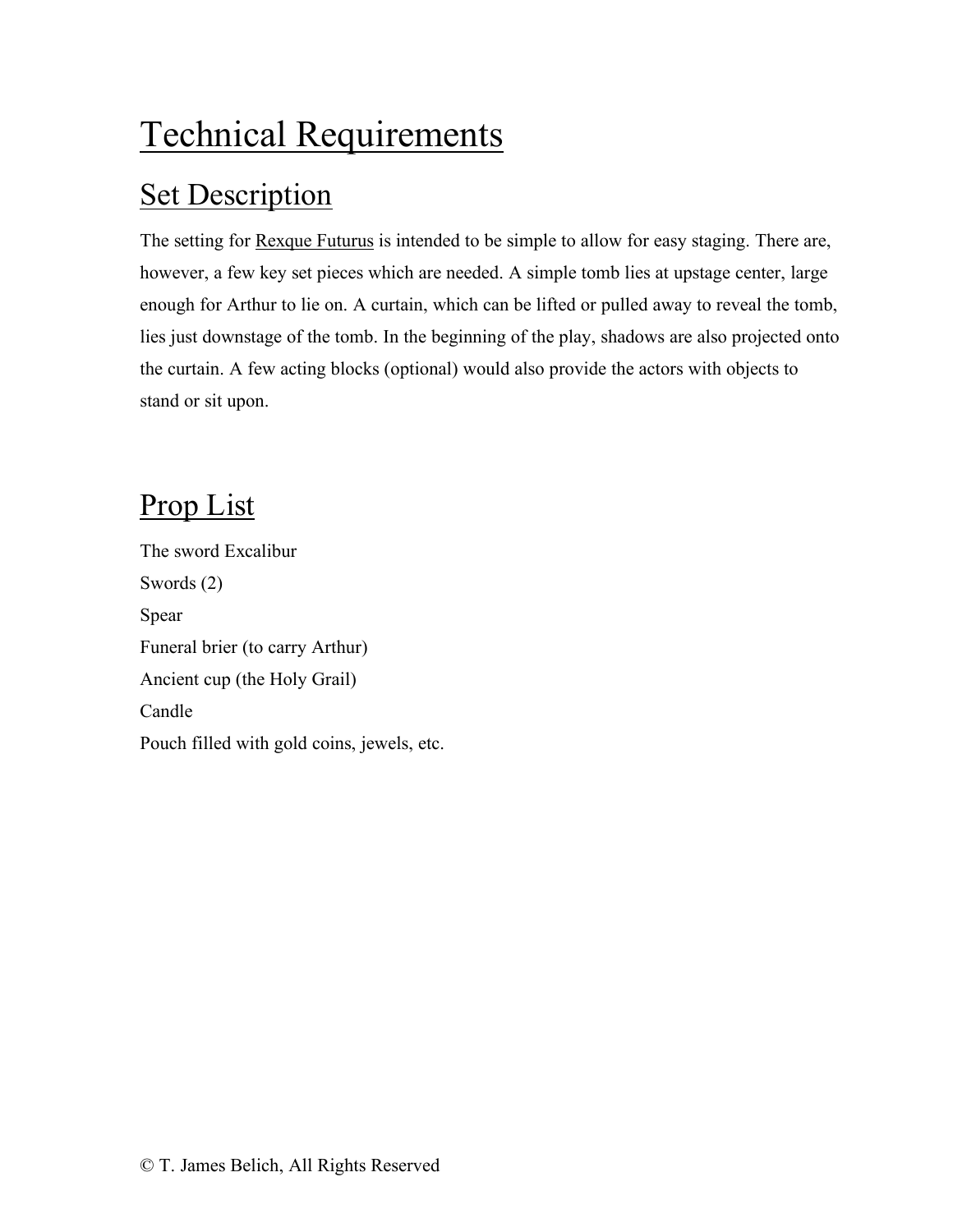# Technical Requirements

## Set Description

The setting for <u>Rexque Futurus</u> is intended to be simple to allow for easy staging. There are, however, a few key set pieces which are needed. A simple tomb lies at upstage center, large enough for Arthur to lie on. A curtain, which can be lifted or pulled away to reveal the tomb, lies just downstage of the tomb. In the beginning of the play, shadows are also projected onto the curtain. A few acting blocks (optional) would also provide the actors with objects to stand or sit upon.

## Prop List

The sword Excalibur

Swords (2)

Spear

Funeral brier (to carry Arthur)

Ancient cup (the Holy Grail)

Candle

Pouch filled with gold coins, jewels, etc.

© T. James Belich, All Rights Reserved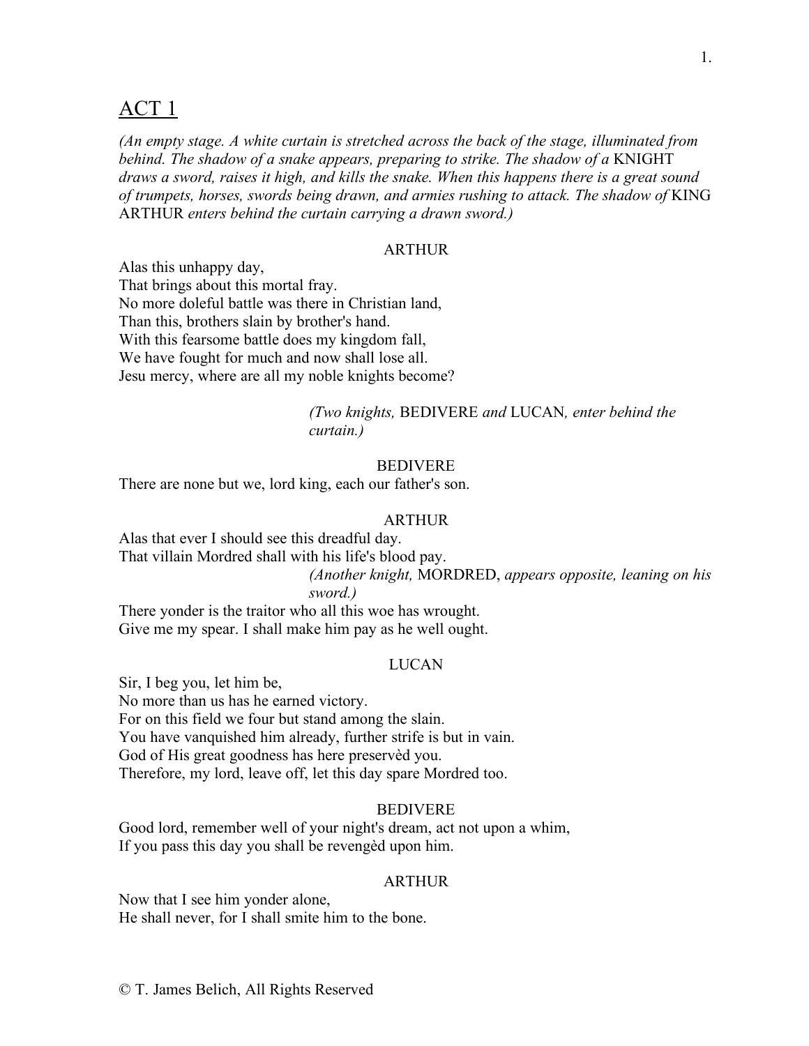# ACT 1

*(An empty stage. A white curtain is stretched across the back of the stage, illuminated from behind. The shadow of a snake appears, preparing to strike. The shadow of a* KNIGHT *draws a sword, raises it high, and kills the snake. When this happens there is a great sound of trumpets, horses, swords being drawn, and armies rushing to attack. The shadow of* KING ARTHUR *enters behind the curtain carrying a drawn sword.)*

ARTHUR

Alas this unhappy day,
That brings about this mortal fray.
No more doleful battle was there in Christian land,
Than this, brothers slain by brother's hand.
With this fearsome battle does my kingdom fall,
We have fought for much and now shall lose all.
Jesu mercy, where are all my noble knights become?

*(Two knights,* BEDIVERE *and* LUCAN*, enter behind the curtain.)*

BEDIVERE

There are none but we, lord king, each our father's son.

ARTHUR

Alas that ever I should see this dreadful day.
That villain Mordred shall with his life's blood pay.

*(Another knight,* MORDRED, *appears opposite, leaning on his sword.)*

There yonder is the traitor who all this woe has wrought.
Give me my spear. I shall make him pay as he well ought.

LUCAN

Sir, I beg you, let him be,
No more than us has he earned victory.
For on this field we four but stand among the slain.
You have vanquished him already, further strife is but in vain.
God of His great goodness has here preservèd you.
Therefore, my lord, leave off, let this day spare Mordred too.

BEDIVERE

Good lord, remember well of your night's dream, act not upon a whim,
If you pass this day you shall be revengèd upon him.

ARTHUR

Now that I see him yonder alone,
He shall never, for I shall smite him to the bone.

© T. James Belich, All Rights Reserved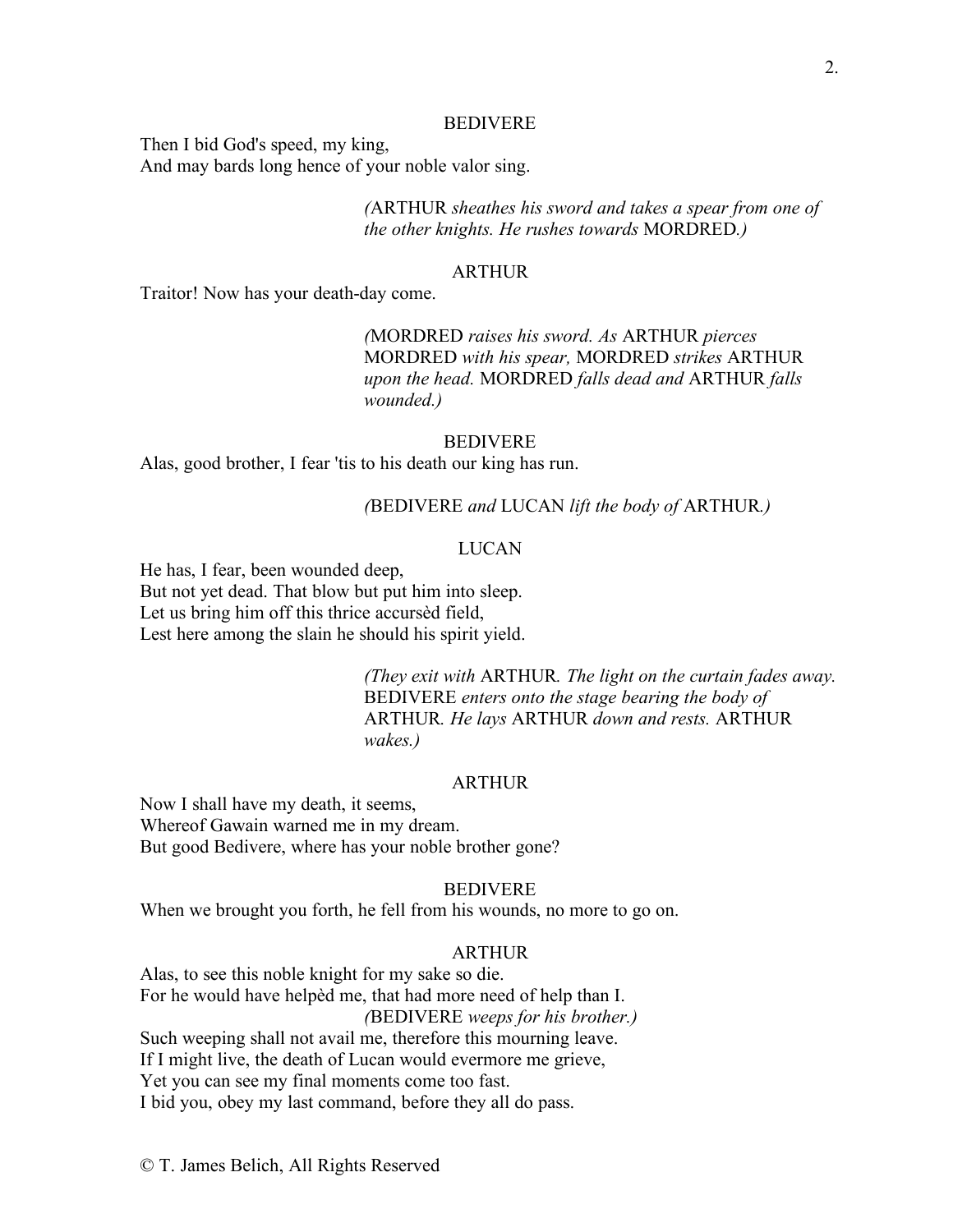BEDIVERE

Then I bid God's speed, my king,
And may bards long hence of your noble valor sing.

*(*ARTHUR *sheathes his sword and takes a spear from one of the other knights. He rushes towards* MORDRED*.)*

ARTHUR

Traitor! Now has your death-day come.

*(*MORDRED *raises his sword. As* ARTHUR *pierces* MORDRED *with his spear,* MORDRED *strikes* ARTHUR *upon the head.* MORDRED *falls dead and* ARTHUR *falls wounded.)*

BEDIVERE

Alas, good brother, I fear 'tis to his death our king has run.

*(*BEDIVERE *and* LUCAN *lift the body of* ARTHUR*.)*

LUCAN

He has, I fear, been wounded deep,
But not yet dead. That blow but put him into sleep.
Let us bring him off this thrice accursèd field,
Lest here among the slain he should his spirit yield.

*(They exit with* ARTHUR*. The light on the curtain fades away.* BEDIVERE *enters onto the stage bearing the body of* ARTHUR*. He lays* ARTHUR *down and rests.* ARTHUR *wakes.)*

ARTHUR

Now I shall have my death, it seems,
Whereof Gawain warned me in my dream.
But good Bedivere, where has your noble brother gone?

BEDIVERE

When we brought you forth, he fell from his wounds, no more to go on.

ARTHUR

Alas, to see this noble knight for my sake so die.
For he would have helpèd me, that had more need of help than I.
*(*BEDIVERE *weeps for his brother.)*
Such weeping shall not avail me, therefore this mourning leave.
If I might live, the death of Lucan would evermore me grieve,
Yet you can see my final moments come too fast.
I bid you, obey my last command, before they all do pass.

© T. James Belich, All Rights Reserved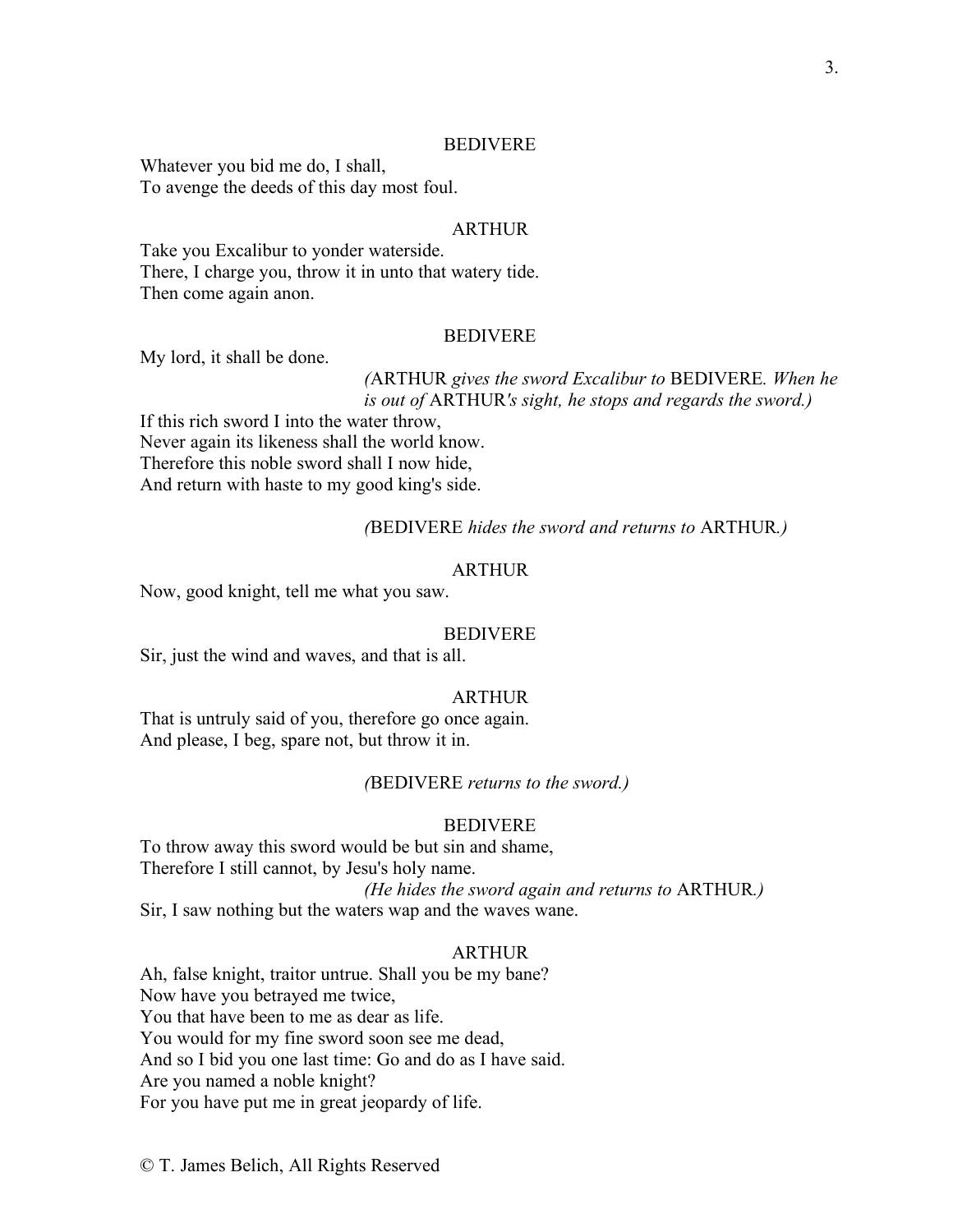BEDIVERE

Whatever you bid me do, I shall,
To avenge the deeds of this day most foul.

ARTHUR

Take you Excalibur to yonder waterside.
There, I charge you, throw it in unto that watery tide.
Then come again anon.

BEDIVERE

My lord, it shall be done.

*(*ARTHUR *gives the sword Excalibur to* BEDIVERE*. When he is out of* ARTHUR*'s sight, he stops and regards the sword.)*

If this rich sword I into the water throw,
Never again its likeness shall the world know.
Therefore this noble sword shall I now hide,
And return with haste to my good king's side.

*(*BEDIVERE *hides the sword and returns to* ARTHUR*.)*

ARTHUR

Now, good knight, tell me what you saw.

BEDIVERE

Sir, just the wind and waves, and that is all.

ARTHUR

That is untruly said of you, therefore go once again.
And please, I beg, spare not, but throw it in.

*(*BEDIVERE *returns to the sword.)*

BEDIVERE

To throw away this sword would be but sin and shame,
Therefore I still cannot, by Jesu's holy name.

*(He hides the sword again and returns to* ARTHUR*.)*

Sir, I saw nothing but the waters wap and the waves wane.

ARTHUR

Ah, false knight, traitor untrue. Shall you be my bane?
Now have you betrayed me twice,
You that have been to me as dear as life.
You would for my fine sword soon see me dead,
And so I bid you one last time: Go and do as I have said.
Are you named a noble knight?
For you have put me in great jeopardy of life.

© T. James Belich, All Rights Reserved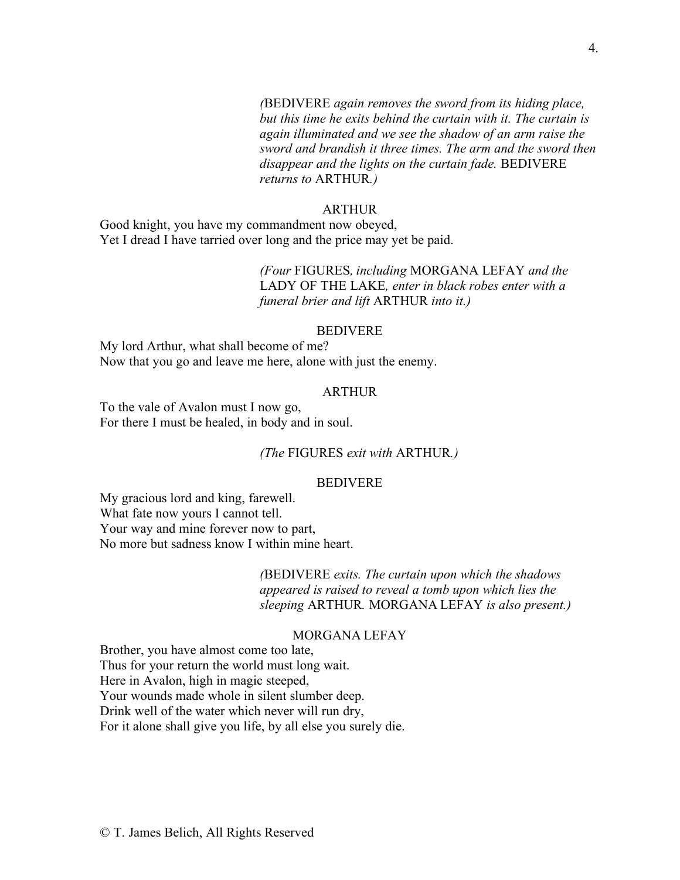*(*BEDIVERE *again removes the sword from its hiding place, but this time he exits behind the curtain with it. The curtain is again illuminated and we see the shadow of an arm raise the sword and brandish it three times. The arm and the sword then disappear and the lights on the curtain fade.* BEDIVERE *returns to* ARTHUR*.)*

ARTHUR

Good knight, you have my commandment now obeyed,
Yet I dread I have tarried over long and the price may yet be paid.

*(Four* FIGURES*, including* MORGANA LEFAY *and the* LADY OF THE LAKE*, enter in black robes enter with a funeral brier and lift* ARTHUR *into it.)*

BEDIVERE

My lord Arthur, what shall become of me?
Now that you go and leave me here, alone with just the enemy.

ARTHUR

To the vale of Avalon must I now go,
For there I must be healed, in body and in soul.

*(The* FIGURES *exit with* ARTHUR*.)*

BEDIVERE

My gracious lord and king, farewell.
What fate now yours I cannot tell.
Your way and mine forever now to part,
No more but sadness know I within mine heart.

*(*BEDIVERE *exits. The curtain upon which the shadows appeared is raised to reveal a tomb upon which lies the sleeping* ARTHUR*.* MORGANA LEFAY *is also present.)*

MORGANA LEFAY

Brother, you have almost come too late,
Thus for your return the world must long wait.
Here in Avalon, high in magic steeped,
Your wounds made whole in silent slumber deep.
Drink well of the water which never will run dry,
For it alone shall give you life, by all else you surely die.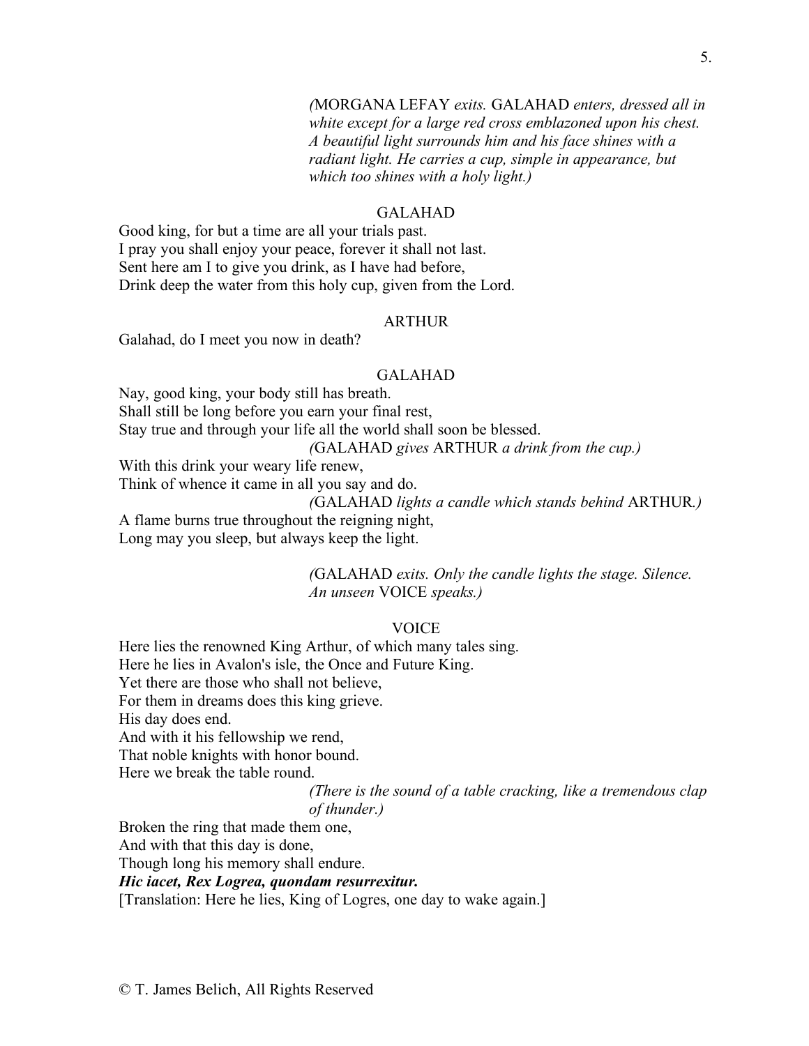*(*MORGANA LEFAY *exits.* GALAHAD *enters, dressed all in white except for a large red cross emblazoned upon his chest. A beautiful light surrounds him and his face shines with a radiant light. He carries a cup, simple in appearance, but which too shines with a holy light.)*

GALAHAD

Good king, for but a time are all your trials past.
I pray you shall enjoy your peace, forever it shall not last.
Sent here am I to give you drink, as I have had before,
Drink deep the water from this holy cup, given from the Lord.

ARTHUR

Galahad, do I meet you now in death?

GALAHAD

Nay, good king, your body still has breath.
Shall still be long before you earn your final rest,
Stay true and through your life all the world shall soon be blessed.

*(*GALAHAD *gives* ARTHUR *a drink from the cup.)*

With this drink your weary life renew,
Think of whence it came in all you say and do.

*(*GALAHAD *lights a candle which stands behind* ARTHUR*.)*

A flame burns true throughout the reigning night,
Long may you sleep, but always keep the light.

*(*GALAHAD *exits. Only the candle lights the stage. Silence. An unseen* VOICE *speaks.)*

VOICE

Here lies the renowned King Arthur, of which many tales sing.
Here he lies in Avalon's isle, the Once and Future King.
Yet there are those who shall not believe,
For them in dreams does this king grieve.
His day does end.
And with it his fellowship we rend,
That noble knights with honor bound.
Here we break the table round.

*(There is the sound of a table cracking, like a tremendous clap of thunder.)*

Broken the ring that made them one,
And with that this day is done,
Though long his memory shall endure.
***Hic iacet, Rex Logrea, quondam resurrexitur.***
[Translation: Here he lies, King of Logres, one day to wake again.]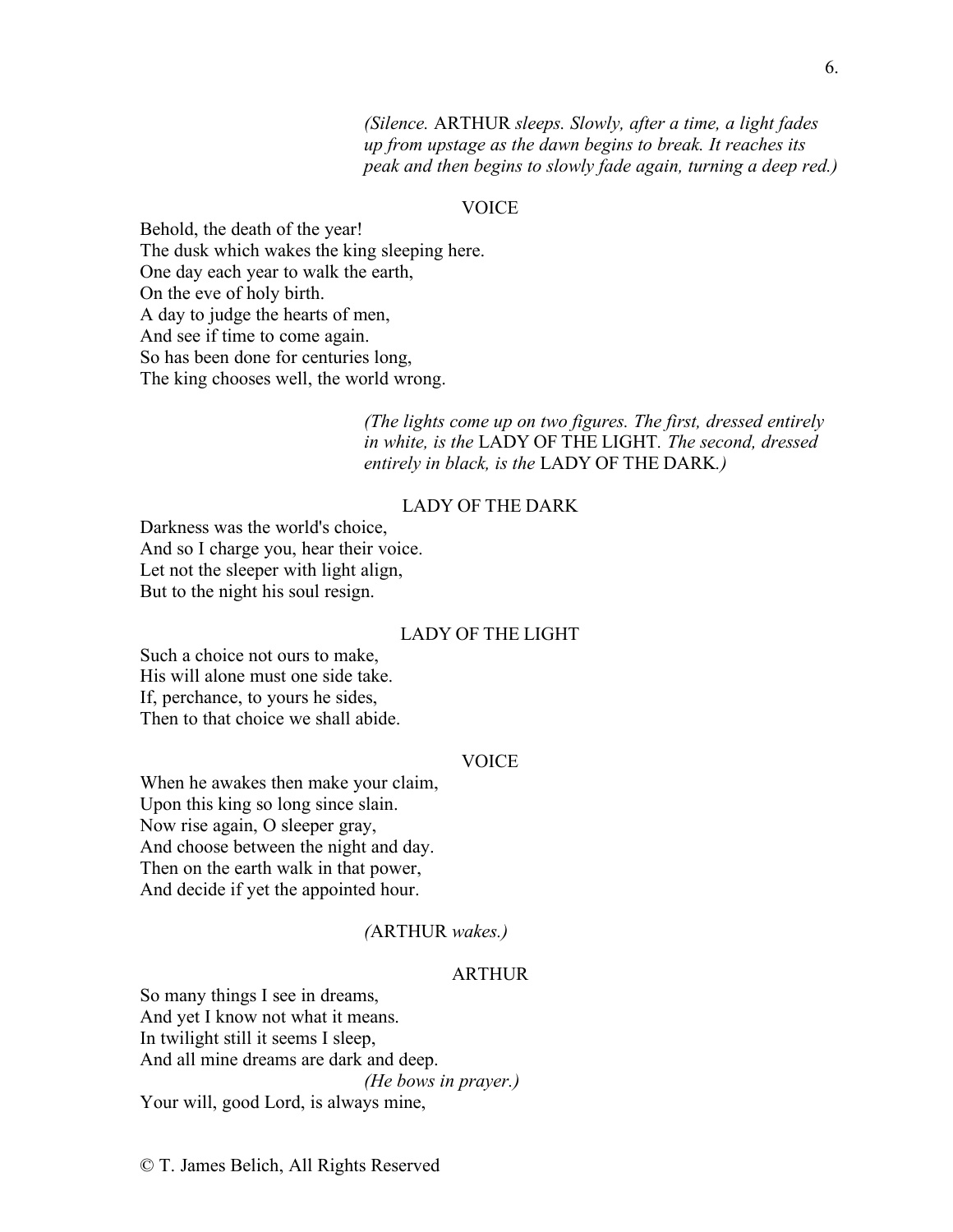*(Silence.* ARTHUR *sleeps. Slowly, after a time, a light fades up from upstage as the dawn begins to break. It reaches its peak and then begins to slowly fade again, turning a deep red.)*

VOICE

Behold, the death of the year!
The dusk which wakes the king sleeping here.
One day each year to walk the earth,
On the eve of holy birth.
A day to judge the hearts of men,
And see if time to come again.
So has been done for centuries long,
The king chooses well, the world wrong.

*(The lights come up on two figures. The first, dressed entirely in white, is the* LADY OF THE LIGHT. *The second, dressed entirely in black, is the* LADY OF THE DARK*.)*

LADY OF THE DARK

Darkness was the world's choice,
And so I charge you, hear their voice.
Let not the sleeper with light align,
But to the night his soul resign.

LADY OF THE LIGHT

Such a choice not ours to make,
His will alone must one side take.
If, perchance, to yours he sides,
Then to that choice we shall abide.

VOICE

When he awakes then make your claim,
Upon this king so long since slain.
Now rise again, O sleeper gray,
And choose between the night and day.
Then on the earth walk in that power,
And decide if yet the appointed hour.

*(*ARTHUR *wakes.)*

ARTHUR

So many things I see in dreams,
And yet I know not what it means.
In twilight still it seems I sleep,
And all mine dreams are dark and deep.
*(He bows in prayer.)*
Your will, good Lord, is always mine,

© T. James Belich, All Rights Reserved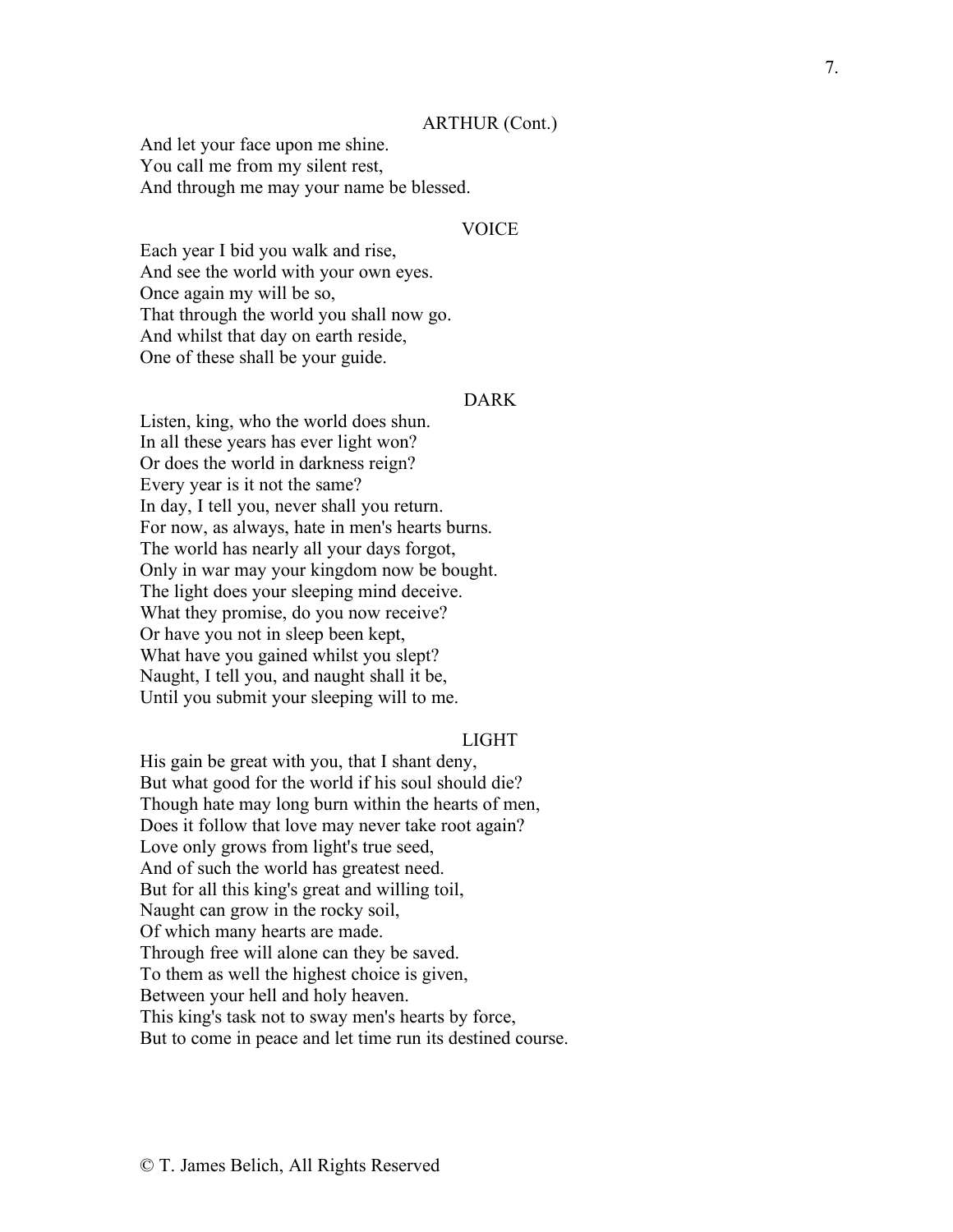ARTHUR (Cont.)

And let your face upon me shine.
You call me from my silent rest,
And through me may your name be blessed.

VOICE

Each year I bid you walk and rise,
And see the world with your own eyes.
Once again my will be so,
That through the world you shall now go.
And whilst that day on earth reside,
One of these shall be your guide.

DARK

Listen, king, who the world does shun.
In all these years has ever light won?
Or does the world in darkness reign?
Every year is it not the same?
In day, I tell you, never shall you return.
For now, as always, hate in men's hearts burns.
The world has nearly all your days forgot,
Only in war may your kingdom now be bought.
The light does your sleeping mind deceive.
What they promise, do you now receive?
Or have you not in sleep been kept,
What have you gained whilst you slept?
Naught, I tell you, and naught shall it be,
Until you submit your sleeping will to me.

LIGHT

His gain be great with you, that I shant deny,
But what good for the world if his soul should die?
Though hate may long burn within the hearts of men,
Does it follow that love may never take root again?
Love only grows from light's true seed,
And of such the world has greatest need.
But for all this king's great and willing toil,
Naught can grow in the rocky soil,
Of which many hearts are made.
Through free will alone can they be saved.
To them as well the highest choice is given,
Between your hell and holy heaven.
This king's task not to sway men's hearts by force,
But to come in peace and let time run its destined course.

© T. James Belich, All Rights Reserved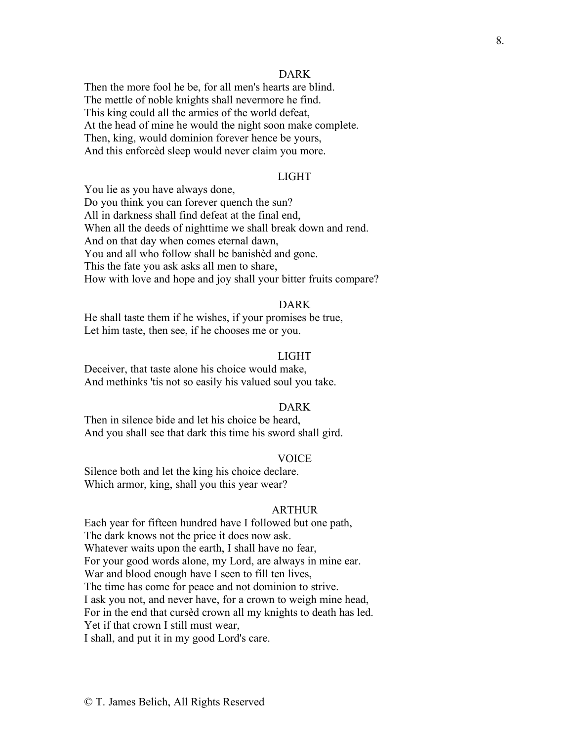DARK

Then the more fool he be, for all men's hearts are blind.
The mettle of noble knights shall nevermore he find.
This king could all the armies of the world defeat,
At the head of mine he would the night soon make complete.
Then, king, would dominion forever hence be yours,
And this enforcèd sleep would never claim you more.

LIGHT

You lie as you have always done,
Do you think you can forever quench the sun?
All in darkness shall find defeat at the final end,
When all the deeds of nighttime we shall break down and rend.
And on that day when comes eternal dawn,
You and all who follow shall be banishèd and gone.
This the fate you ask asks all men to share,
How with love and hope and joy shall your bitter fruits compare?

DARK

He shall taste them if he wishes, if your promises be true,
Let him taste, then see, if he chooses me or you.

LIGHT

Deceiver, that taste alone his choice would make,
And methinks 'tis not so easily his valued soul you take.

DARK

Then in silence bide and let his choice be heard,
And you shall see that dark this time his sword shall gird.

VOICE

Silence both and let the king his choice declare.
Which armor, king, shall you this year wear?

ARTHUR

Each year for fifteen hundred have I followed but one path,
The dark knows not the price it does now ask.
Whatever waits upon the earth, I shall have no fear,
For your good words alone, my Lord, are always in mine ear.
War and blood enough have I seen to fill ten lives,
The time has come for peace and not dominion to strive.
I ask you not, and never have, for a crown to weigh mine head,
For in the end that cursèd crown all my knights to death has led.
Yet if that crown I still must wear,
I shall, and put it in my good Lord's care.

© T. James Belich, All Rights Reserved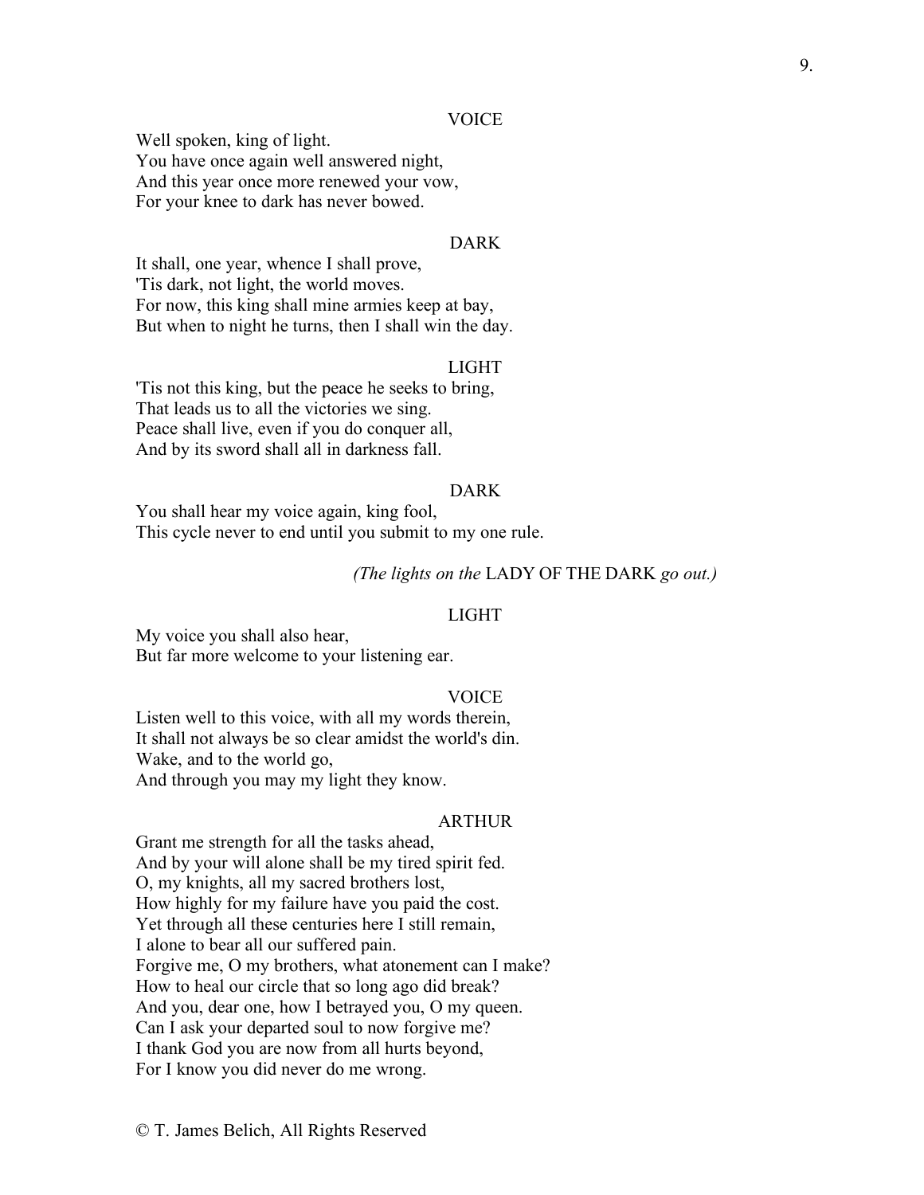VOICE

Well spoken, king of light.
You have once again well answered night,
And this year once more renewed your vow,
For your knee to dark has never bowed.

DARK

It shall, one year, whence I shall prove,
'Tis dark, not light, the world moves.
For now, this king shall mine armies keep at bay,
But when to night he turns, then I shall win the day.

LIGHT

'Tis not this king, but the peace he seeks to bring,
That leads us to all the victories we sing.
Peace shall live, even if you do conquer all,
And by its sword shall all in darkness fall.

DARK

You shall hear my voice again, king fool,
This cycle never to end until you submit to my one rule.

*(The lights on the* LADY OF THE DARK *go out.)*

LIGHT

My voice you shall also hear,
But far more welcome to your listening ear.

VOICE

Listen well to this voice, with all my words therein,
It shall not always be so clear amidst the world's din.
Wake, and to the world go,
And through you may my light they know.

ARTHUR

Grant me strength for all the tasks ahead,
And by your will alone shall be my tired spirit fed.
O, my knights, all my sacred brothers lost,
How highly for my failure have you paid the cost.
Yet through all these centuries here I still remain,
I alone to bear all our suffered pain.
Forgive me, O my brothers, what atonement can I make?
How to heal our circle that so long ago did break?
And you, dear one, how I betrayed you, O my queen.
Can I ask your departed soul to now forgive me?
I thank God you are now from all hurts beyond,
For I know you did never do me wrong.

© T. James Belich, All Rights Reserved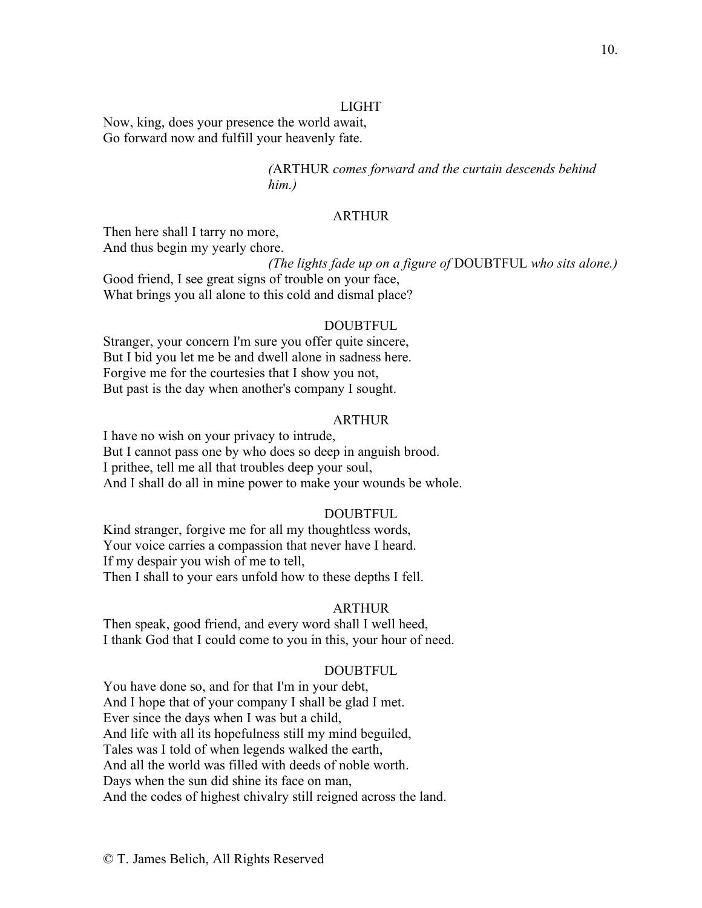LIGHT

Now, king, does your presence the world await,
Go forward now and fulfill your heavenly fate.

*(*ARTHUR *comes forward and the curtain descends behind him.)*

ARTHUR

Then here shall I tarry no more,
And thus begin my yearly chore.

*(The lights fade up on a figure of* DOUBTFUL *who sits alone.)*

Good friend, I see great signs of trouble on your face,
What brings you all alone to this cold and dismal place?

DOUBTFUL

Stranger, your concern I'm sure you offer quite sincere,
But I bid you let me be and dwell alone in sadness here.
Forgive me for the courtesies that I show you not,
But past is the day when another's company I sought.

ARTHUR

I have no wish on your privacy to intrude,
But I cannot pass one by who does so deep in anguish brood.
I prithee, tell me all that troubles deep your soul,
And I shall do all in mine power to make your wounds be whole.

DOUBTFUL

Kind stranger, forgive me for all my thoughtless words,
Your voice carries a compassion that never have I heard.
If my despair you wish of me to tell,
Then I shall to your ears unfold how to these depths I fell.

ARTHUR

Then speak, good friend, and every word shall I well heed,
I thank God that I could come to you in this, your hour of need.

DOUBTFUL

You have done so, and for that I'm in your debt,
And I hope that of your company I shall be glad I met.
Ever since the days when I was but a child,
And life with all its hopefulness still my mind beguiled,
Tales was I told of when legends walked the earth,
And all the world was filled with deeds of noble worth.
Days when the sun did shine its face on man,
And the codes of highest chivalry still reigned across the land.

© T. James Belich, All Rights Reserved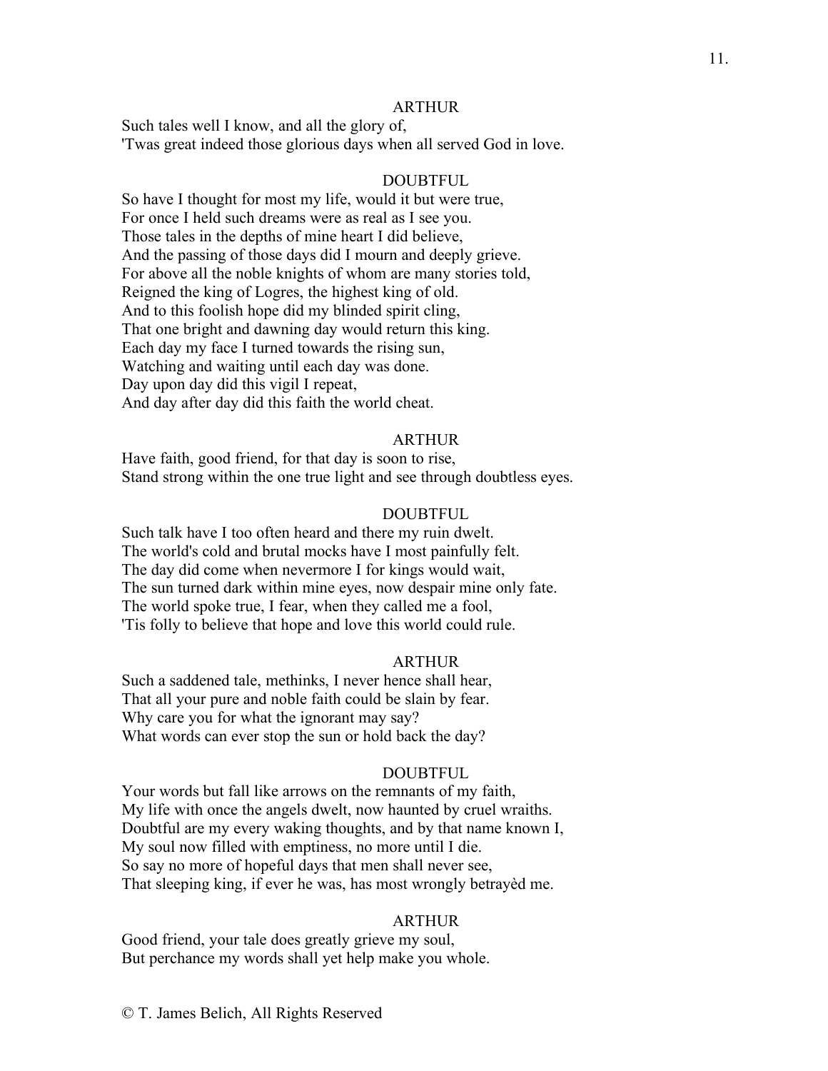ARTHUR

Such tales well I know, and all the glory of,
'Twas great indeed those glorious days when all served God in love.

DOUBTFUL

So have I thought for most my life, would it but were true,
For once I held such dreams were as real as I see you.
Those tales in the depths of mine heart I did believe,
And the passing of those days did I mourn and deeply grieve.
For above all the noble knights of whom are many stories told,
Reigned the king of Logres, the highest king of old.
And to this foolish hope did my blinded spirit cling,
That one bright and dawning day would return this king.
Each day my face I turned towards the rising sun,
Watching and waiting until each day was done.
Day upon day did this vigil I repeat,
And day after day did this faith the world cheat.

ARTHUR

Have faith, good friend, for that day is soon to rise,
Stand strong within the one true light and see through doubtless eyes.

DOUBTFUL

Such talk have I too often heard and there my ruin dwelt.
The world's cold and brutal mocks have I most painfully felt.
The day did come when nevermore I for kings would wait,
The sun turned dark within mine eyes, now despair mine only fate.
The world spoke true, I fear, when they called me a fool,
'Tis folly to believe that hope and love this world could rule.

ARTHUR

Such a saddened tale, methinks, I never hence shall hear,
That all your pure and noble faith could be slain by fear.
Why care you for what the ignorant may say?
What words can ever stop the sun or hold back the day?

DOUBTFUL

Your words but fall like arrows on the remnants of my faith,
My life with once the angels dwelt, now haunted by cruel wraiths.
Doubtful are my every waking thoughts, and by that name known I,
My soul now filled with emptiness, no more until I die.
So say no more of hopeful days that men shall never see,
That sleeping king, if ever he was, has most wrongly betrayèd me.

ARTHUR

Good friend, your tale does greatly grieve my soul,
But perchance my words shall yet help make you whole.

© T. James Belich, All Rights Reserved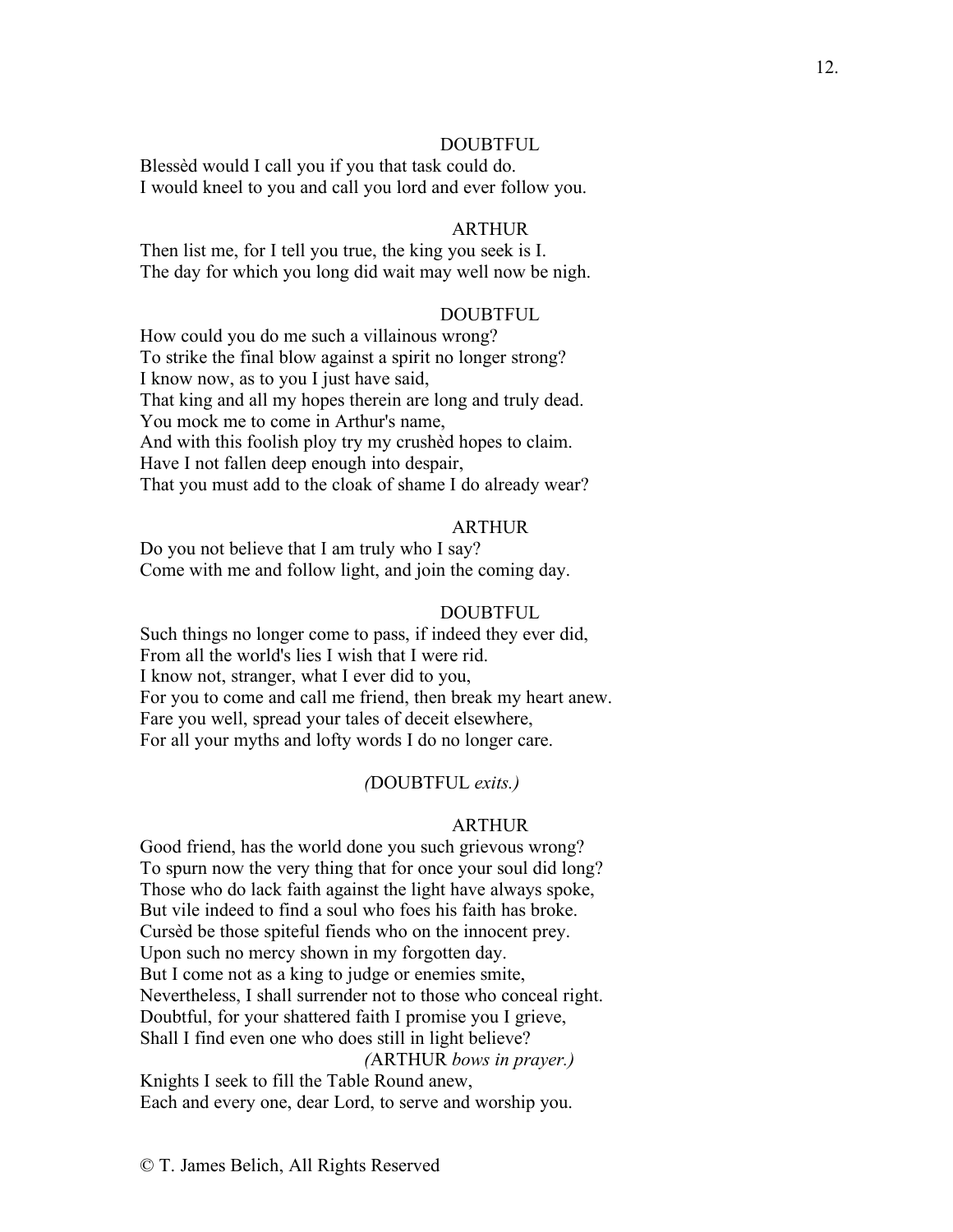DOUBTFUL

Blessèd would I call you if you that task could do.
I would kneel to you and call you lord and ever follow you.

ARTHUR

Then list me, for I tell you true, the king you seek is I.
The day for which you long did wait may well now be nigh.

DOUBTFUL

How could you do me such a villainous wrong?
To strike the final blow against a spirit no longer strong?
I know now, as to you I just have said,
That king and all my hopes therein are long and truly dead.
You mock me to come in Arthur's name,
And with this foolish ploy try my crushèd hopes to claim.
Have I not fallen deep enough into despair,
That you must add to the cloak of shame I do already wear?

ARTHUR

Do you not believe that I am truly who I say?
Come with me and follow light, and join the coming day.

DOUBTFUL

Such things no longer come to pass, if indeed they ever did,
From all the world's lies I wish that I were rid.
I know not, stranger, what I ever did to you,
For you to come and call me friend, then break my heart anew.
Fare you well, spread your tales of deceit elsewhere,
For all your myths and lofty words I do no longer care.

*(*DOUBTFUL *exits.)*

ARTHUR

Good friend, has the world done you such grievous wrong?
To spurn now the very thing that for once your soul did long?
Those who do lack faith against the light have always spoke,
But vile indeed to find a soul who foes his faith has broke.
Cursèd be those spiteful fiends who on the innocent prey.
Upon such no mercy shown in my forgotten day.
But I come not as a king to judge or enemies smite,
Nevertheless, I shall surrender not to those who conceal right.
Doubtful, for your shattered faith I promise you I grieve,
Shall I find even one who does still in light believe?

*(*ARTHUR *bows in prayer.)*

Knights I seek to fill the Table Round anew,
Each and every one, dear Lord, to serve and worship you.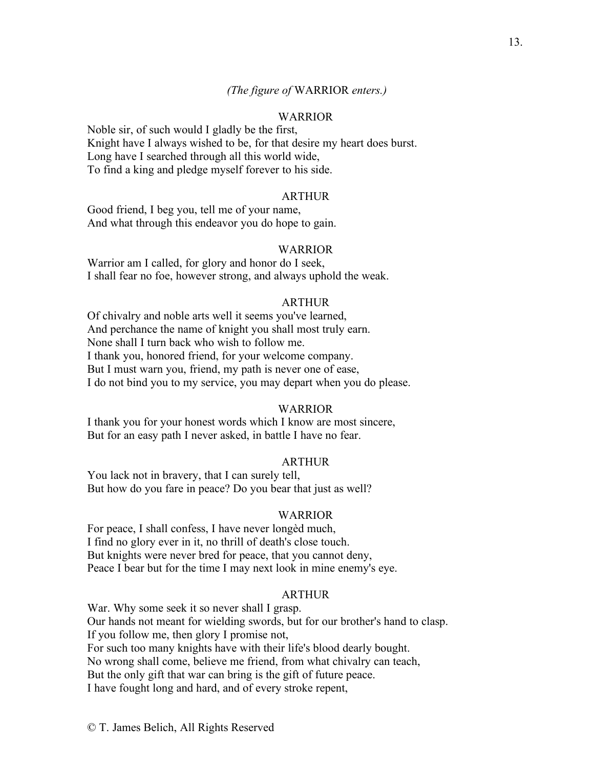*(The figure of* WARRIOR *enters.)*

WARRIOR

Noble sir, of such would I gladly be the first,
Knight have I always wished to be, for that desire my heart does burst.
Long have I searched through all this world wide,
To find a king and pledge myself forever to his side.

ARTHUR

Good friend, I beg you, tell me of your name,
And what through this endeavor you do hope to gain.

WARRIOR

Warrior am I called, for glory and honor do I seek,
I shall fear no foe, however strong, and always uphold the weak.

ARTHUR

Of chivalry and noble arts well it seems you've learned,
And perchance the name of knight you shall most truly earn.
None shall I turn back who wish to follow me.
I thank you, honored friend, for your welcome company.
But I must warn you, friend, my path is never one of ease,
I do not bind you to my service, you may depart when you do please.

WARRIOR

I thank you for your honest words which I know are most sincere,
But for an easy path I never asked, in battle I have no fear.

ARTHUR

You lack not in bravery, that I can surely tell,
But how do you fare in peace? Do you bear that just as well?

WARRIOR

For peace, I shall confess, I have never longèd much,
I find no glory ever in it, no thrill of death's close touch.
But knights were never bred for peace, that you cannot deny,
Peace I bear but for the time I may next look in mine enemy's eye.

ARTHUR

War. Why some seek it so never shall I grasp.
Our hands not meant for wielding swords, but for our brother's hand to clasp.
If you follow me, then glory I promise not,
For such too many knights have with their life's blood dearly bought.
No wrong shall come, believe me friend, from what chivalry can teach,
But the only gift that war can bring is the gift of future peace.
I have fought long and hard, and of every stroke repent,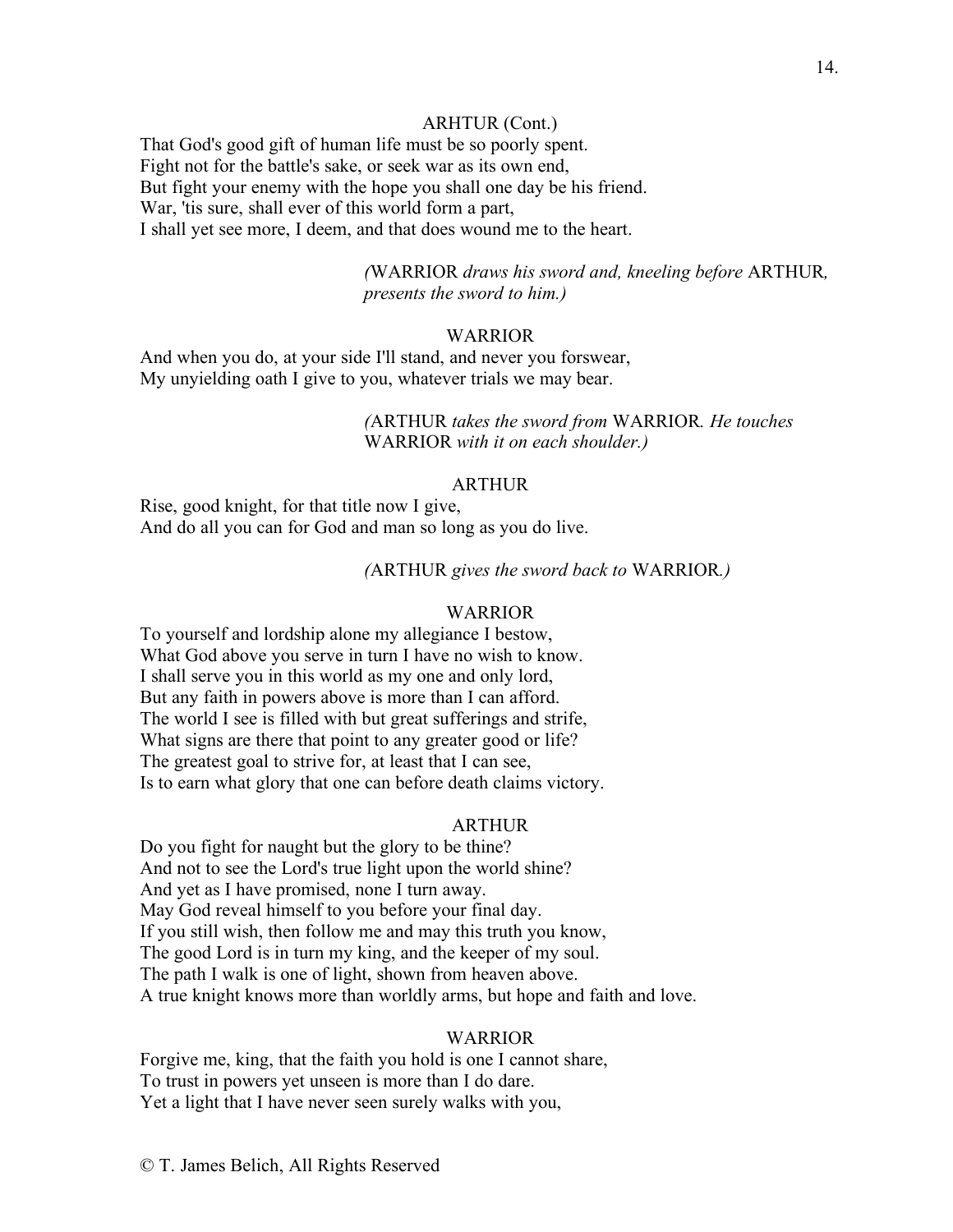ARHTUR (Cont.)

That God's good gift of human life must be so poorly spent.
Fight not for the battle's sake, or seek war as its own end,
But fight your enemy with the hope you shall one day be his friend.
War, 'tis sure, shall ever of this world form a part,
I shall yet see more, I deem, and that does wound me to the heart.

*(*WARRIOR *draws his sword and, kneeling before* ARTHUR*, presents the sword to him.)*

WARRIOR

And when you do, at your side I'll stand, and never you forswear,
My unyielding oath I give to you, whatever trials we may bear.

*(*ARTHUR *takes the sword from* WARRIOR*. He touches* WARRIOR *with it on each shoulder.)*

ARTHUR

Rise, good knight, for that title now I give,
And do all you can for God and man so long as you do live.

*(*ARTHUR *gives the sword back to* WARRIOR*.)*

WARRIOR

To yourself and lordship alone my allegiance I bestow,
What God above you serve in turn I have no wish to know.
I shall serve you in this world as my one and only lord,
But any faith in powers above is more than I can afford.
The world I see is filled with but great sufferings and strife,
What signs are there that point to any greater good or life?
The greatest goal to strive for, at least that I can see,
Is to earn what glory that one can before death claims victory.

ARTHUR

Do you fight for naught but the glory to be thine?
And not to see the Lord's true light upon the world shine?
And yet as I have promised, none I turn away.
May God reveal himself to you before your final day.
If you still wish, then follow me and may this truth you know,
The good Lord is in turn my king, and the keeper of my soul.
The path I walk is one of light, shown from heaven above.
A true knight knows more than worldly arms, but hope and faith and love.

WARRIOR

Forgive me, king, that the faith you hold is one I cannot share,
To trust in powers yet unseen is more than I do dare.
Yet a light that I have never seen surely walks with you,

© T. James Belich, All Rights Reserved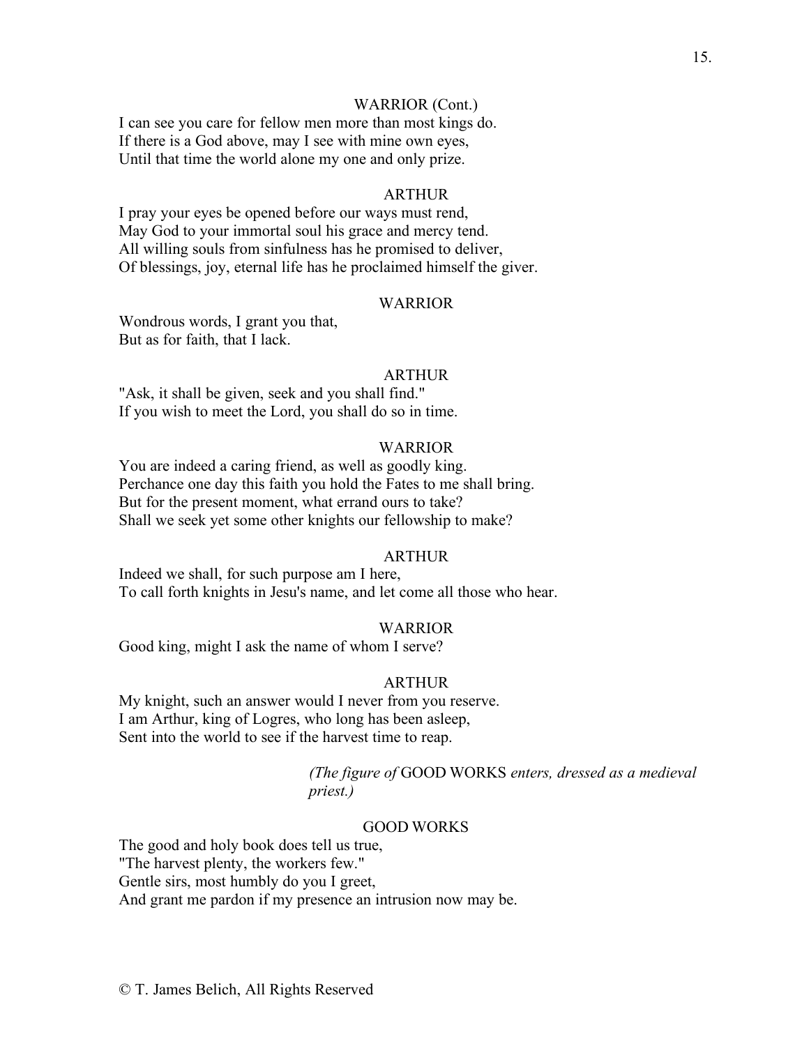WARRIOR (Cont.)

I can see you care for fellow men more than most kings do.
If there is a God above, may I see with mine own eyes,
Until that time the world alone my one and only prize.

ARTHUR

I pray your eyes be opened before our ways must rend,
May God to your immortal soul his grace and mercy tend.
All willing souls from sinfulness has he promised to deliver,
Of blessings, joy, eternal life has he proclaimed himself the giver.

WARRIOR

Wondrous words, I grant you that,
But as for faith, that I lack.

ARTHUR

"Ask, it shall be given, seek and you shall find."
If you wish to meet the Lord, you shall do so in time.

WARRIOR

You are indeed a caring friend, as well as goodly king.
Perchance one day this faith you hold the Fates to me shall bring.
But for the present moment, what errand ours to take?
Shall we seek yet some other knights our fellowship to make?

ARTHUR

Indeed we shall, for such purpose am I here,
To call forth knights in Jesu's name, and let come all those who hear.

WARRIOR

Good king, might I ask the name of whom I serve?

ARTHUR

My knight, such an answer would I never from you reserve.
I am Arthur, king of Logres, who long has been asleep,
Sent into the world to see if the harvest time to reap.

*(The figure of* GOOD WORKS *enters, dressed as a medieval priest.)*

GOOD WORKS

The good and holy book does tell us true,
"The harvest plenty, the workers few."
Gentle sirs, most humbly do you I greet,
And grant me pardon if my presence an intrusion now may be.

© T. James Belich, All Rights Reserved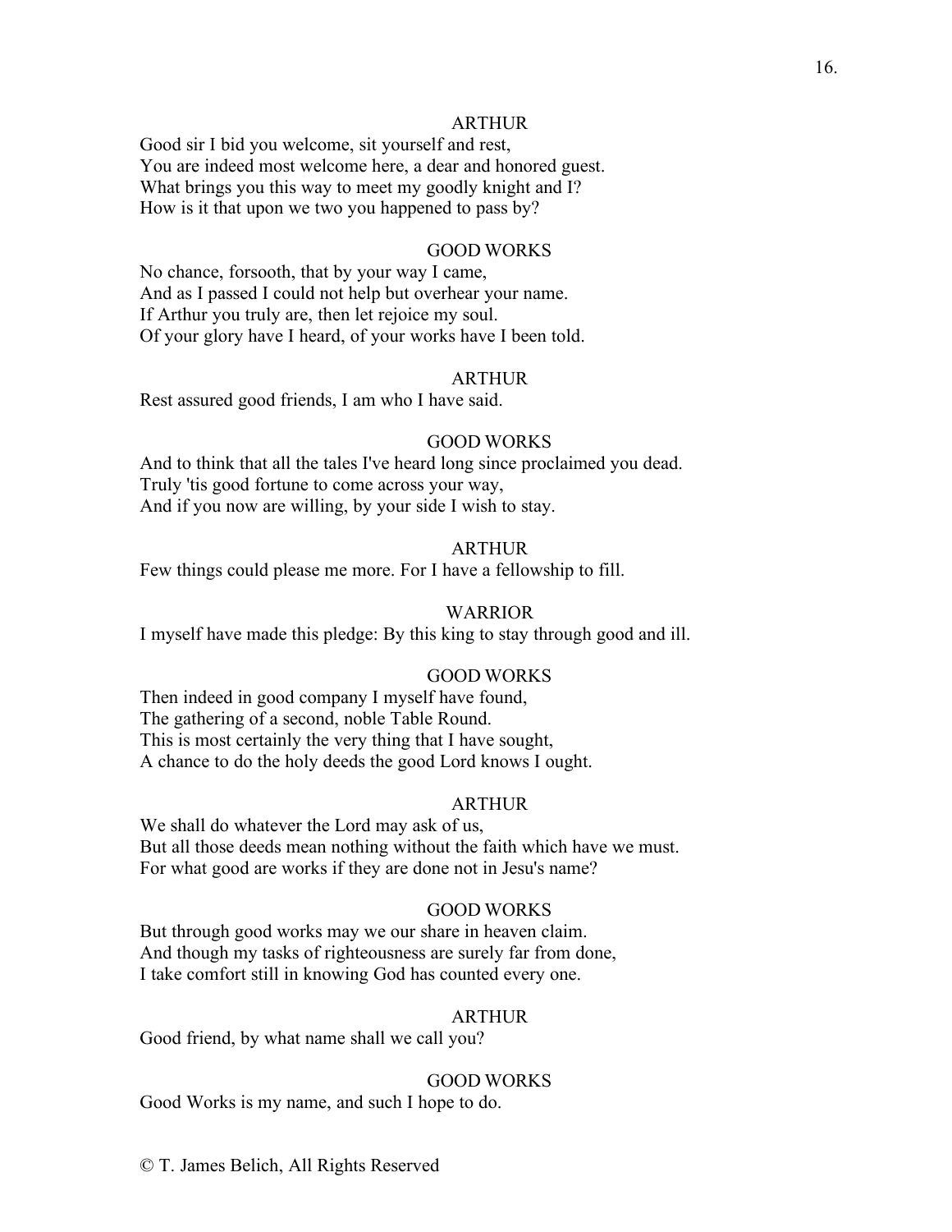ARTHUR

Good sir I bid you welcome, sit yourself and rest,
You are indeed most welcome here, a dear and honored guest.
What brings you this way to meet my goodly knight and I?
How is it that upon we two you happened to pass by?

GOOD WORKS

No chance, forsooth, that by your way I came,
And as I passed I could not help but overhear your name.
If Arthur you truly are, then let rejoice my soul.
Of your glory have I heard, of your works have I been told.

ARTHUR

Rest assured good friends, I am who I have said.

GOOD WORKS

And to think that all the tales I've heard long since proclaimed you dead.
Truly 'tis good fortune to come across your way,
And if you now are willing, by your side I wish to stay.

ARTHUR

Few things could please me more. For I have a fellowship to fill.

WARRIOR

I myself have made this pledge: By this king to stay through good and ill.

GOOD WORKS

Then indeed in good company I myself have found,
The gathering of a second, noble Table Round.
This is most certainly the very thing that I have sought,
A chance to do the holy deeds the good Lord knows I ought.

ARTHUR

We shall do whatever the Lord may ask of us,
But all those deeds mean nothing without the faith which have we must.
For what good are works if they are done not in Jesu's name?

GOOD WORKS

But through good works may we our share in heaven claim.
And though my tasks of righteousness are surely far from done,
I take comfort still in knowing God has counted every one.

ARTHUR

Good friend, by what name shall we call you?

GOOD WORKS

Good Works is my name, and such I hope to do.

© T. James Belich, All Rights Reserved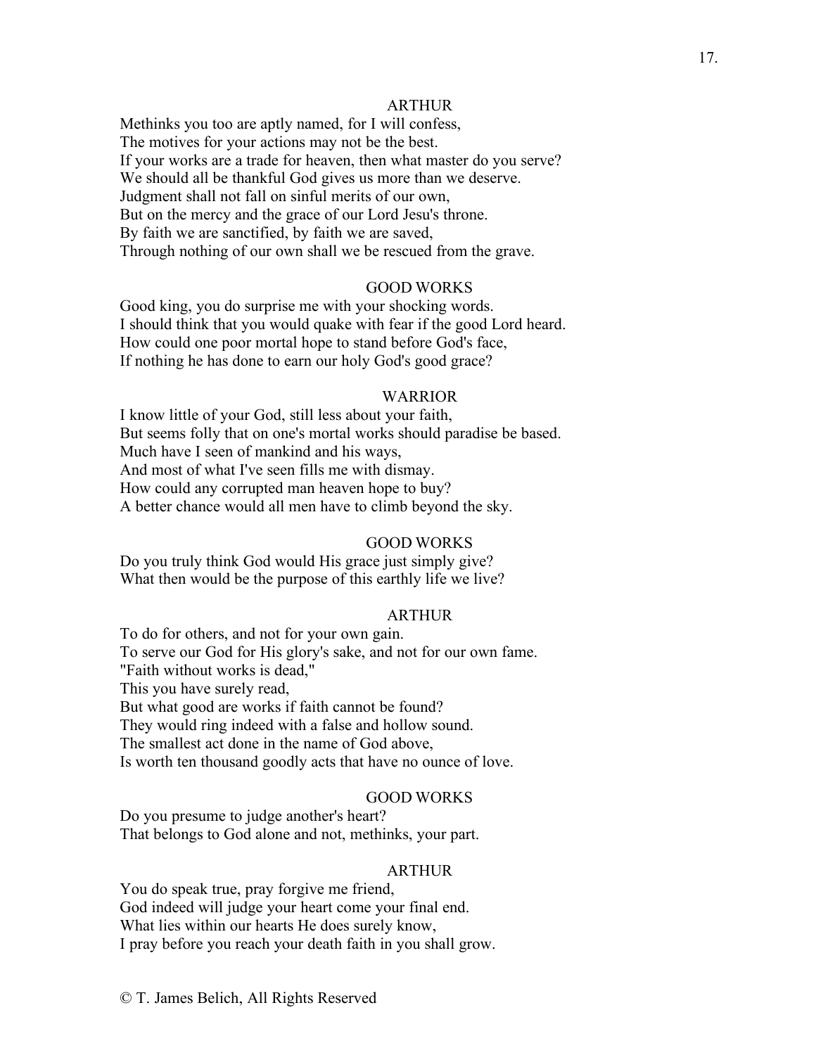ARTHUR

Methinks you too are aptly named, for I will confess,
The motives for your actions may not be the best.
If your works are a trade for heaven, then what master do you serve?
We should all be thankful God gives us more than we deserve.
Judgment shall not fall on sinful merits of our own,
But on the mercy and the grace of our Lord Jesu's throne.
By faith we are sanctified, by faith we are saved,
Through nothing of our own shall we be rescued from the grave.

GOOD WORKS

Good king, you do surprise me with your shocking words.
I should think that you would quake with fear if the good Lord heard.
How could one poor mortal hope to stand before God's face,
If nothing he has done to earn our holy God's good grace?

WARRIOR

I know little of your God, still less about your faith,
But seems folly that on one's mortal works should paradise be based.
Much have I seen of mankind and his ways,
And most of what I've seen fills me with dismay.
How could any corrupted man heaven hope to buy?
A better chance would all men have to climb beyond the sky.

GOOD WORKS

Do you truly think God would His grace just simply give?
What then would be the purpose of this earthly life we live?

ARTHUR

To do for others, and not for your own gain.
To serve our God for His glory's sake, and not for our own fame.
"Faith without works is dead,"
This you have surely read,
But what good are works if faith cannot be found?
They would ring indeed with a false and hollow sound.
The smallest act done in the name of God above,
Is worth ten thousand goodly acts that have no ounce of love.

GOOD WORKS

Do you presume to judge another's heart?
That belongs to God alone and not, methinks, your part.

ARTHUR

You do speak true, pray forgive me friend,
God indeed will judge your heart come your final end.
What lies within our hearts He does surely know,
I pray before you reach your death faith in you shall grow.

© T. James Belich, All Rights Reserved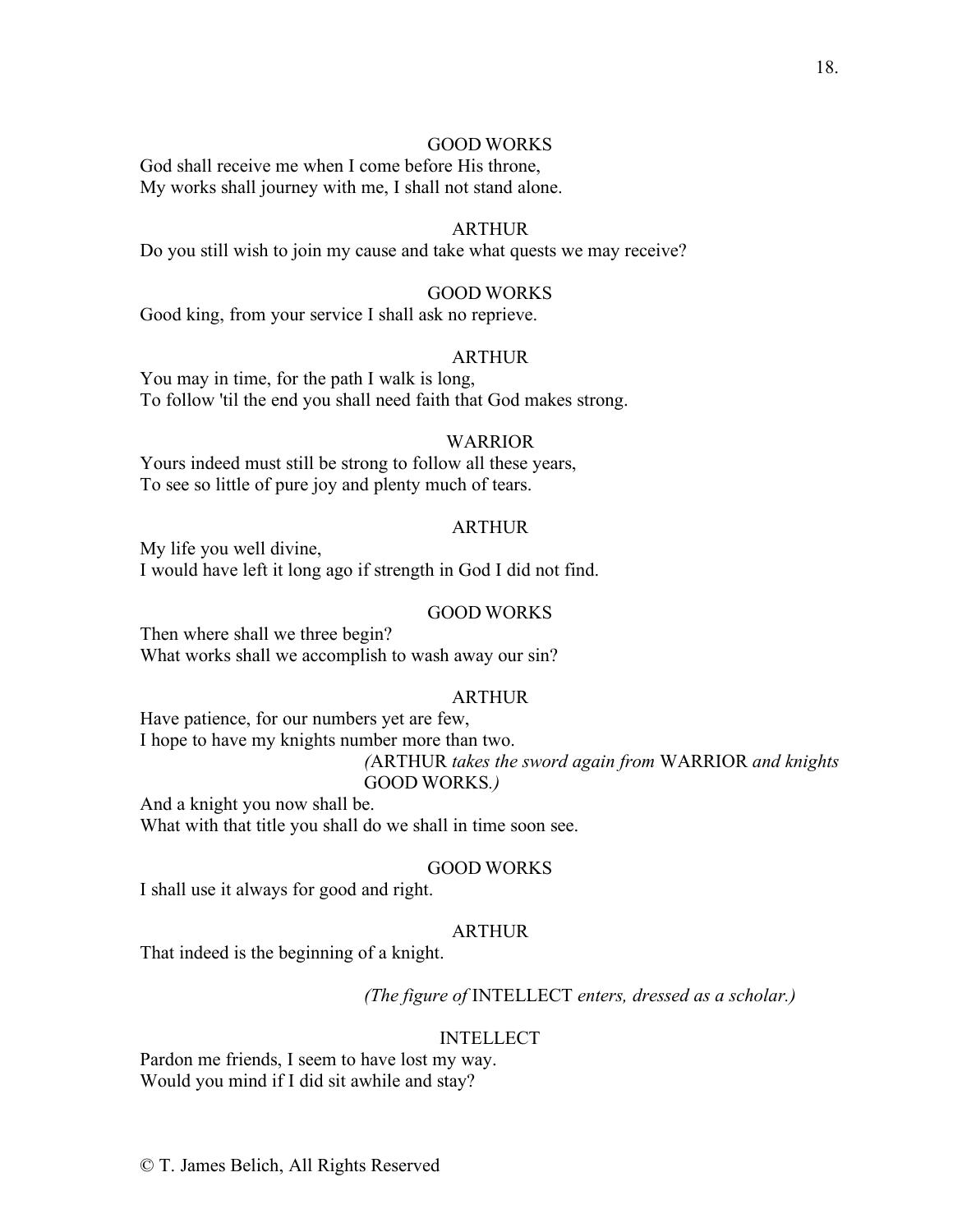GOOD WORKS

God shall receive me when I come before His throne,
My works shall journey with me, I shall not stand alone.

ARTHUR

Do you still wish to join my cause and take what quests we may receive?

GOOD WORKS

Good king, from your service I shall ask no reprieve.

ARTHUR

You may in time, for the path I walk is long,
To follow 'til the end you shall need faith that God makes strong.

WARRIOR

Yours indeed must still be strong to follow all these years,
To see so little of pure joy and plenty much of tears.

ARTHUR

My life you well divine,
I would have left it long ago if strength in God I did not find.

GOOD WORKS

Then where shall we three begin?
What works shall we accomplish to wash away our sin?

ARTHUR

Have patience, for our numbers yet are few,
I hope to have my knights number more than two.

*(*ARTHUR *takes the sword again from* WARRIOR *and knights* GOOD WORKS*.)*

And a knight you now shall be.
What with that title you shall do we shall in time soon see.

GOOD WORKS

I shall use it always for good and right.

ARTHUR

That indeed is the beginning of a knight.

*(The figure of* INTELLECT *enters, dressed as a scholar.)*

INTELLECT

Pardon me friends, I seem to have lost my way.
Would you mind if I did sit awhile and stay?

© T. James Belich, All Rights Reserved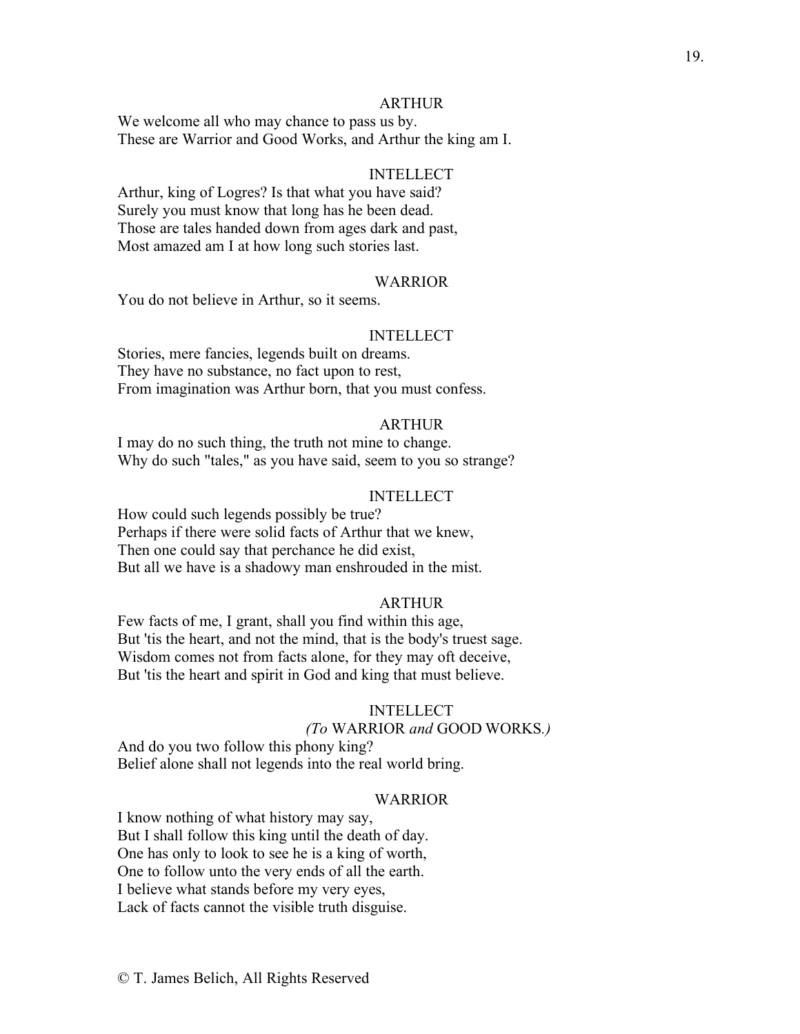ARTHUR

We welcome all who may chance to pass us by.
These are Warrior and Good Works, and Arthur the king am I.

INTELLECT

Arthur, king of Logres? Is that what you have said?
Surely you must know that long has he been dead.
Those are tales handed down from ages dark and past,
Most amazed am I at how long such stories last.

WARRIOR

You do not believe in Arthur, so it seems.

INTELLECT

Stories, mere fancies, legends built on dreams.
They have no substance, no fact upon to rest,
From imagination was Arthur born, that you must confess.

ARTHUR

I may do no such thing, the truth not mine to change.
Why do such "tales," as you have said, seem to you so strange?

INTELLECT

How could such legends possibly be true?
Perhaps if there were solid facts of Arthur that we knew,
Then one could say that perchance he did exist,
But all we have is a shadowy man enshrouded in the mist.

ARTHUR

Few facts of me, I grant, shall you find within this age,
But 'tis the heart, and not the mind, that is the body's truest sage.
Wisdom comes not from facts alone, for they may oft deceive,
But 'tis the heart and spirit in God and king that must believe.

INTELLECT

*(To* WARRIOR *and* GOOD WORKS*.)*

And do you two follow this phony king?
Belief alone shall not legends into the real world bring.

WARRIOR

I know nothing of what history may say,
But I shall follow this king until the death of day.
One has only to look to see he is a king of worth,
One to follow unto the very ends of all the earth.
I believe what stands before my very eyes,
Lack of facts cannot the visible truth disguise.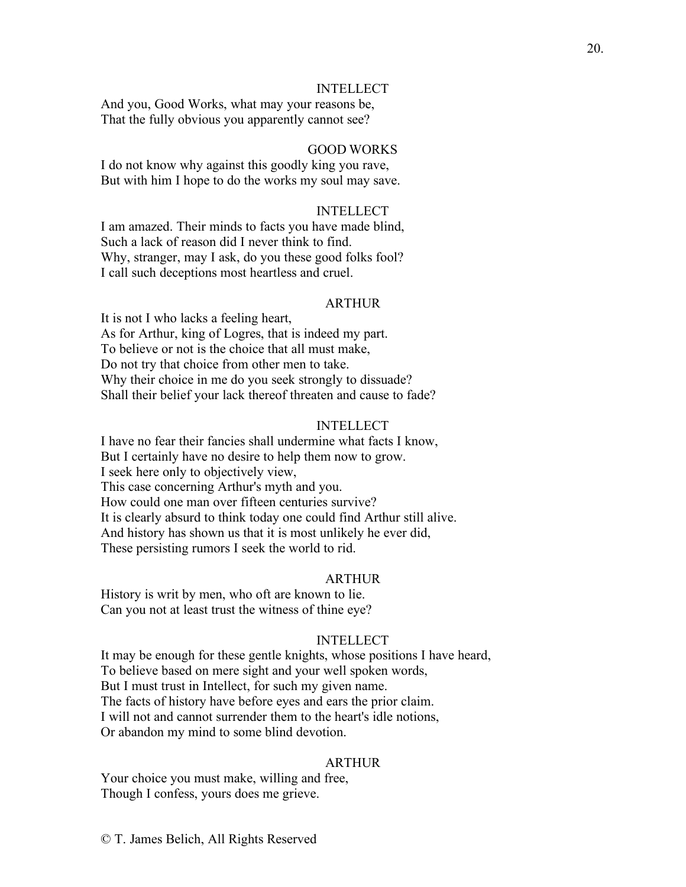INTELLECT

And you, Good Works, what may your reasons be,
That the fully obvious you apparently cannot see?

GOOD WORKS

I do not know why against this goodly king you rave,
But with him I hope to do the works my soul may save.

INTELLECT

I am amazed. Their minds to facts you have made blind,
Such a lack of reason did I never think to find.
Why, stranger, may I ask, do you these good folks fool?
I call such deceptions most heartless and cruel.

ARTHUR

It is not I who lacks a feeling heart,
As for Arthur, king of Logres, that is indeed my part.
To believe or not is the choice that all must make,
Do not try that choice from other men to take.
Why their choice in me do you seek strongly to dissuade?
Shall their belief your lack thereof threaten and cause to fade?

INTELLECT

I have no fear their fancies shall undermine what facts I know,
But I certainly have no desire to help them now to grow.
I seek here only to objectively view,
This case concerning Arthur's myth and you.
How could one man over fifteen centuries survive?
It is clearly absurd to think today one could find Arthur still alive.
And history has shown us that it is most unlikely he ever did,
These persisting rumors I seek the world to rid.

ARTHUR

History is writ by men, who oft are known to lie.
Can you not at least trust the witness of thine eye?

INTELLECT

It may be enough for these gentle knights, whose positions I have heard,
To believe based on mere sight and your well spoken words,
But I must trust in Intellect, for such my given name.
The facts of history have before eyes and ears the prior claim.
I will not and cannot surrender them to the heart's idle notions,
Or abandon my mind to some blind devotion.

ARTHUR

Your choice you must make, willing and free,
Though I confess, yours does me grieve.

© T. James Belich, All Rights Reserved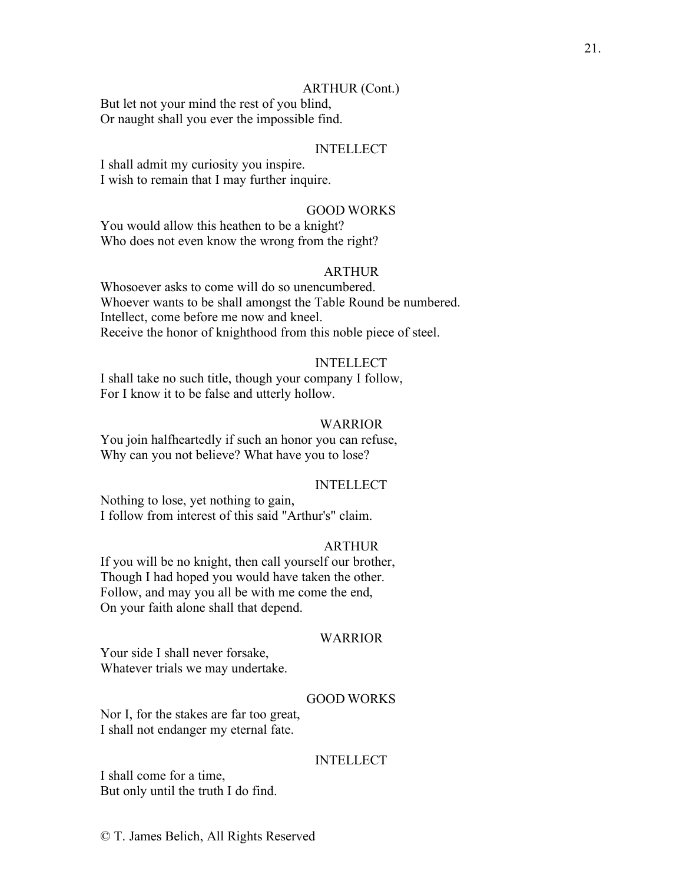ARTHUR (Cont.)

But let not your mind the rest of you blind,
Or naught shall you ever the impossible find.

INTELLECT

I shall admit my curiosity you inspire.
I wish to remain that I may further inquire.

GOOD WORKS

You would allow this heathen to be a knight?
Who does not even know the wrong from the right?

ARTHUR

Whosoever asks to come will do so unencumbered.
Whoever wants to be shall amongst the Table Round be numbered.
Intellect, come before me now and kneel.
Receive the honor of knighthood from this noble piece of steel.

INTELLECT

I shall take no such title, though your company I follow,
For I know it to be false and utterly hollow.

WARRIOR

You join halfheartedly if such an honor you can refuse,
Why can you not believe? What have you to lose?

INTELLECT

Nothing to lose, yet nothing to gain,
I follow from interest of this said "Arthur's" claim.

ARTHUR

If you will be no knight, then call yourself our brother,
Though I had hoped you would have taken the other.
Follow, and may you all be with me come the end,
On your faith alone shall that depend.

WARRIOR

Your side I shall never forsake,
Whatever trials we may undertake.

GOOD WORKS

Nor I, for the stakes are far too great,
I shall not endanger my eternal fate.

INTELLECT

I shall come for a time,
But only until the truth I do find.

© T. James Belich, All Rights Reserved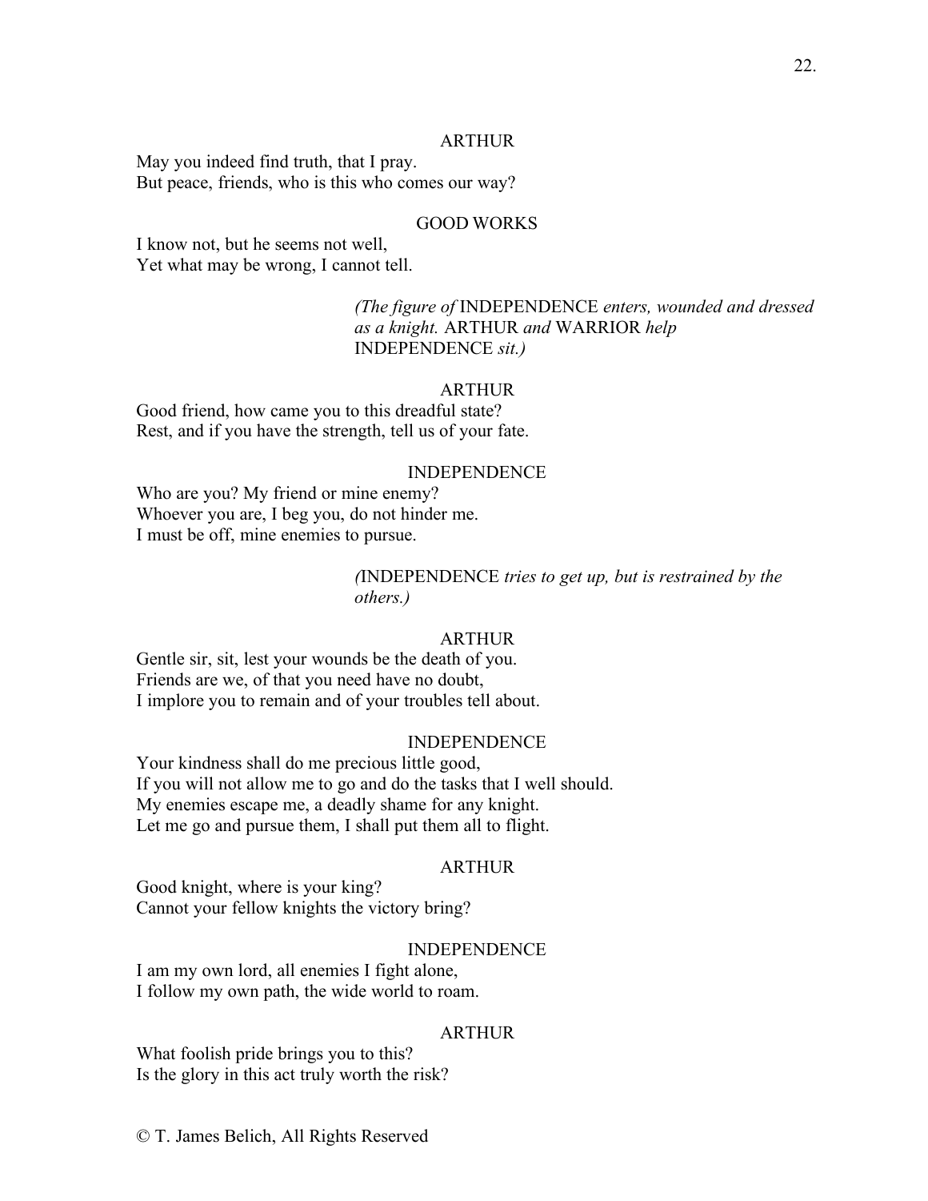ARTHUR

May you indeed find truth, that I pray.
But peace, friends, who is this who comes our way?

GOOD WORKS

I know not, but he seems not well,
Yet what may be wrong, I cannot tell.

*(The figure of* INDEPENDENCE *enters, wounded and dressed as a knight.* ARTHUR *and* WARRIOR *help* INDEPENDENCE *sit.)*

ARTHUR

Good friend, how came you to this dreadful state?
Rest, and if you have the strength, tell us of your fate.

INDEPENDENCE

Who are you? My friend or mine enemy?
Whoever you are, I beg you, do not hinder me.
I must be off, mine enemies to pursue.

*(*INDEPENDENCE *tries to get up, but is restrained by the others.)*

ARTHUR

Gentle sir, sit, lest your wounds be the death of you.
Friends are we, of that you need have no doubt,
I implore you to remain and of your troubles tell about.

INDEPENDENCE

Your kindness shall do me precious little good,
If you will not allow me to go and do the tasks that I well should.
My enemies escape me, a deadly shame for any knight.
Let me go and pursue them, I shall put them all to flight.

ARTHUR

Good knight, where is your king?
Cannot your fellow knights the victory bring?

INDEPENDENCE

I am my own lord, all enemies I fight alone,
I follow my own path, the wide world to roam.

ARTHUR

What foolish pride brings you to this?
Is the glory in this act truly worth the risk?

© T. James Belich, All Rights Reserved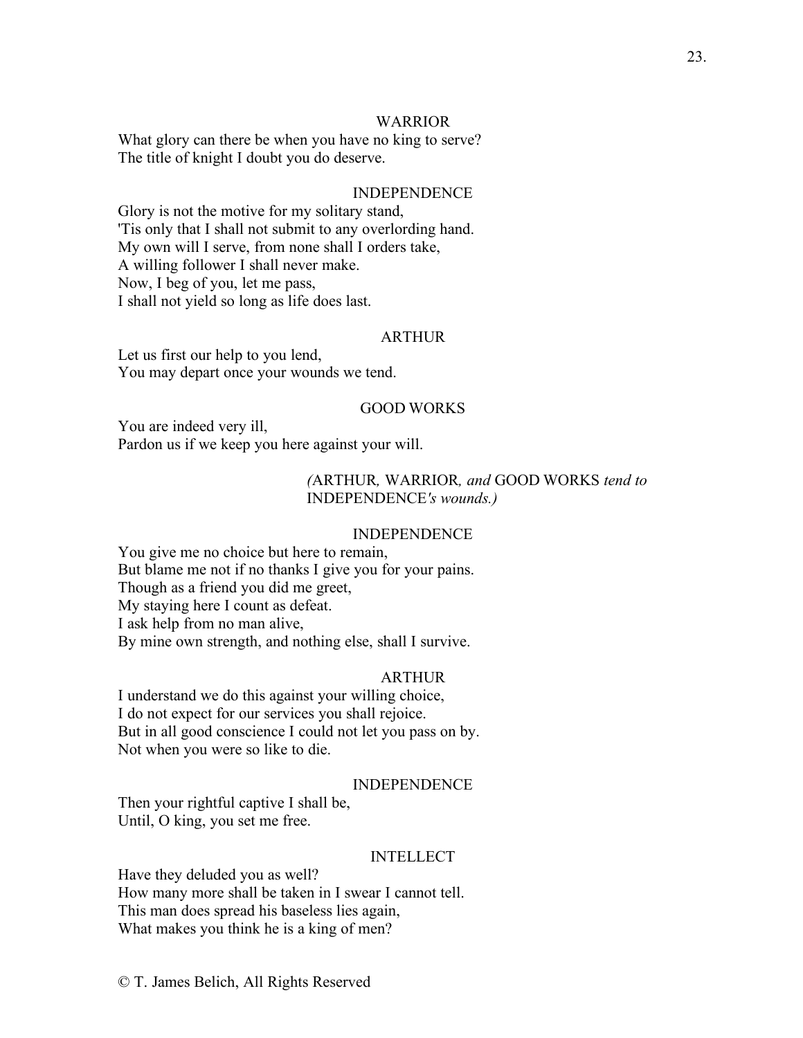WARRIOR

What glory can there be when you have no king to serve?
The title of knight I doubt you do deserve.

INDEPENDENCE

Glory is not the motive for my solitary stand,
'Tis only that I shall not submit to any overlording hand.
My own will I serve, from none shall I orders take,
A willing follower I shall never make.
Now, I beg of you, let me pass,
I shall not yield so long as life does last.

ARTHUR

Let us first our help to you lend,
You may depart once your wounds we tend.

GOOD WORKS

You are indeed very ill,
Pardon us if we keep you here against your will.

*(*ARTHUR*,* WARRIOR*, and* GOOD WORKS *tend to* INDEPENDENCE*'s wounds.)*

INDEPENDENCE

You give me no choice but here to remain,
But blame me not if no thanks I give you for your pains.
Though as a friend you did me greet,
My staying here I count as defeat.
I ask help from no man alive,
By mine own strength, and nothing else, shall I survive.

ARTHUR

I understand we do this against your willing choice,
I do not expect for our services you shall rejoice.
But in all good conscience I could not let you pass on by.
Not when you were so like to die.

INDEPENDENCE

Then your rightful captive I shall be,
Until, O king, you set me free.

INTELLECT

Have they deluded you as well?
How many more shall be taken in I swear I cannot tell.
This man does spread his baseless lies again,
What makes you think he is a king of men?

© T. James Belich, All Rights Reserved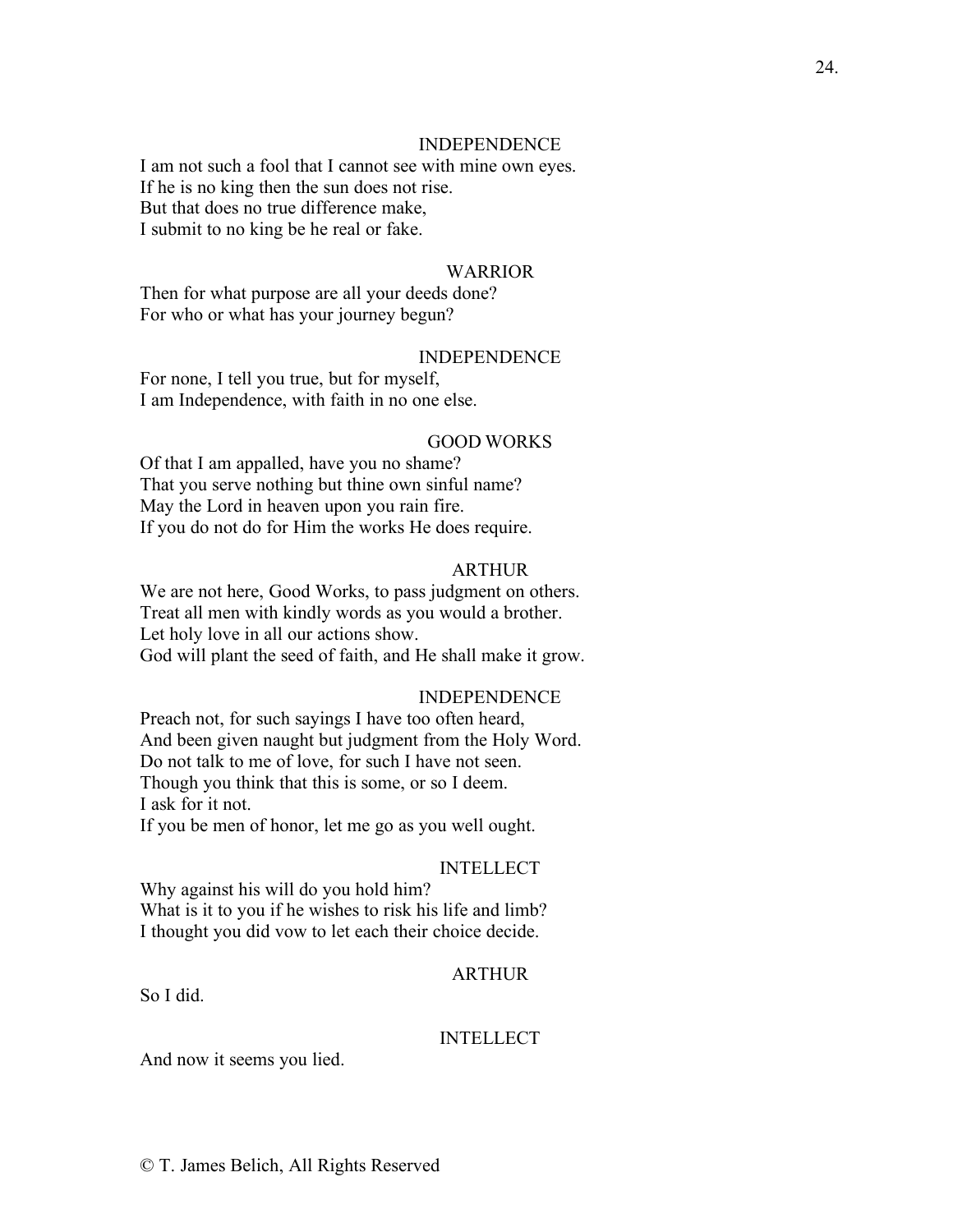INDEPENDENCE

I am not such a fool that I cannot see with mine own eyes.
If he is no king then the sun does not rise.
But that does no true difference make,
I submit to no king be he real or fake.

WARRIOR

Then for what purpose are all your deeds done?
For who or what has your journey begun?

INDEPENDENCE

For none, I tell you true, but for myself,
I am Independence, with faith in no one else.

GOOD WORKS

Of that I am appalled, have you no shame?
That you serve nothing but thine own sinful name?
May the Lord in heaven upon you rain fire.
If you do not do for Him the works He does require.

ARTHUR

We are not here, Good Works, to pass judgment on others.
Treat all men with kindly words as you would a brother.
Let holy love in all our actions show.
God will plant the seed of faith, and He shall make it grow.

INDEPENDENCE

Preach not, for such sayings I have too often heard,
And been given naught but judgment from the Holy Word.
Do not talk to me of love, for such I have not seen.
Though you think that this is some, or so I deem.
I ask for it not.
If you be men of honor, let me go as you well ought.

INTELLECT

Why against his will do you hold him?
What is it to you if he wishes to risk his life and limb?
I thought you did vow to let each their choice decide.

ARTHUR

So I did.

INTELLECT

And now it seems you lied.

© T. James Belich, All Rights Reserved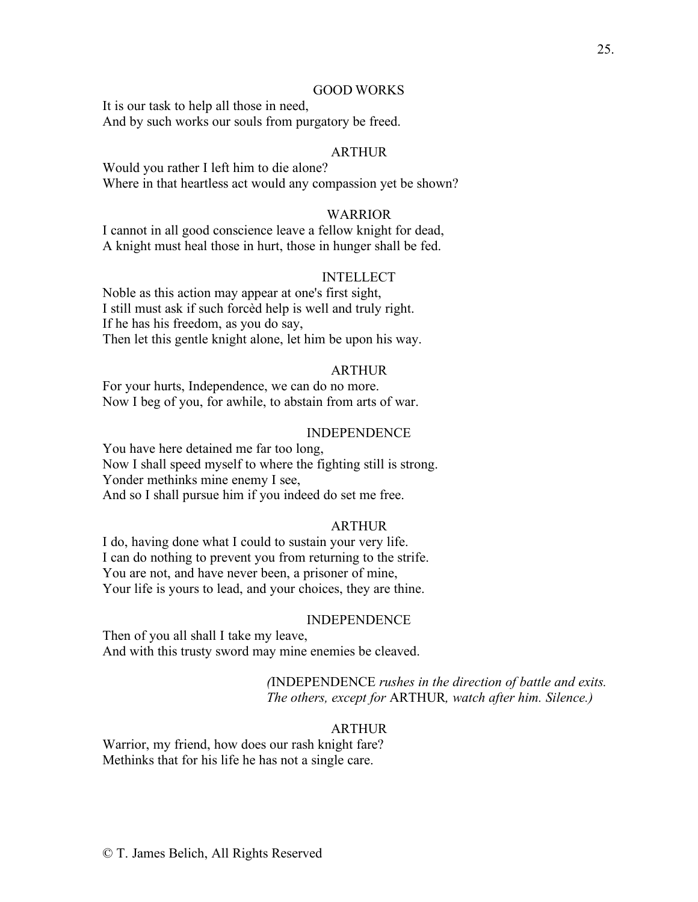GOOD WORKS

It is our task to help all those in need,
And by such works our souls from purgatory be freed.

ARTHUR

Would you rather I left him to die alone?
Where in that heartless act would any compassion yet be shown?

WARRIOR

I cannot in all good conscience leave a fellow knight for dead,
A knight must heal those in hurt, those in hunger shall be fed.

INTELLECT

Noble as this action may appear at one's first sight,
I still must ask if such forcèd help is well and truly right.
If he has his freedom, as you do say,
Then let this gentle knight alone, let him be upon his way.

ARTHUR

For your hurts, Independence, we can do no more.
Now I beg of you, for awhile, to abstain from arts of war.

INDEPENDENCE

You have here detained me far too long,
Now I shall speed myself to where the fighting still is strong.
Yonder methinks mine enemy I see,
And so I shall pursue him if you indeed do set me free.

ARTHUR

I do, having done what I could to sustain your very life.
I can do nothing to prevent you from returning to the strife.
You are not, and have never been, a prisoner of mine,
Your life is yours to lead, and your choices, they are thine.

INDEPENDENCE

Then of you all shall I take my leave,
And with this trusty sword may mine enemies be cleaved.

*(*INDEPENDENCE *rushes in the direction of battle and exits. The others, except for* ARTHUR*, watch after him. Silence.)*

ARTHUR

Warrior, my friend, how does our rash knight fare?
Methinks that for his life he has not a single care.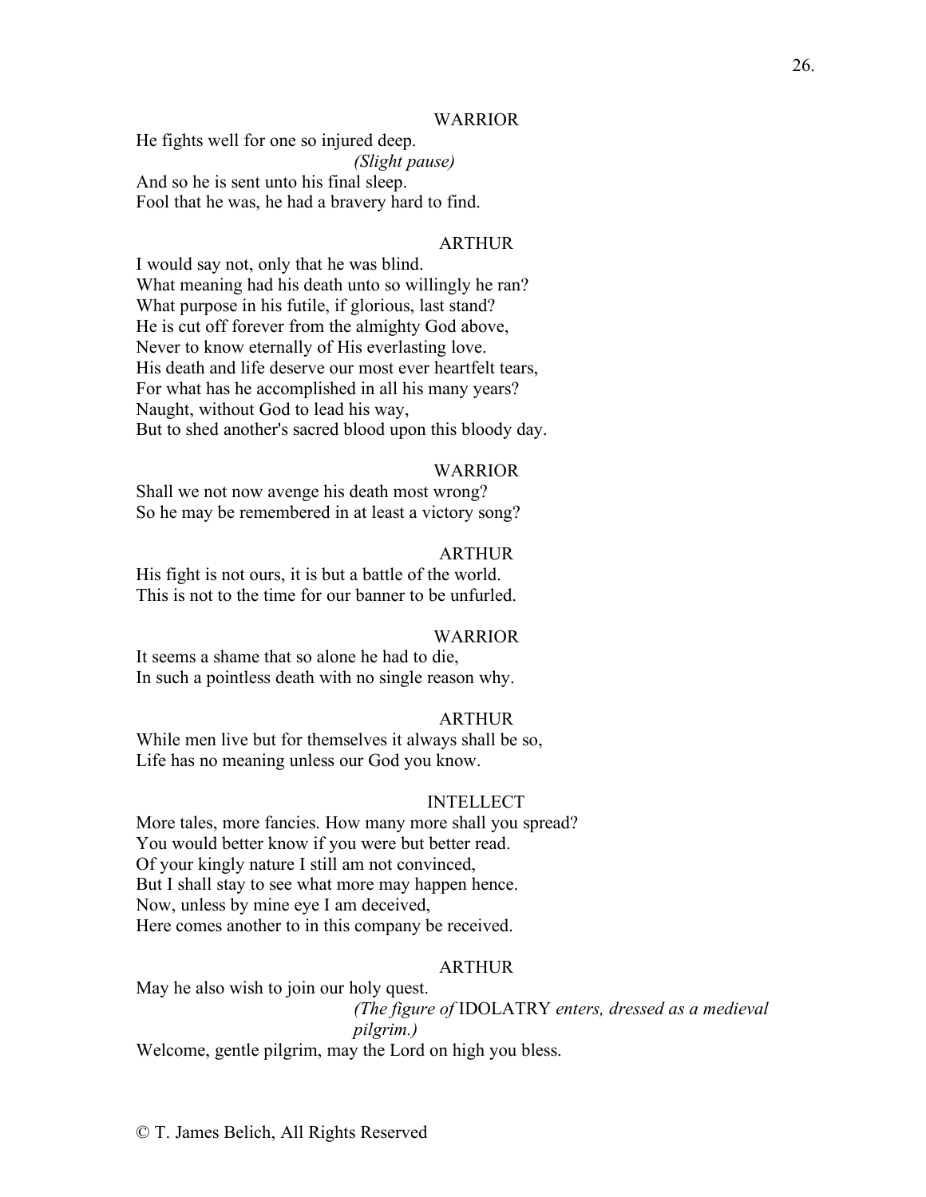WARRIOR

He fights well for one so injured deep.

*(Slight pause)*

And so he is sent unto his final sleep.
Fool that he was, he had a bravery hard to find.

ARTHUR

I would say not, only that he was blind.
What meaning had his death unto so willingly he ran?
What purpose in his futile, if glorious, last stand?
He is cut off forever from the almighty God above,
Never to know eternally of His everlasting love.
His death and life deserve our most ever heartfelt tears,
For what has he accomplished in all his many years?
Naught, without God to lead his way,
But to shed another's sacred blood upon this bloody day.

WARRIOR

Shall we not now avenge his death most wrong?
So he may be remembered in at least a victory song?

ARTHUR

His fight is not ours, it is but a battle of the world.
This is not to the time for our banner to be unfurled.

WARRIOR

It seems a shame that so alone he had to die,
In such a pointless death with no single reason why.

ARTHUR

While men live but for themselves it always shall be so,
Life has no meaning unless our God you know.

INTELLECT

More tales, more fancies. How many more shall you spread?
You would better know if you were but better read.
Of your kingly nature I still am not convinced,
But I shall stay to see what more may happen hence.
Now, unless by mine eye I am deceived,
Here comes another to in this company be received.

ARTHUR

May he also wish to join our holy quest.

*(The figure of* IDOLATRY *enters, dressed as a medieval pilgrim.)*

Welcome, gentle pilgrim, may the Lord on high you bless.

© T. James Belich, All Rights Reserved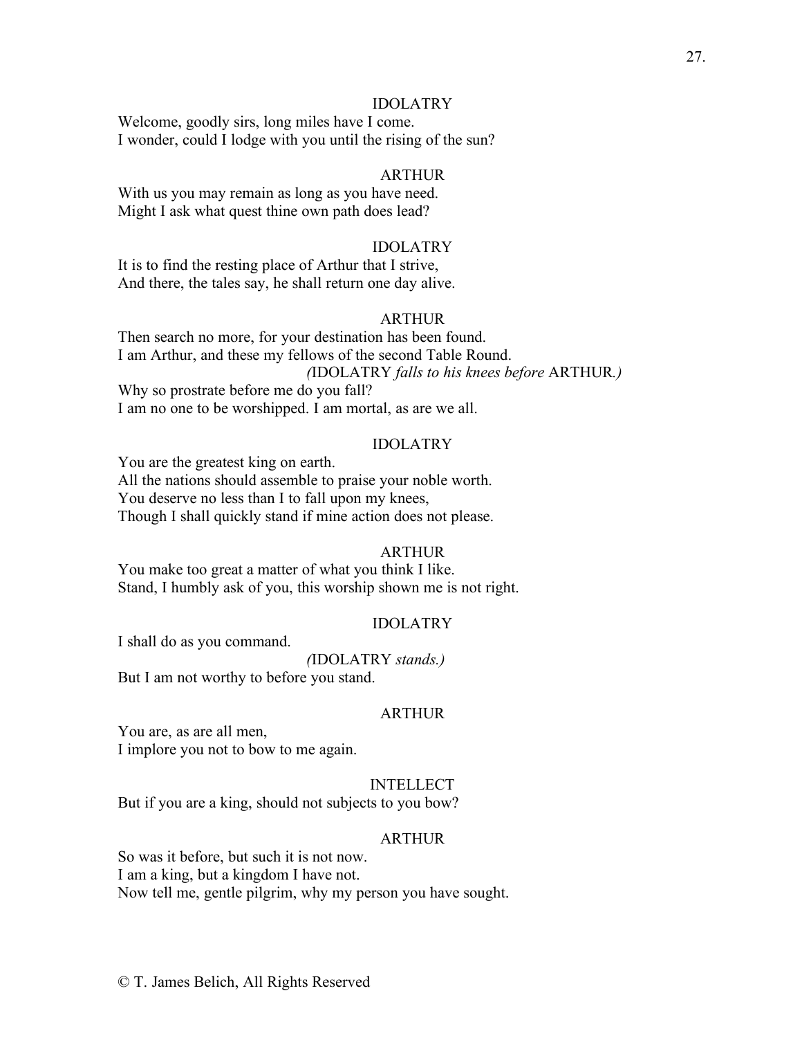IDOLATRY

Welcome, goodly sirs, long miles have I come.
I wonder, could I lodge with you until the rising of the sun?

ARTHUR

With us you may remain as long as you have need.
Might I ask what quest thine own path does lead?

IDOLATRY

It is to find the resting place of Arthur that I strive,
And there, the tales say, he shall return one day alive.

ARTHUR

Then search no more, for your destination has been found.
I am Arthur, and these my fellows of the second Table Round.

*(*IDOLATRY *falls to his knees before* ARTHUR*.)*

Why so prostrate before me do you fall?
I am no one to be worshipped. I am mortal, as are we all.

IDOLATRY

You are the greatest king on earth.
All the nations should assemble to praise your noble worth.
You deserve no less than I to fall upon my knees,
Though I shall quickly stand if mine action does not please.

ARTHUR

You make too great a matter of what you think I like.
Stand, I humbly ask of you, this worship shown me is not right.

IDOLATRY

I shall do as you command.

*(*IDOLATRY *stands.)*

But I am not worthy to before you stand.

ARTHUR

You are, as are all men,
I implore you not to bow to me again.

INTELLECT

But if you are a king, should not subjects to you bow?

ARTHUR

So was it before, but such it is not now.
I am a king, but a kingdom I have not.
Now tell me, gentle pilgrim, why my person you have sought.

© T. James Belich, All Rights Reserved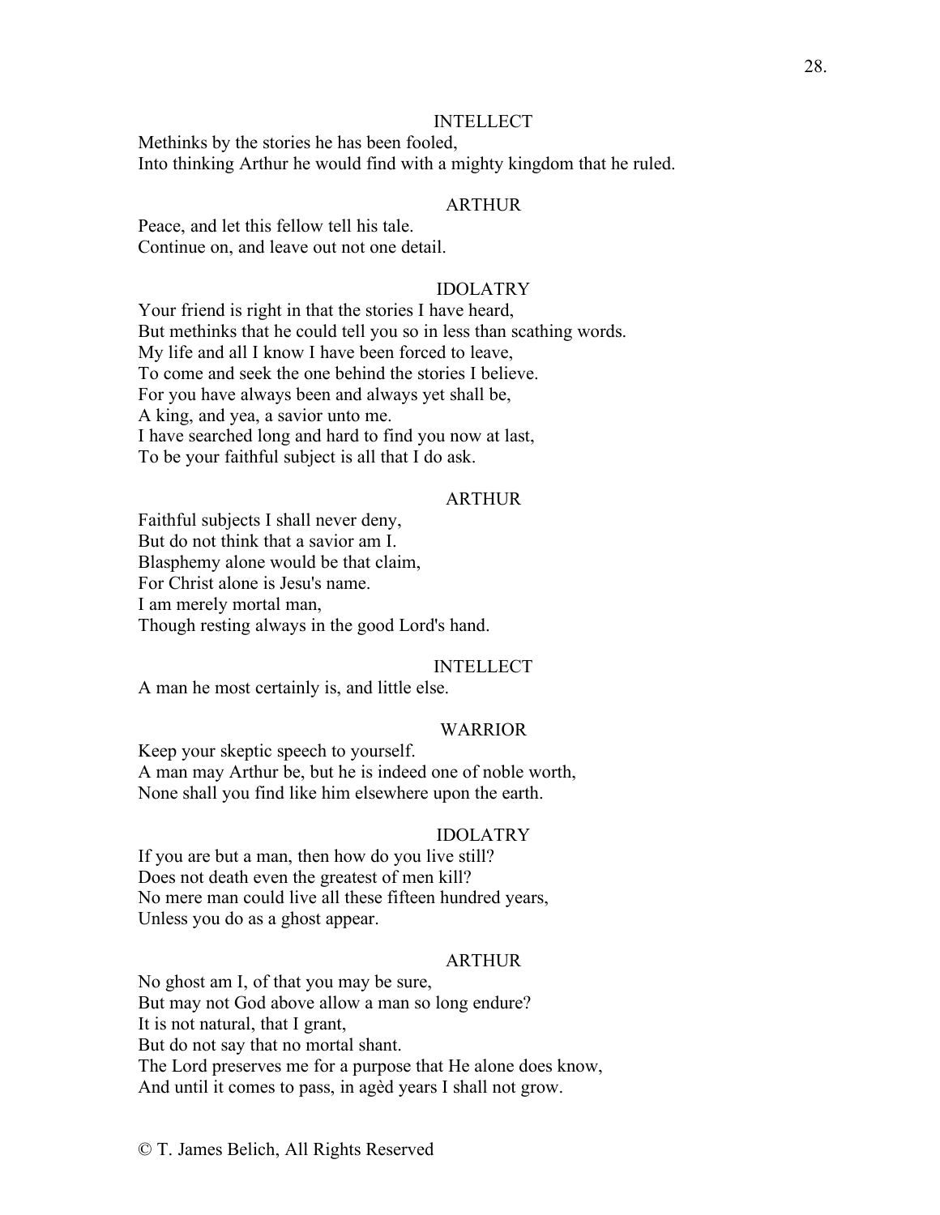INTELLECT

Methinks by the stories he has been fooled,
Into thinking Arthur he would find with a mighty kingdom that he ruled.

ARTHUR

Peace, and let this fellow tell his tale.
Continue on, and leave out not one detail.

IDOLATRY

Your friend is right in that the stories I have heard,
But methinks that he could tell you so in less than scathing words.
My life and all I know I have been forced to leave,
To come and seek the one behind the stories I believe.
For you have always been and always yet shall be,
A king, and yea, a savior unto me.
I have searched long and hard to find you now at last,
To be your faithful subject is all that I do ask.

ARTHUR

Faithful subjects I shall never deny,
But do not think that a savior am I.
Blasphemy alone would be that claim,
For Christ alone is Jesu's name.
I am merely mortal man,
Though resting always in the good Lord's hand.

INTELLECT

A man he most certainly is, and little else.

WARRIOR

Keep your skeptic speech to yourself.
A man may Arthur be, but he is indeed one of noble worth,
None shall you find like him elsewhere upon the earth.

IDOLATRY

If you are but a man, then how do you live still?
Does not death even the greatest of men kill?
No mere man could live all these fifteen hundred years,
Unless you do as a ghost appear.

ARTHUR

No ghost am I, of that you may be sure,
But may not God above allow a man so long endure?
It is not natural, that I grant,
But do not say that no mortal shant.
The Lord preserves me for a purpose that He alone does know,
And until it comes to pass, in agèd years I shall not grow.

© T. James Belich, All Rights Reserved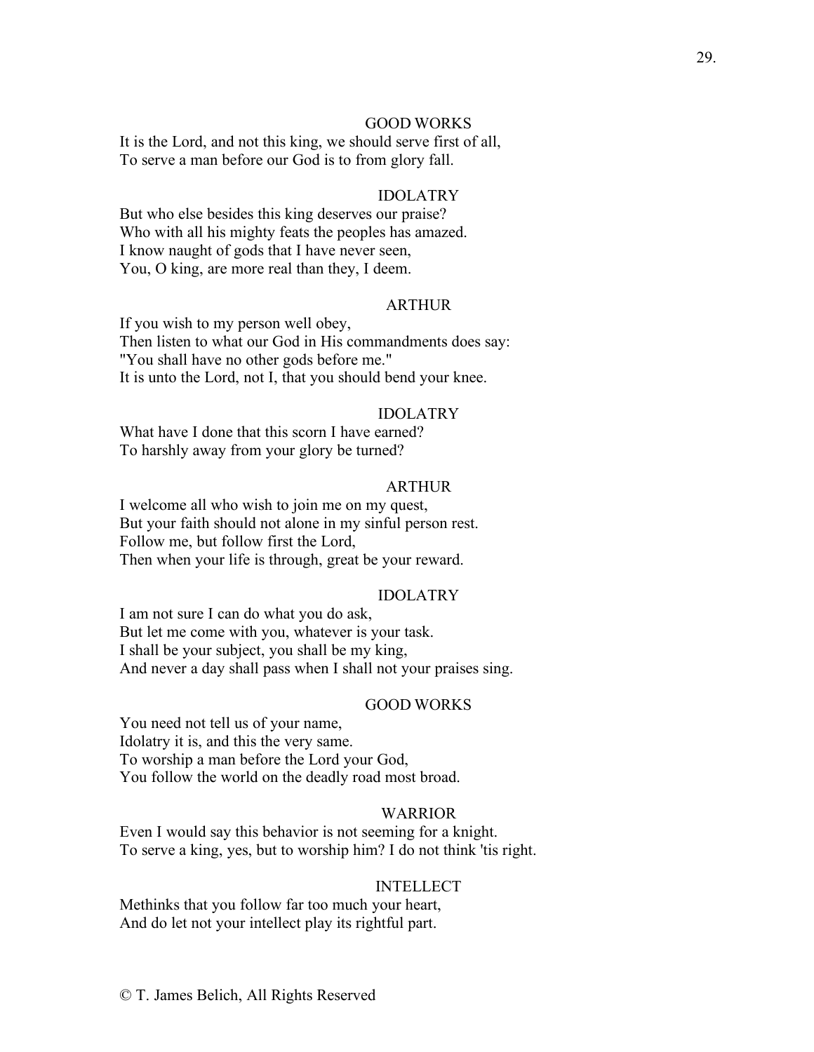GOOD WORKS

It is the Lord, and not this king, we should serve first of all,
To serve a man before our God is to from glory fall.

IDOLATRY

But who else besides this king deserves our praise?
Who with all his mighty feats the peoples has amazed.
I know naught of gods that I have never seen,
You, O king, are more real than they, I deem.

ARTHUR

If you wish to my person well obey,
Then listen to what our God in His commandments does say:
"You shall have no other gods before me."
It is unto the Lord, not I, that you should bend your knee.

IDOLATRY

What have I done that this scorn I have earned?
To harshly away from your glory be turned?

ARTHUR

I welcome all who wish to join me on my quest,
But your faith should not alone in my sinful person rest.
Follow me, but follow first the Lord,
Then when your life is through, great be your reward.

IDOLATRY

I am not sure I can do what you do ask,
But let me come with you, whatever is your task.
I shall be your subject, you shall be my king,
And never a day shall pass when I shall not your praises sing.

GOOD WORKS

You need not tell us of your name,
Idolatry it is, and this the very same.
To worship a man before the Lord your God,
You follow the world on the deadly road most broad.

WARRIOR

Even I would say this behavior is not seeming for a knight.
To serve a king, yes, but to worship him? I do not think 'tis right.

INTELLECT

Methinks that you follow far too much your heart,
And do let not your intellect play its rightful part.

© T. James Belich, All Rights Reserved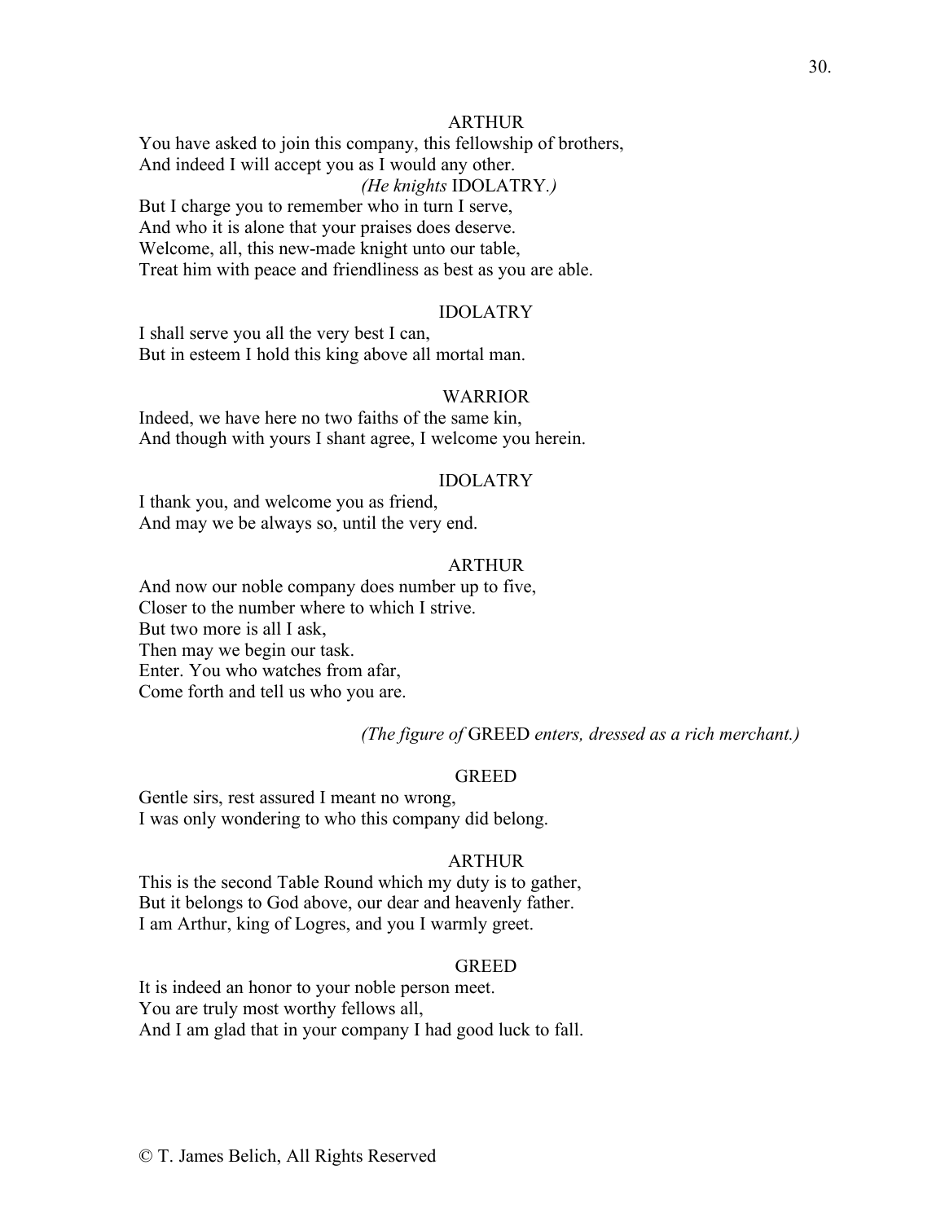ARTHUR

You have asked to join this company, this fellowship of brothers,
And indeed I will accept you as I would any other.

*(He knights* IDOLATRY*.)*

But I charge you to remember who in turn I serve,
And who it is alone that your praises does deserve.
Welcome, all, this new-made knight unto our table,
Treat him with peace and friendliness as best as you are able.

IDOLATRY

I shall serve you all the very best I can,
But in esteem I hold this king above all mortal man.

WARRIOR

Indeed, we have here no two faiths of the same kin,
And though with yours I shant agree, I welcome you herein.

IDOLATRY

I thank you, and welcome you as friend,
And may we be always so, until the very end.

ARTHUR

And now our noble company does number up to five,
Closer to the number where to which I strive.
But two more is all I ask,
Then may we begin our task.
Enter. You who watches from afar,
Come forth and tell us who you are.

*(The figure of* GREED *enters, dressed as a rich merchant.)*

GREED

Gentle sirs, rest assured I meant no wrong,
I was only wondering to who this company did belong.

ARTHUR

This is the second Table Round which my duty is to gather,
But it belongs to God above, our dear and heavenly father.
I am Arthur, king of Logres, and you I warmly greet.

GREED

It is indeed an honor to your noble person meet.
You are truly most worthy fellows all,
And I am glad that in your company I had good luck to fall.

© T. James Belich, All Rights Reserved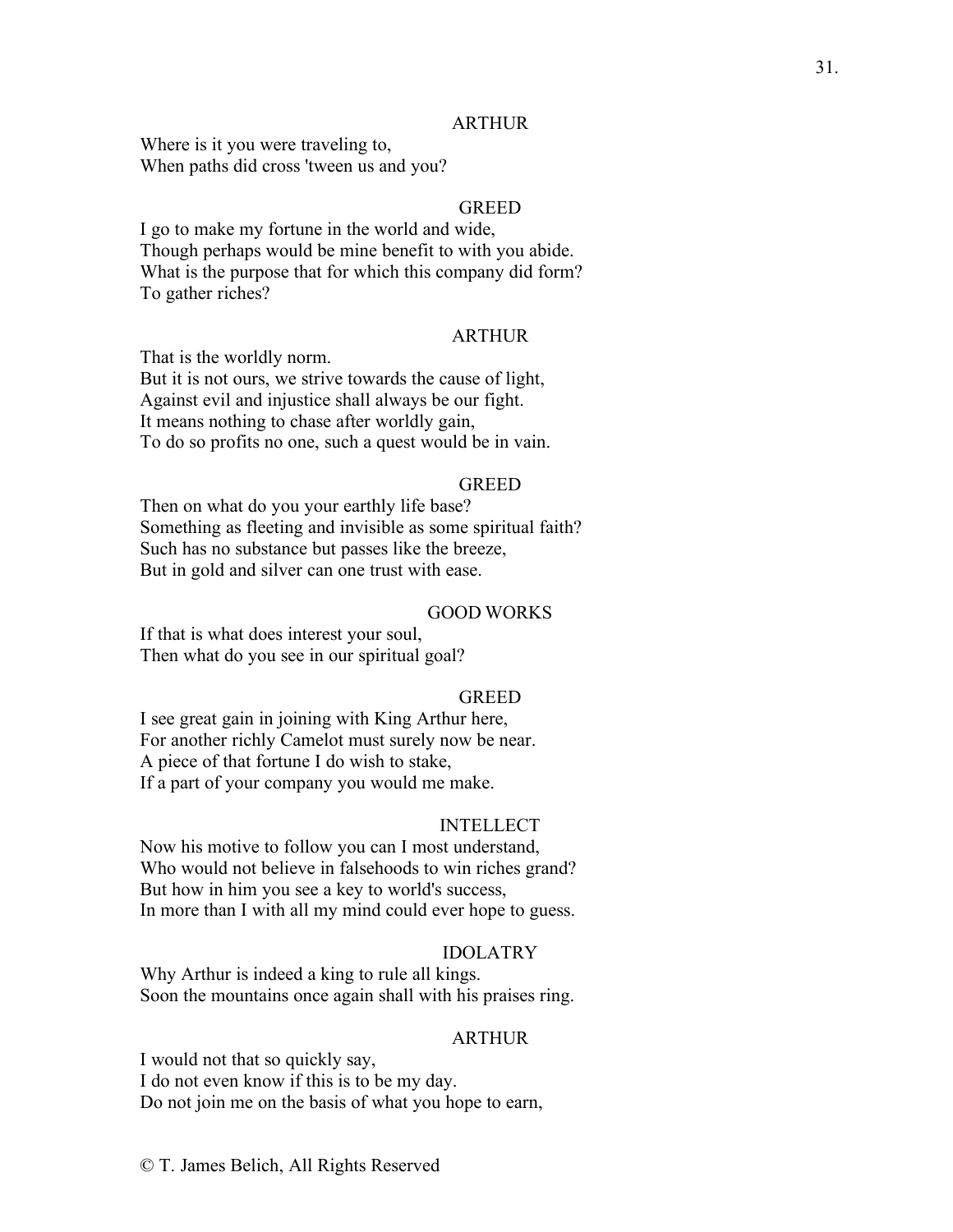ARTHUR

Where is it you were traveling to,
When paths did cross 'tween us and you?

GREED

I go to make my fortune in the world and wide,
Though perhaps would be mine benefit to with you abide.
What is the purpose that for which this company did form?
To gather riches?

ARTHUR

That is the worldly norm.
But it is not ours, we strive towards the cause of light,
Against evil and injustice shall always be our fight.
It means nothing to chase after worldly gain,
To do so profits no one, such a quest would be in vain.

GREED

Then on what do you your earthly life base?
Something as fleeting and invisible as some spiritual faith?
Such has no substance but passes like the breeze,
But in gold and silver can one trust with ease.

GOOD WORKS

If that is what does interest your soul,
Then what do you see in our spiritual goal?

GREED

I see great gain in joining with King Arthur here,
For another richly Camelot must surely now be near.
A piece of that fortune I do wish to stake,
If a part of your company you would me make.

INTELLECT

Now his motive to follow you can I most understand,
Who would not believe in falsehoods to win riches grand?
But how in him you see a key to world's success,
In more than I with all my mind could ever hope to guess.

IDOLATRY

Why Arthur is indeed a king to rule all kings.
Soon the mountains once again shall with his praises ring.

ARTHUR

I would not that so quickly say,
I do not even know if this is to be my day.
Do not join me on the basis of what you hope to earn,

© T. James Belich, All Rights Reserved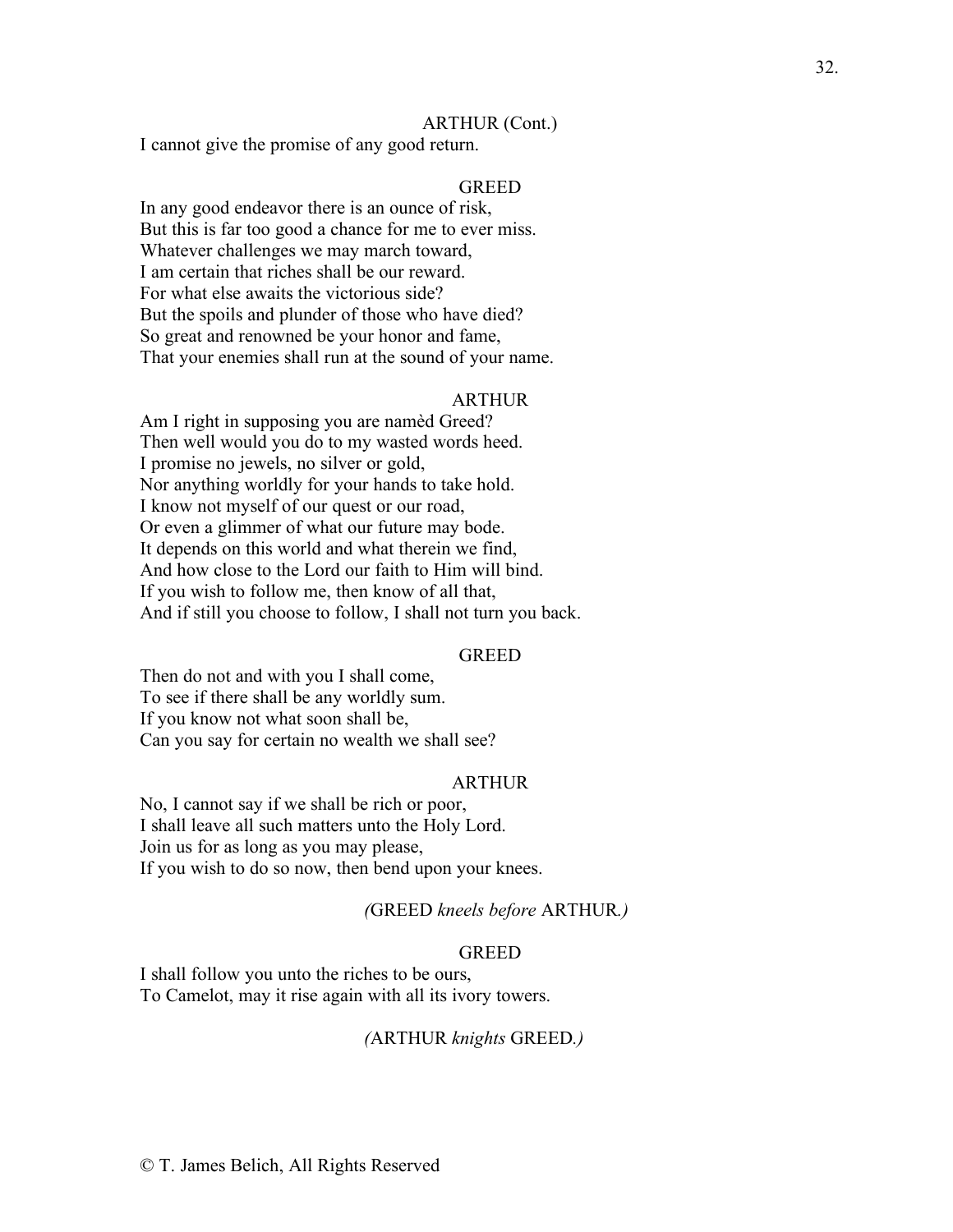ARTHUR (Cont.)

I cannot give the promise of any good return.

GREED

In any good endeavor there is an ounce of risk,
But this is far too good a chance for me to ever miss.
Whatever challenges we may march toward,
I am certain that riches shall be our reward.
For what else awaits the victorious side?
But the spoils and plunder of those who have died?
So great and renowned be your honor and fame,
That your enemies shall run at the sound of your name.

ARTHUR

Am I right in supposing you are namèd Greed?
Then well would you do to my wasted words heed.
I promise no jewels, no silver or gold,
Nor anything worldly for your hands to take hold.
I know not myself of our quest or our road,
Or even a glimmer of what our future may bode.
It depends on this world and what therein we find,
And how close to the Lord our faith to Him will bind.
If you wish to follow me, then know of all that,
And if still you choose to follow, I shall not turn you back.

GREED

Then do not and with you I shall come,
To see if there shall be any worldly sum.
If you know not what soon shall be,
Can you say for certain no wealth we shall see?

ARTHUR

No, I cannot say if we shall be rich or poor,
I shall leave all such matters unto the Holy Lord.
Join us for as long as you may please,
If you wish to do so now, then bend upon your knees.

*(*GREED *kneels before* ARTHUR*.)*

GREED

I shall follow you unto the riches to be ours,
To Camelot, may it rise again with all its ivory towers.

*(*ARTHUR *knights* GREED*.)*

© T. James Belich, All Rights Reserved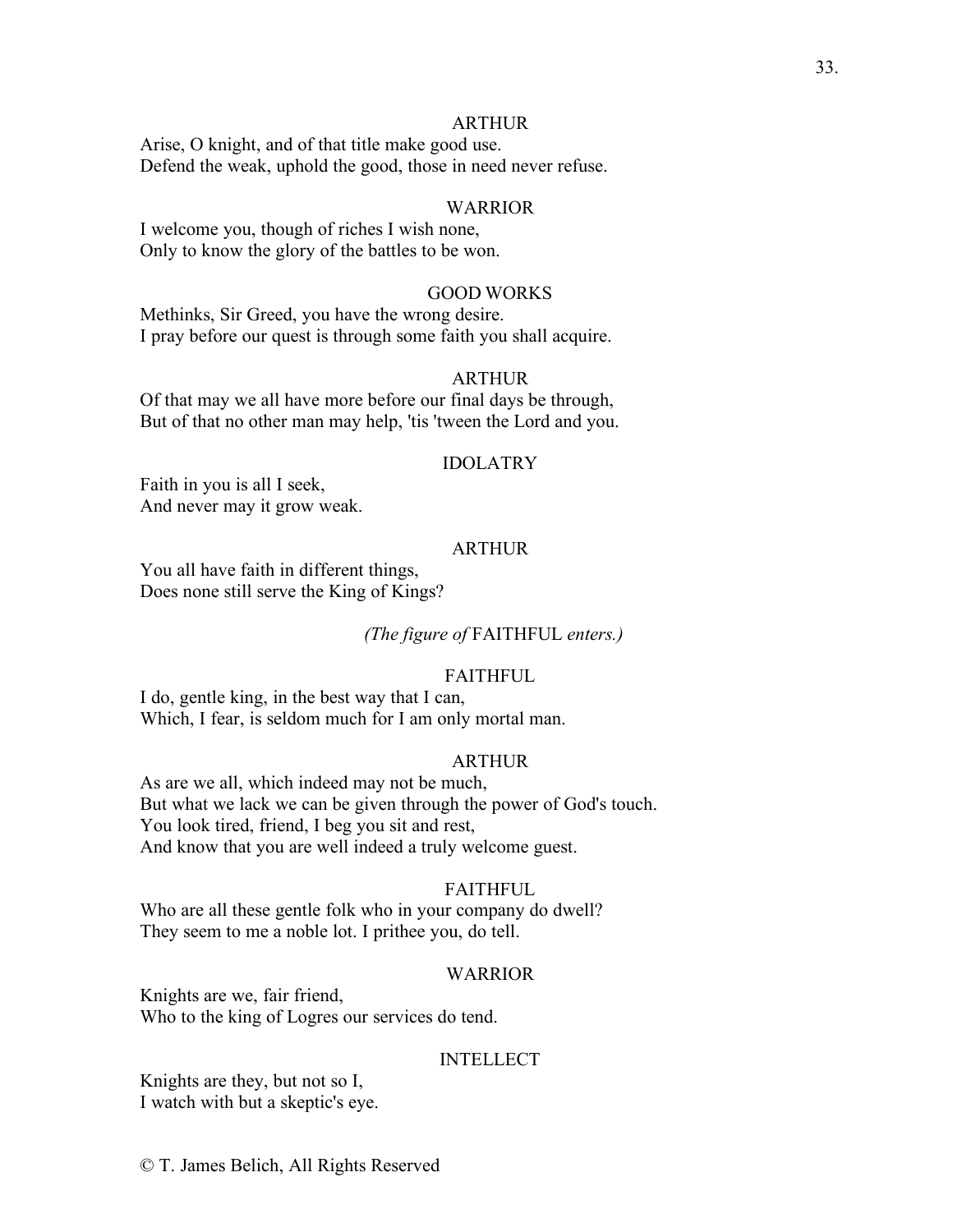ARTHUR

Arise, O knight, and of that title make good use.
Defend the weak, uphold the good, those in need never refuse.

WARRIOR

I welcome you, though of riches I wish none,
Only to know the glory of the battles to be won.

GOOD WORKS

Methinks, Sir Greed, you have the wrong desire.
I pray before our quest is through some faith you shall acquire.

ARTHUR

Of that may we all have more before our final days be through,
But of that no other man may help, 'tis 'tween the Lord and you.

IDOLATRY

Faith in you is all I seek,
And never may it grow weak.

ARTHUR

You all have faith in different things,
Does none still serve the King of Kings?

*(The figure of* FAITHFUL *enters.)*

FAITHFUL

I do, gentle king, in the best way that I can,
Which, I fear, is seldom much for I am only mortal man.

ARTHUR

As are we all, which indeed may not be much,
But what we lack we can be given through the power of God's touch.
You look tired, friend, I beg you sit and rest,
And know that you are well indeed a truly welcome guest.

FAITHFUL

Who are all these gentle folk who in your company do dwell?
They seem to me a noble lot. I prithee you, do tell.

WARRIOR

Knights are we, fair friend,
Who to the king of Logres our services do tend.

INTELLECT

Knights are they, but not so I,
I watch with but a skeptic's eye.

© T. James Belich, All Rights Reserved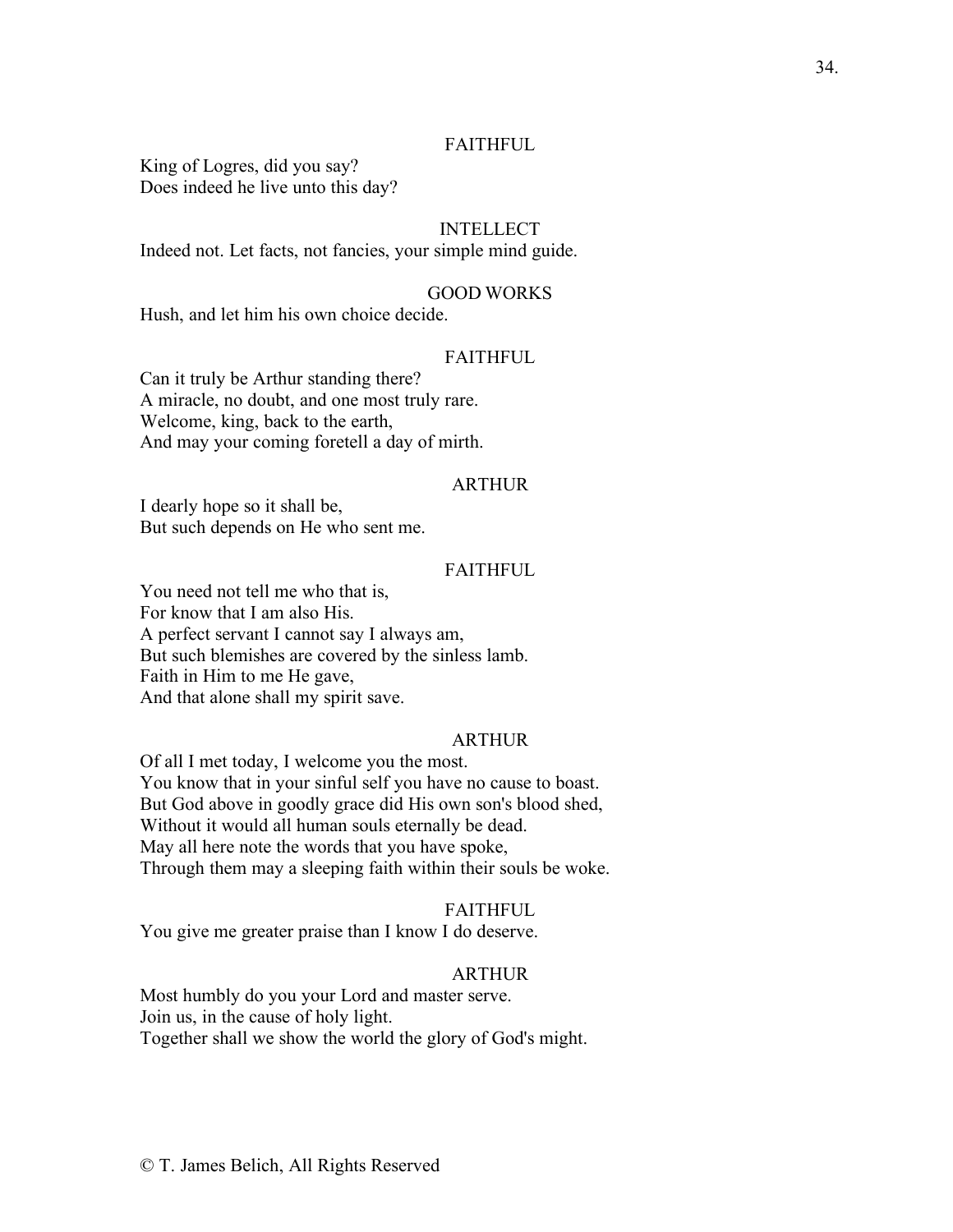FAITHFUL

King of Logres, did you say?
Does indeed he live unto this day?

INTELLECT

Indeed not. Let facts, not fancies, your simple mind guide.

GOOD WORKS

Hush, and let him his own choice decide.

FAITHFUL

Can it truly be Arthur standing there?
A miracle, no doubt, and one most truly rare.
Welcome, king, back to the earth,
And may your coming foretell a day of mirth.

ARTHUR

I dearly hope so it shall be,
But such depends on He who sent me.

FAITHFUL

You need not tell me who that is,
For know that I am also His.
A perfect servant I cannot say I always am,
But such blemishes are covered by the sinless lamb.
Faith in Him to me He gave,
And that alone shall my spirit save.

ARTHUR

Of all I met today, I welcome you the most.
You know that in your sinful self you have no cause to boast.
But God above in goodly grace did His own son's blood shed,
Without it would all human souls eternally be dead.
May all here note the words that you have spoke,
Through them may a sleeping faith within their souls be woke.

FAITHFUL

You give me greater praise than I know I do deserve.

ARTHUR

Most humbly do you your Lord and master serve.
Join us, in the cause of holy light.
Together shall we show the world the glory of God's might.

© T. James Belich, All Rights Reserved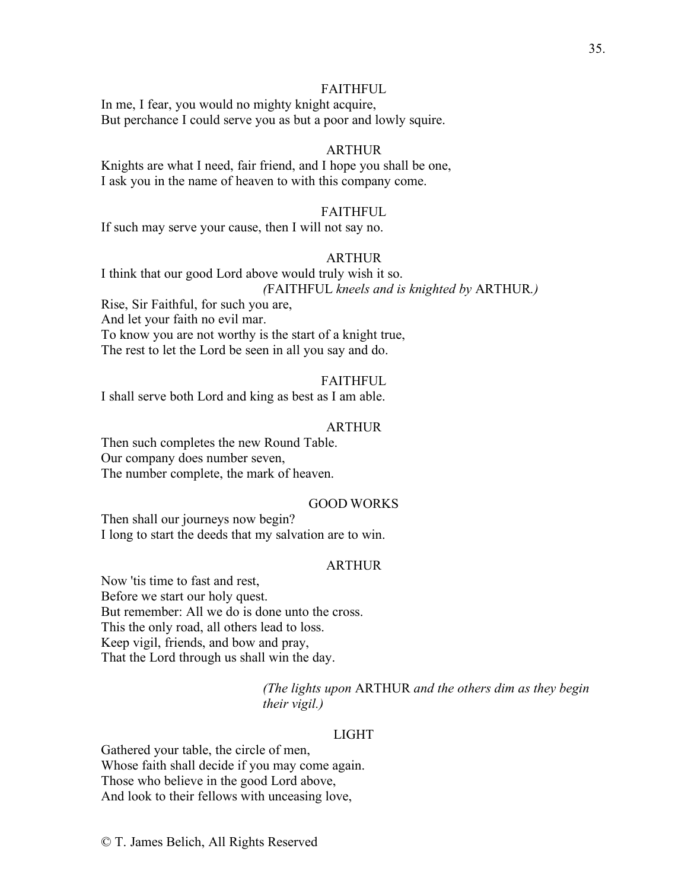FAITHFUL

In me, I fear, you would no mighty knight acquire,
But perchance I could serve you as but a poor and lowly squire.

ARTHUR

Knights are what I need, fair friend, and I hope you shall be one,
I ask you in the name of heaven to with this company come.

FAITHFUL

If such may serve your cause, then I will not say no.

ARTHUR

I think that our good Lord above would truly wish it so.

*(*FAITHFUL *kneels and is knighted by* ARTHUR*.)*

Rise, Sir Faithful, for such you are,
And let your faith no evil mar.
To know you are not worthy is the start of a knight true,
The rest to let the Lord be seen in all you say and do.

FAITHFUL

I shall serve both Lord and king as best as I am able.

ARTHUR

Then such completes the new Round Table.
Our company does number seven,
The number complete, the mark of heaven.

GOOD WORKS

Then shall our journeys now begin?
I long to start the deeds that my salvation are to win.

ARTHUR

Now 'tis time to fast and rest,
Before we start our holy quest.
But remember: All we do is done unto the cross.
This the only road, all others lead to loss.
Keep vigil, friends, and bow and pray,
That the Lord through us shall win the day.

*(The lights upon* ARTHUR *and the others dim as they begin their vigil.)*

LIGHT

Gathered your table, the circle of men,
Whose faith shall decide if you may come again.
Those who believe in the good Lord above,
And look to their fellows with unceasing love,

© T. James Belich, All Rights Reserved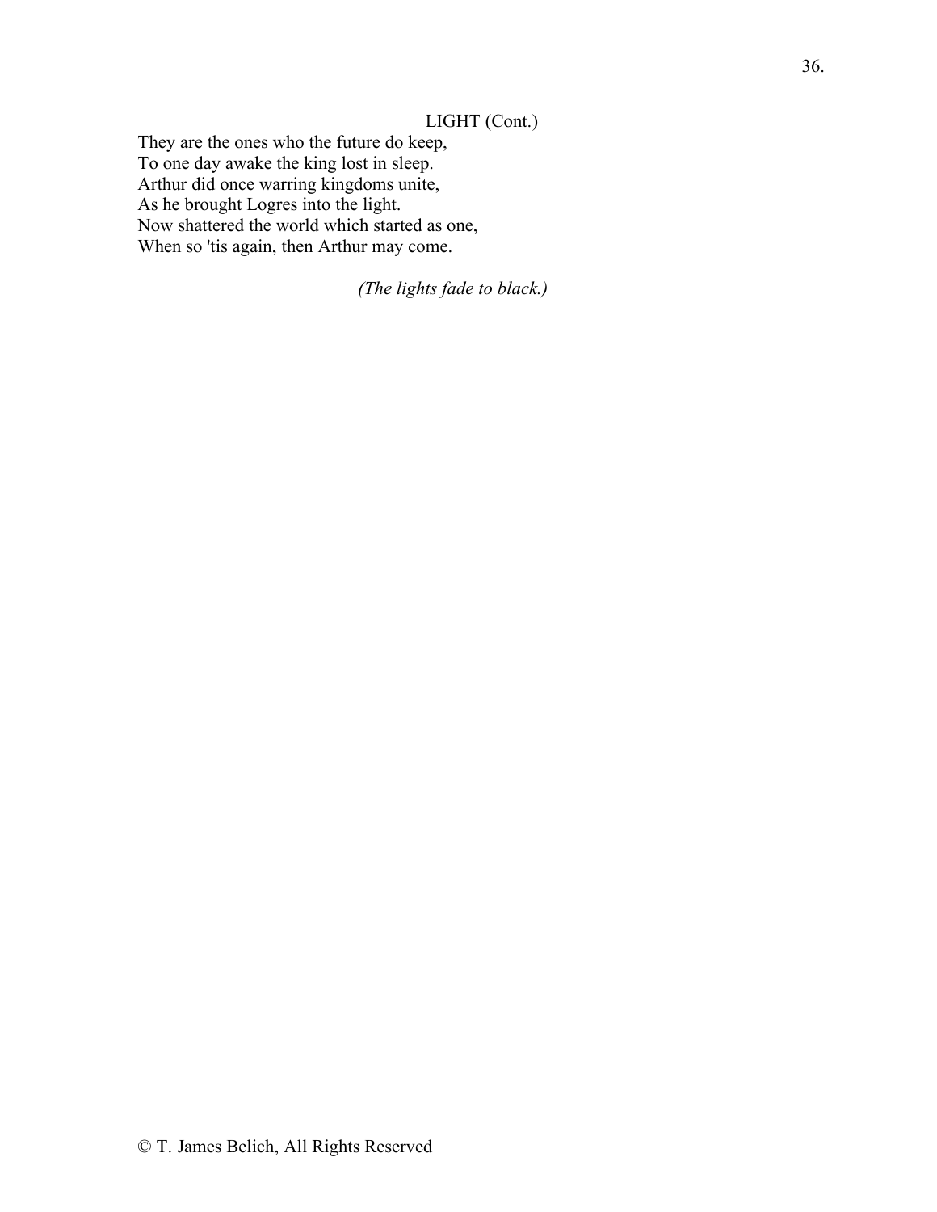LIGHT (Cont.)

They are the ones who the future do keep,
To one day awake the king lost in sleep.
Arthur did once warring kingdoms unite,
As he brought Logres into the light.
Now shattered the world which started as one,
When so 'tis again, then Arthur may come.

*(The lights fade to black.)*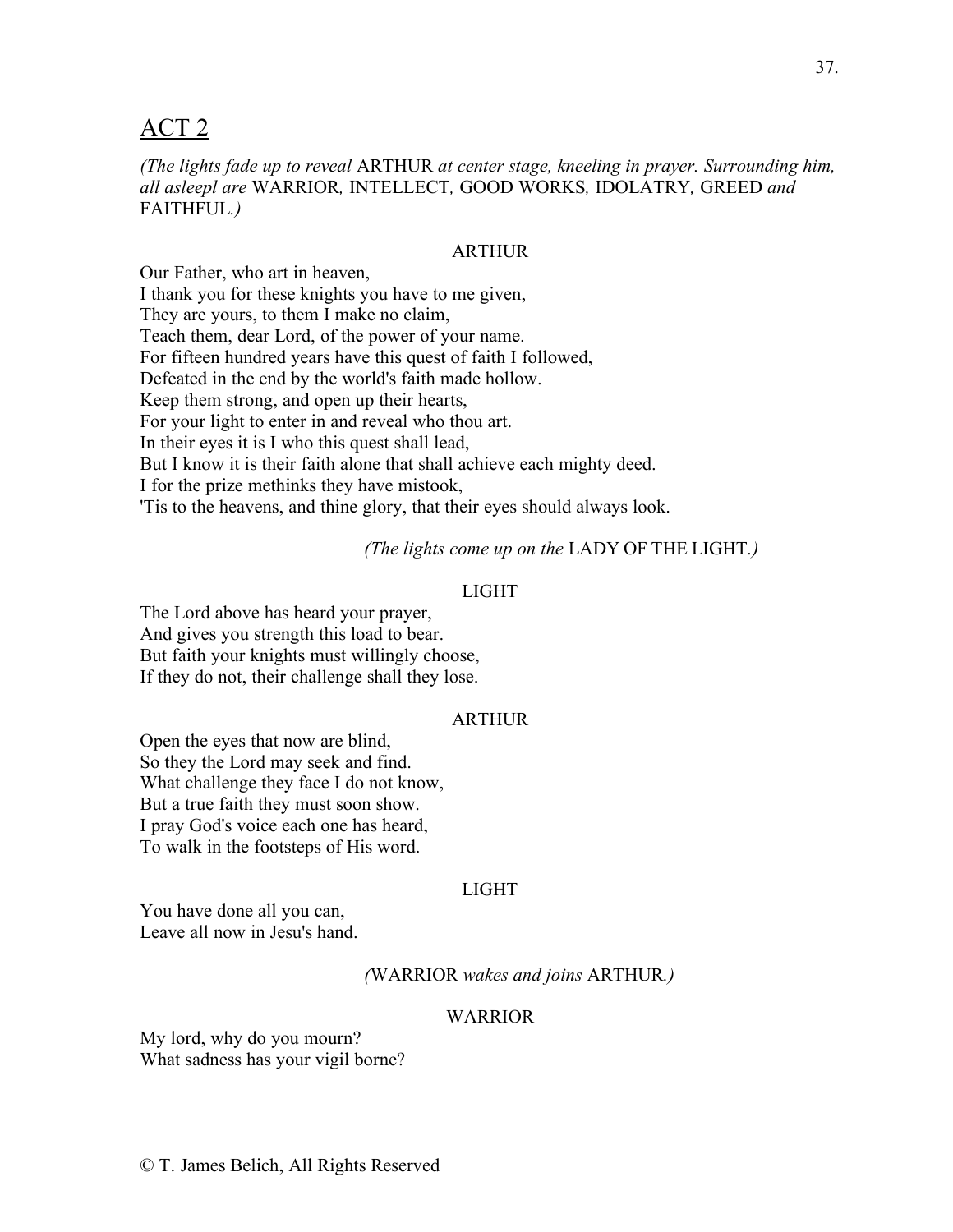# ACT 2

*(The lights fade up to reveal* ARTHUR *at center stage, kneeling in prayer. Surrounding him, all asleepl are* WARRIOR*,* INTELLECT*,* GOOD WORKS*,* IDOLATRY*,* GREED *and* FAITHFUL*.)*

ARTHUR

Our Father, who art in heaven,
I thank you for these knights you have to me given,
They are yours, to them I make no claim,
Teach them, dear Lord, of the power of your name.
For fifteen hundred years have this quest of faith I followed,
Defeated in the end by the world's faith made hollow.
Keep them strong, and open up their hearts,
For your light to enter in and reveal who thou art.
In their eyes it is I who this quest shall lead,
But I know it is their faith alone that shall achieve each mighty deed.
I for the prize methinks they have mistook,
'Tis to the heavens, and thine glory, that their eyes should always look.

*(The lights come up on the* LADY OF THE LIGHT*.)*

LIGHT

The Lord above has heard your prayer,
And gives you strength this load to bear.
But faith your knights must willingly choose,
If they do not, their challenge shall they lose.

ARTHUR

Open the eyes that now are blind,
So they the Lord may seek and find.
What challenge they face I do not know,
But a true faith they must soon show.
I pray God's voice each one has heard,
To walk in the footsteps of His word.

LIGHT

You have done all you can,
Leave all now in Jesu's hand.

*(*WARRIOR *wakes and joins* ARTHUR*.)*

WARRIOR

My lord, why do you mourn?
What sadness has your vigil borne?

© T. James Belich, All Rights Reserved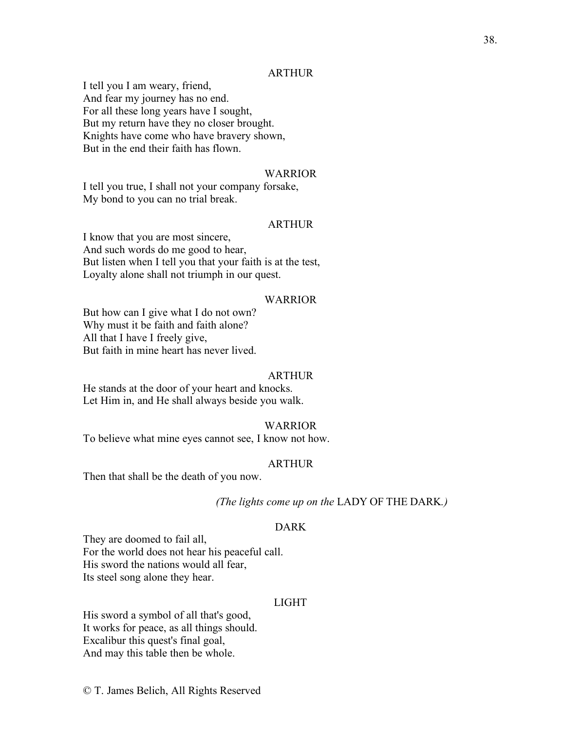ARTHUR

I tell you I am weary, friend,  
And fear my journey has no end.  
For all these long years have I sought,  
But my return have they no closer brought.  
Knights have come who have bravery shown,  
But in the end their faith has flown.

WARRIOR

I tell you true, I shall not your company forsake,  
My bond to you can no trial break.

ARTHUR

I know that you are most sincere,  
And such words do me good to hear,  
But listen when I tell you that your faith is at the test,  
Loyalty alone shall not triumph in our quest.

WARRIOR

But how can I give what I do not own?  
Why must it be faith and faith alone?  
All that I have I freely give,  
But faith in mine heart has never lived.

ARTHUR

He stands at the door of your heart and knocks.  
Let Him in, and He shall always beside you walk.

WARRIOR

To believe what mine eyes cannot see, I know not how.

ARTHUR

Then that shall be the death of you now.

*(The lights come up on the* LADY OF THE DARK*.)*

DARK

They are doomed to fail all,  
For the world does not hear his peaceful call.  
His sword the nations would all fear,  
Its steel song alone they hear.

LIGHT

His sword a symbol of all that's good,  
It works for peace, as all things should.  
Excalibur this quest's final goal,  
And may this table then be whole.

© T. James Belich, All Rights Reserved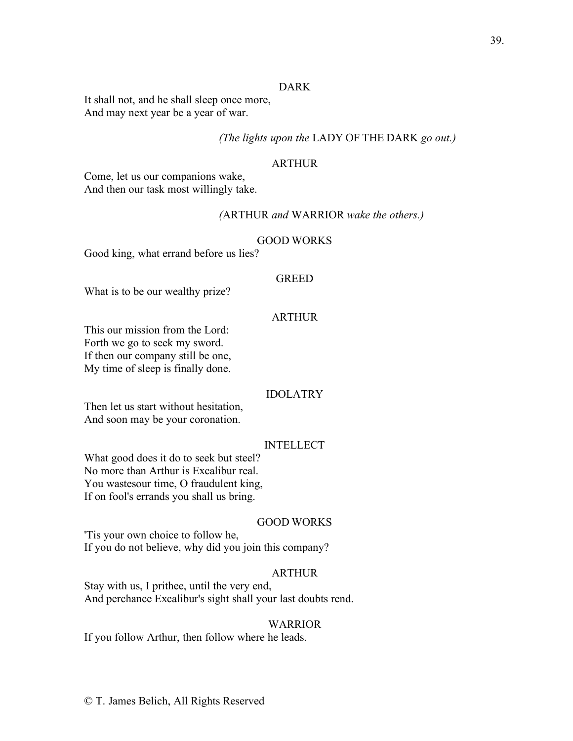DARK

It shall not, and he shall sleep once more,
And may next year be a year of war.

*(The lights upon the* LADY OF THE DARK *go out.)*

ARTHUR

Come, let us our companions wake,
And then our task most willingly take.

*(*ARTHUR *and* WARRIOR *wake the others.)*

GOOD WORKS

Good king, what errand before us lies?

GREED

What is to be our wealthy prize?

ARTHUR

This our mission from the Lord:
Forth we go to seek my sword.
If then our company still be one,
My time of sleep is finally done.

IDOLATRY

Then let us start without hesitation,
And soon may be your coronation.

INTELLECT

What good does it do to seek but steel?
No more than Arthur is Excalibur real.
You wastesour time, O fraudulent king,
If on fool's errands you shall us bring.

GOOD WORKS

'Tis your own choice to follow he,
If you do not believe, why did you join this company?

ARTHUR

Stay with us, I prithee, until the very end,
And perchance Excalibur's sight shall your last doubts rend.

WARRIOR

If you follow Arthur, then follow where he leads.

© T. James Belich, All Rights Reserved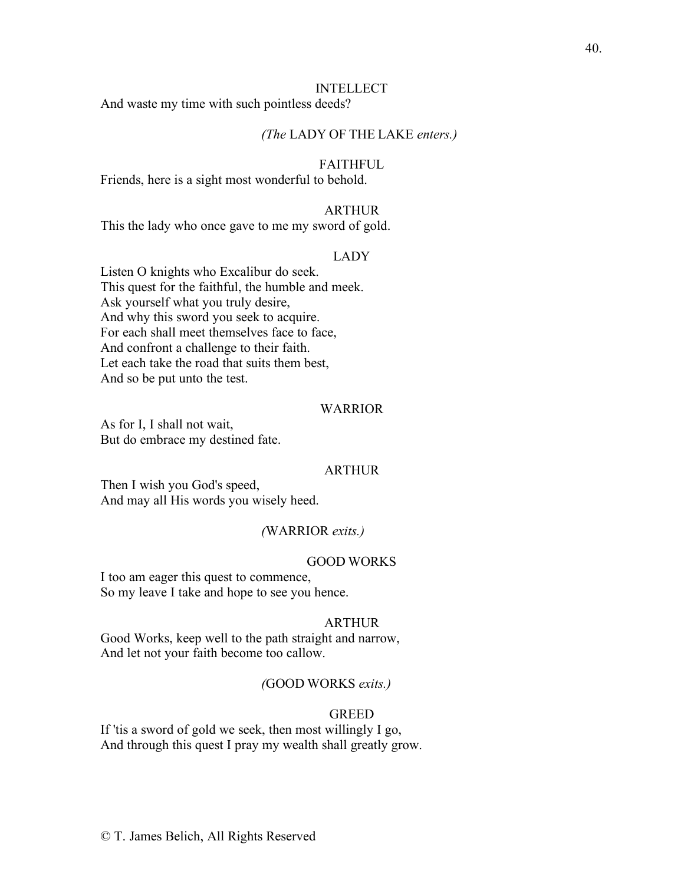INTELLECT

And waste my time with such pointless deeds?

*(The* LADY OF THE LAKE *enters.)*

FAITHFUL

Friends, here is a sight most wonderful to behold.

ARTHUR

This the lady who once gave to me my sword of gold.

LADY

Listen O knights who Excalibur do seek.
This quest for the faithful, the humble and meek.
Ask yourself what you truly desire,
And why this sword you seek to acquire.
For each shall meet themselves face to face,
And confront a challenge to their faith.
Let each take the road that suits them best,
And so be put unto the test.

WARRIOR

As for I, I shall not wait,
But do embrace my destined fate.

ARTHUR

Then I wish you God's speed,
And may all His words you wisely heed.

*(*WARRIOR *exits.)*

GOOD WORKS

I too am eager this quest to commence,
So my leave I take and hope to see you hence.

ARTHUR

Good Works, keep well to the path straight and narrow,
And let not your faith become too callow.

*(*GOOD WORKS *exits.)*

GREED

If 'tis a sword of gold we seek, then most willingly I go,
And through this quest I pray my wealth shall greatly grow.

© T. James Belich, All Rights Reserved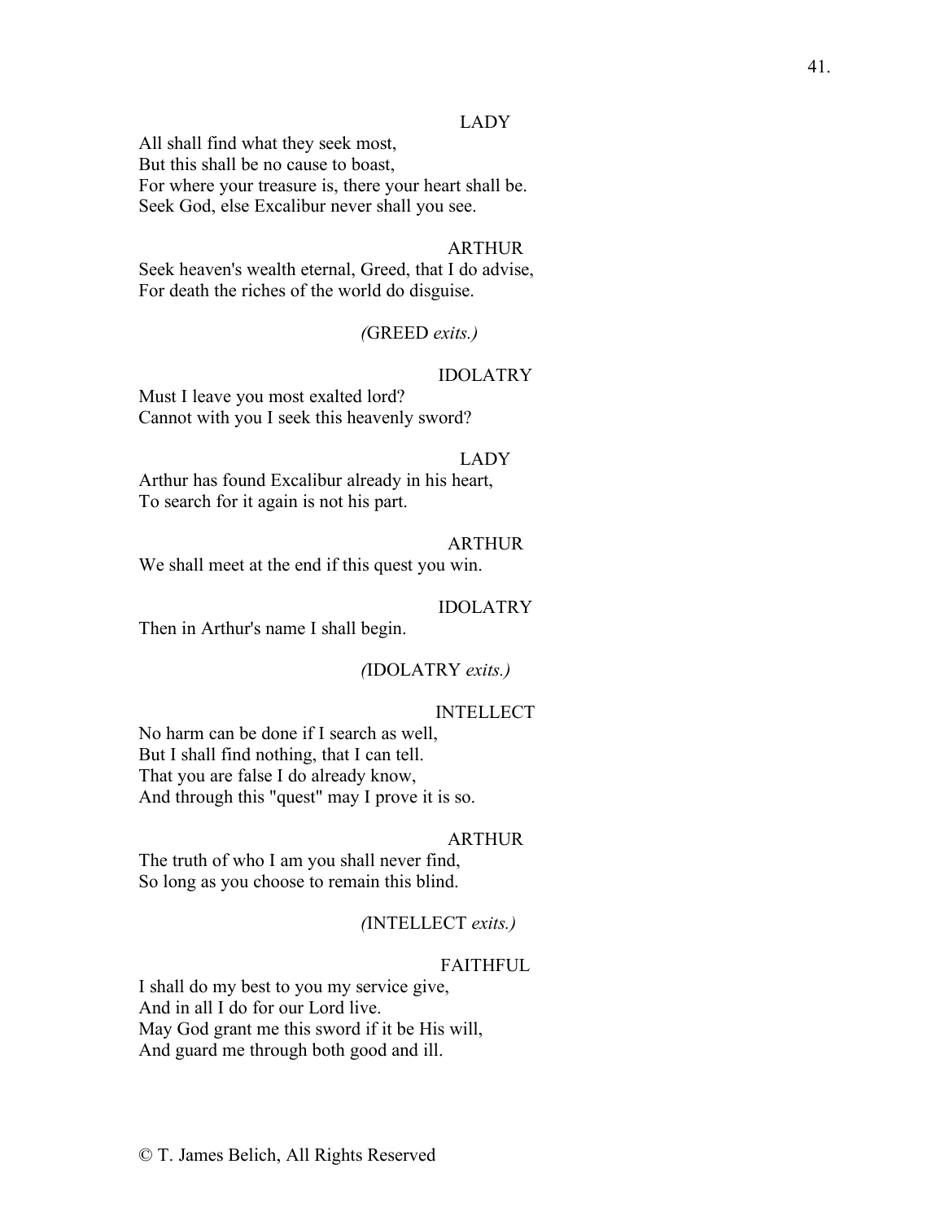LADY

All shall find what they seek most,
But this shall be no cause to boast,
For where your treasure is, there your heart shall be.
Seek God, else Excalibur never shall you see.

ARTHUR

Seek heaven's wealth eternal, Greed, that I do advise,
For death the riches of the world do disguise.

*(*GREED *exits.)*

IDOLATRY

Must I leave you most exalted lord?
Cannot with you I seek this heavenly sword?

LADY

Arthur has found Excalibur already in his heart,
To search for it again is not his part.

ARTHUR

We shall meet at the end if this quest you win.

IDOLATRY

Then in Arthur's name I shall begin.

*(*IDOLATRY *exits.)*

INTELLECT

No harm can be done if I search as well,
But I shall find nothing, that I can tell.
That you are false I do already know,
And through this "quest" may I prove it is so.

ARTHUR

The truth of who I am you shall never find,
So long as you choose to remain this blind.

*(*INTELLECT *exits.)*

FAITHFUL

I shall do my best to you my service give,
And in all I do for our Lord live.
May God grant me this sword if it be His will,
And guard me through both good and ill.

© T. James Belich, All Rights Reserved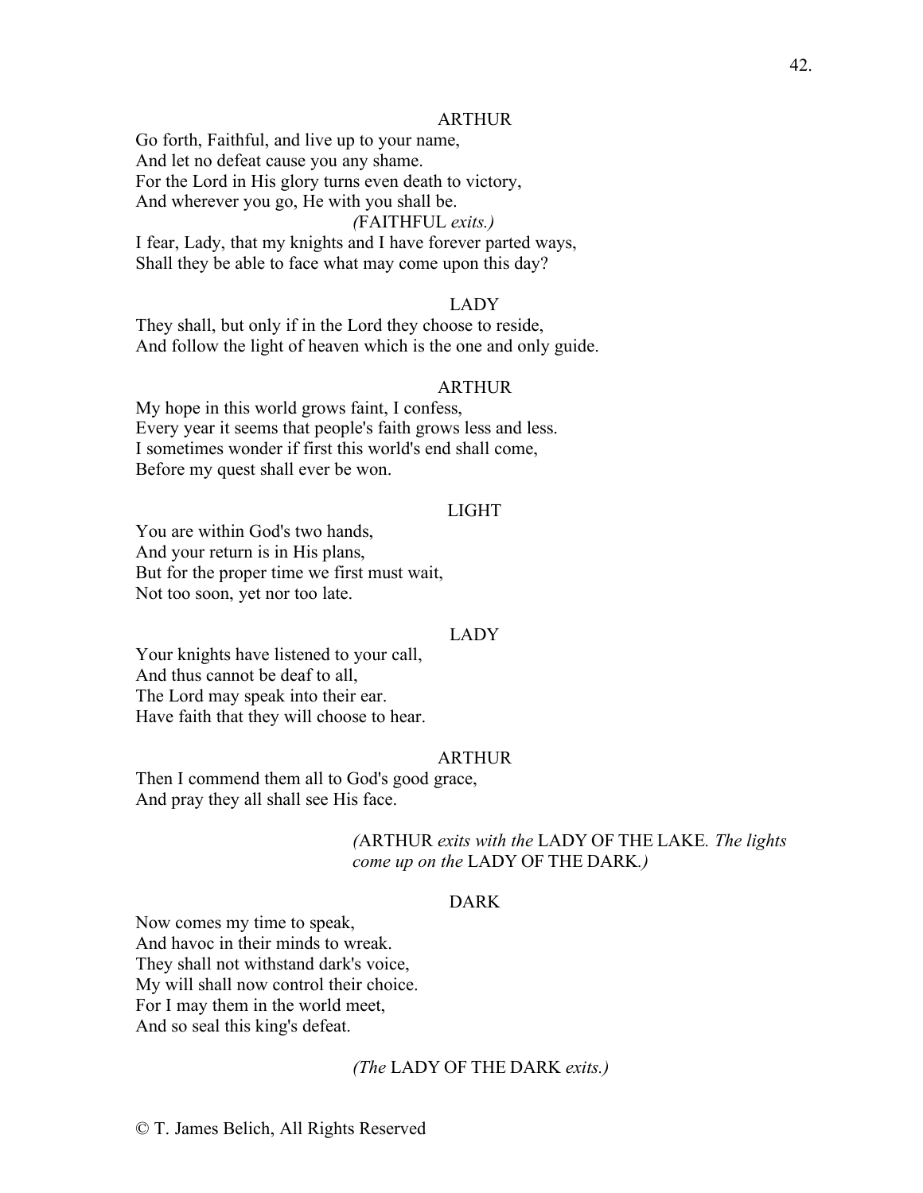ARTHUR

Go forth, Faithful, and live up to your name,
And let no defeat cause you any shame.
For the Lord in His glory turns even death to victory,
And wherever you go, He with you shall be.

*(*FAITHFUL *exits.)*

I fear, Lady, that my knights and I have forever parted ways,
Shall they be able to face what may come upon this day?

LADY

They shall, but only if in the Lord they choose to reside,
And follow the light of heaven which is the one and only guide.

ARTHUR

My hope in this world grows faint, I confess,
Every year it seems that people's faith grows less and less.
I sometimes wonder if first this world's end shall come,
Before my quest shall ever be won.

LIGHT

You are within God's two hands,
And your return is in His plans,
But for the proper time we first must wait,
Not too soon, yet nor too late.

LADY

Your knights have listened to your call,
And thus cannot be deaf to all,
The Lord may speak into their ear.
Have faith that they will choose to hear.

ARTHUR

Then I commend them all to God's good grace,
And pray they all shall see His face.

*(*ARTHUR *exits with the* LADY OF THE LAKE*. The lights come up on the* LADY OF THE DARK*.)*

DARK

Now comes my time to speak,
And havoc in their minds to wreak.
They shall not withstand dark's voice,
My will shall now control their choice.
For I may them in the world meet,
And so seal this king's defeat.

*(The* LADY OF THE DARK *exits.)*

© T. James Belich, All Rights Reserved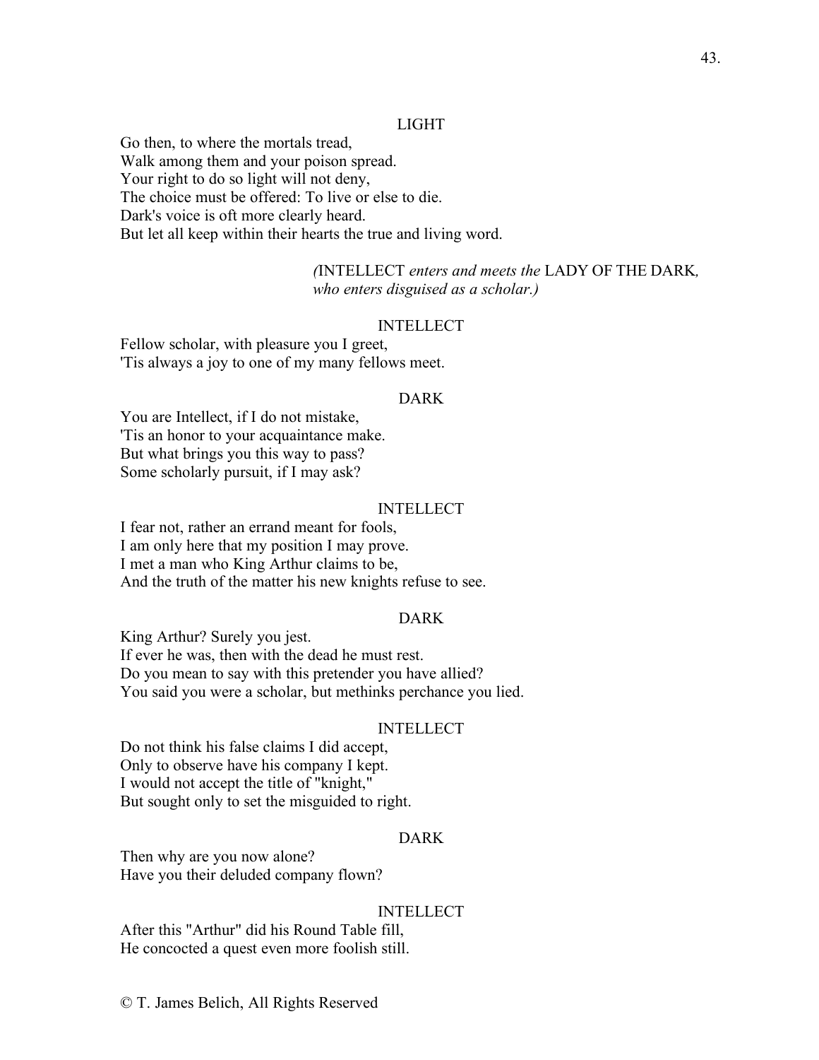LIGHT

Go then, to where the mortals tread,
Walk among them and your poison spread.
Your right to do so light will not deny,
The choice must be offered: To live or else to die.
Dark's voice is oft more clearly heard.
But let all keep within their hearts the true and living word.

*(*INTELLECT *enters and meets the* LADY OF THE DARK*, who enters disguised as a scholar.)*

INTELLECT

Fellow scholar, with pleasure you I greet,
'Tis always a joy to one of my many fellows meet.

DARK

You are Intellect, if I do not mistake,
'Tis an honor to your acquaintance make.
But what brings you this way to pass?
Some scholarly pursuit, if I may ask?

INTELLECT

I fear not, rather an errand meant for fools,
I am only here that my position I may prove.
I met a man who King Arthur claims to be,
And the truth of the matter his new knights refuse to see.

DARK

King Arthur? Surely you jest.
If ever he was, then with the dead he must rest.
Do you mean to say with this pretender you have allied?
You said you were a scholar, but methinks perchance you lied.

INTELLECT

Do not think his false claims I did accept,
Only to observe have his company I kept.
I would not accept the title of "knight,"
But sought only to set the misguided to right.

DARK

Then why are you now alone?
Have you their deluded company flown?

INTELLECT

After this "Arthur" did his Round Table fill,
He concocted a quest even more foolish still.

© T. James Belich, All Rights Reserved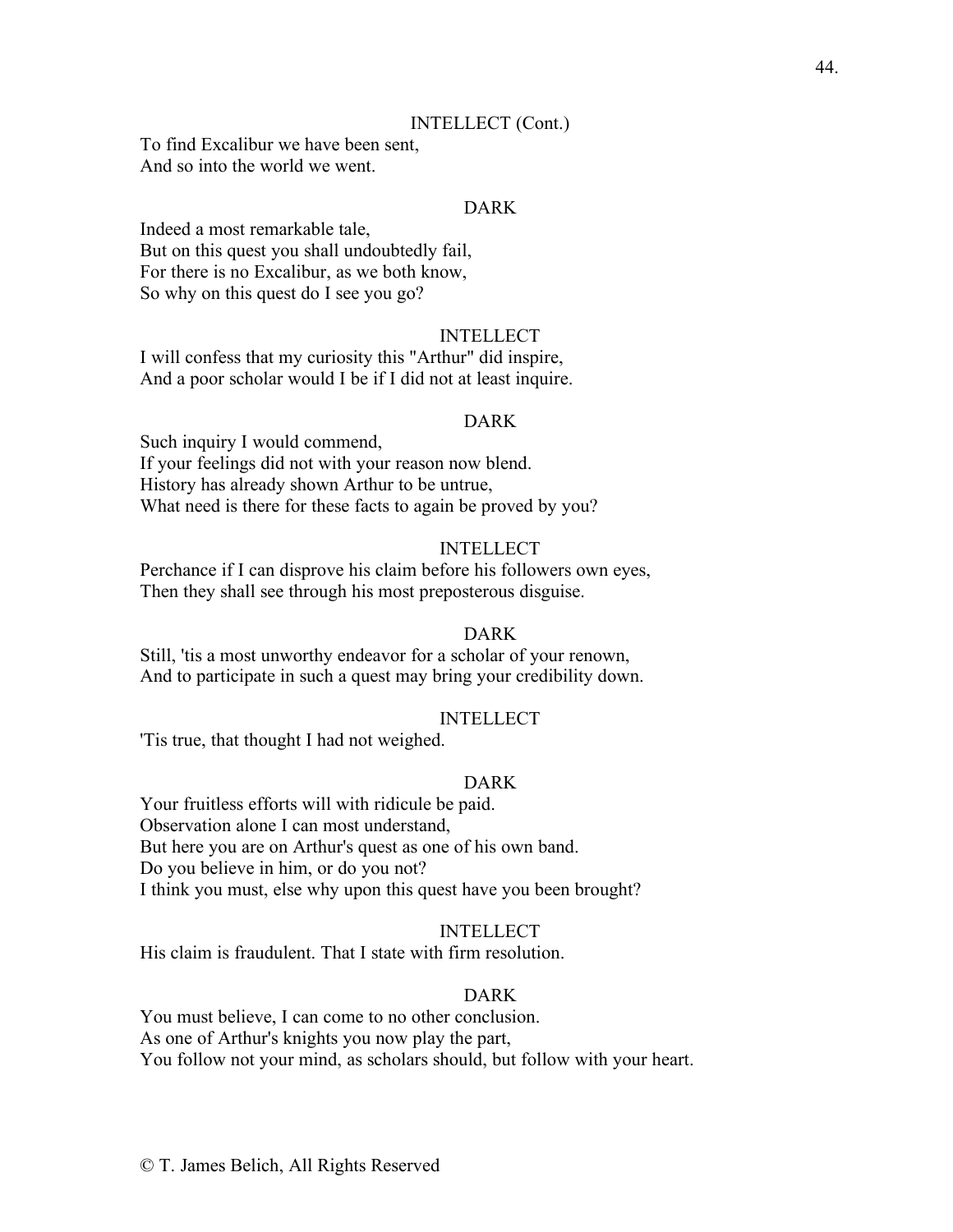INTELLECT (Cont.)

To find Excalibur we have been sent,
And so into the world we went.

DARK

Indeed a most remarkable tale,
But on this quest you shall undoubtedly fail,
For there is no Excalibur, as we both know,
So why on this quest do I see you go?

INTELLECT

I will confess that my curiosity this "Arthur" did inspire,
And a poor scholar would I be if I did not at least inquire.

DARK

Such inquiry I would commend,
If your feelings did not with your reason now blend.
History has already shown Arthur to be untrue,
What need is there for these facts to again be proved by you?

INTELLECT

Perchance if I can disprove his claim before his followers own eyes,
Then they shall see through his most preposterous disguise.

DARK

Still, 'tis a most unworthy endeavor for a scholar of your renown,
And to participate in such a quest may bring your credibility down.

INTELLECT

'Tis true, that thought I had not weighed.

DARK

Your fruitless efforts will with ridicule be paid.
Observation alone I can most understand,
But here you are on Arthur's quest as one of his own band.
Do you believe in him, or do you not?
I think you must, else why upon this quest have you been brought?

INTELLECT

His claim is fraudulent. That I state with firm resolution.

DARK

You must believe, I can come to no other conclusion.
As one of Arthur's knights you now play the part,
You follow not your mind, as scholars should, but follow with your heart.

© T. James Belich, All Rights Reserved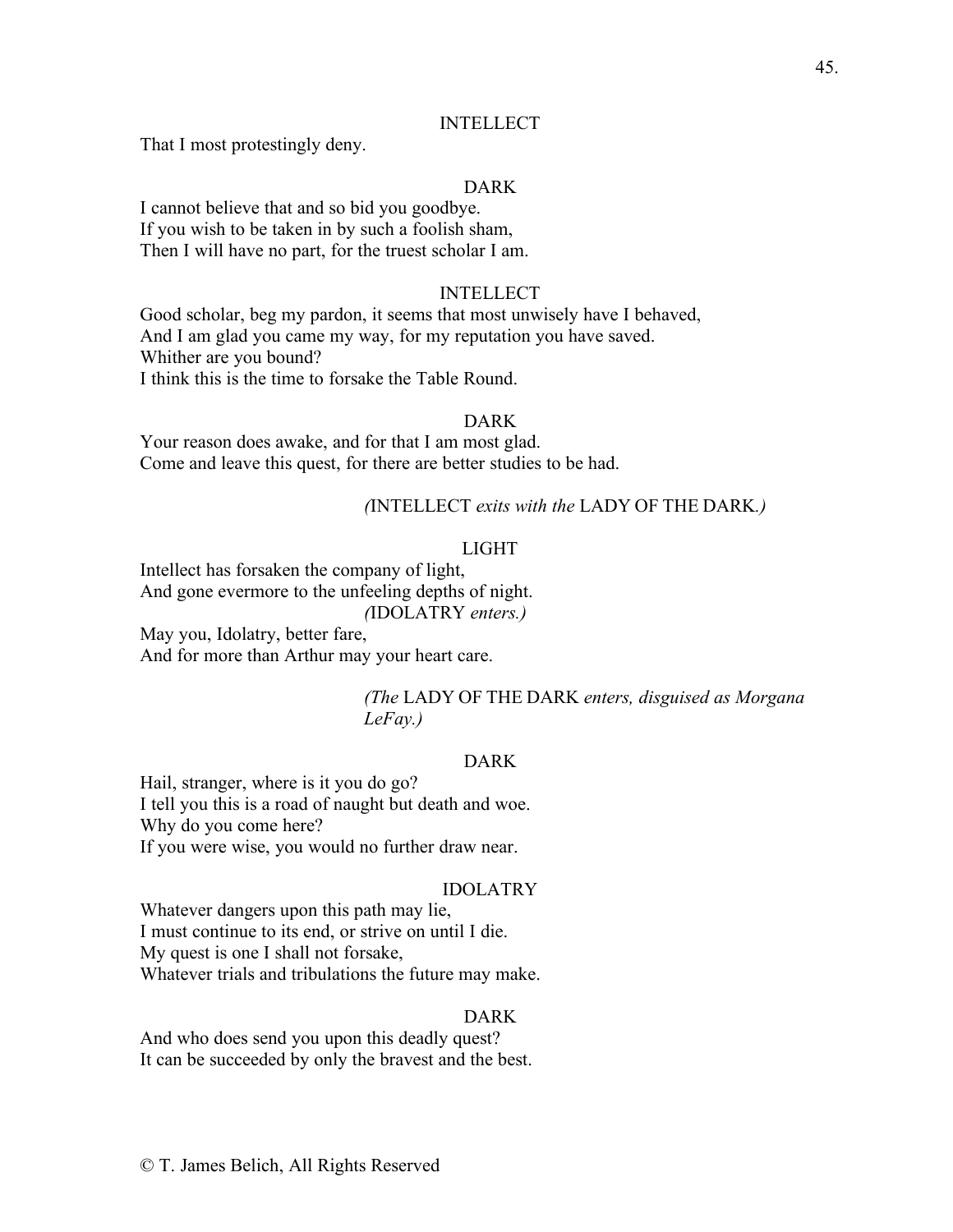INTELLECT

That I most protestingly deny.

DARK

I cannot believe that and so bid you goodbye.
If you wish to be taken in by such a foolish sham,
Then I will have no part, for the truest scholar I am.

INTELLECT

Good scholar, beg my pardon, it seems that most unwisely have I behaved,
And I am glad you came my way, for my reputation you have saved.
Whither are you bound?
I think this is the time to forsake the Table Round.

DARK

Your reason does awake, and for that I am most glad.
Come and leave this quest, for there are better studies to be had.

*(*INTELLECT *exits with the* LADY OF THE DARK*.)*

LIGHT

Intellect has forsaken the company of light,
And gone evermore to the unfeeling depths of night.
*(*IDOLATRY *enters.)*
May you, Idolatry, better fare,
And for more than Arthur may your heart care.

*(The* LADY OF THE DARK *enters, disguised as Morgana LeFay.)*

DARK

Hail, stranger, where is it you do go?
I tell you this is a road of naught but death and woe.
Why do you come here?
If you were wise, you would no further draw near.

IDOLATRY

Whatever dangers upon this path may lie,
I must continue to its end, or strive on until I die.
My quest is one I shall not forsake,
Whatever trials and tribulations the future may make.

DARK

And who does send you upon this deadly quest?
It can be succeeded by only the bravest and the best.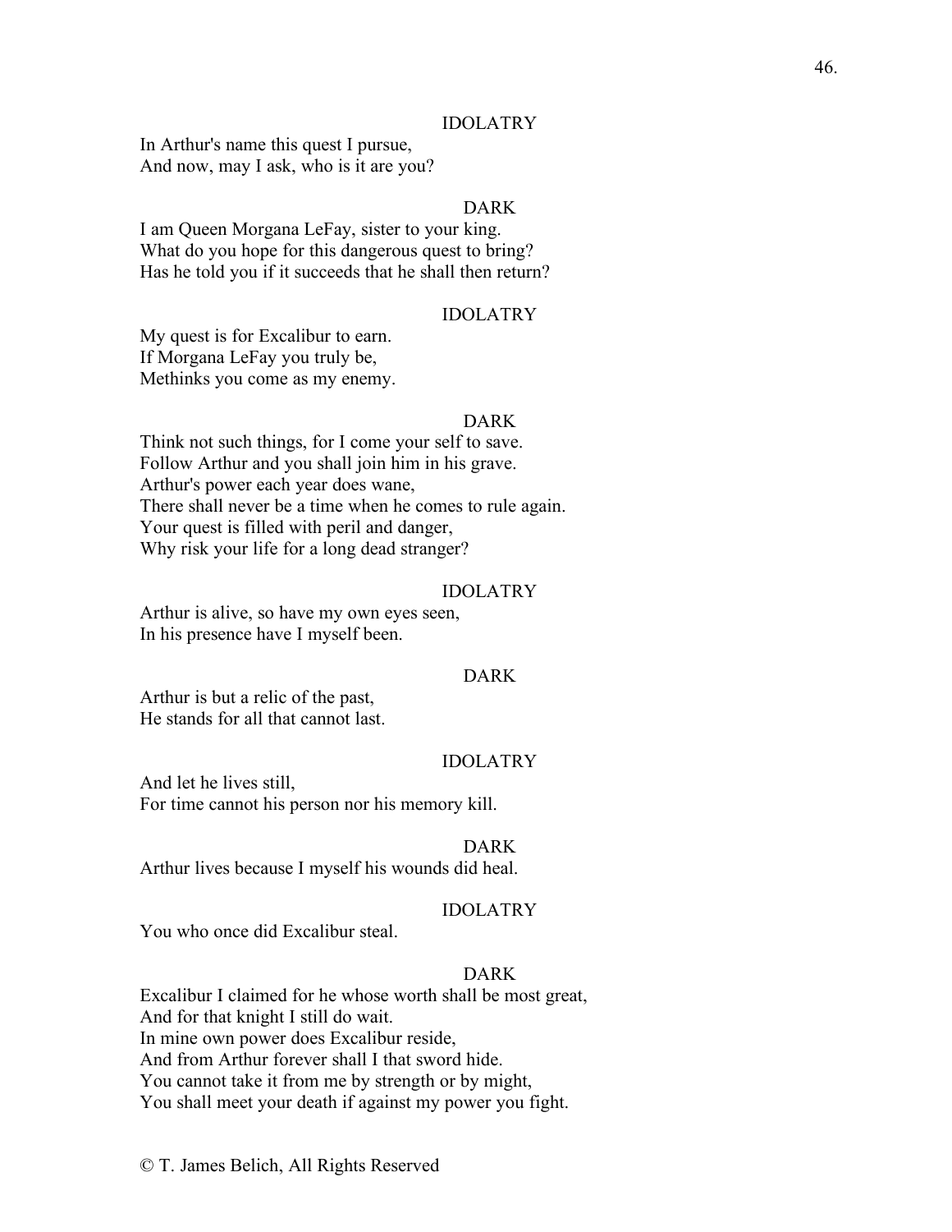IDOLATRY

In Arthur's name this quest I pursue,
And now, may I ask, who is it are you?

DARK

I am Queen Morgana LeFay, sister to your king.
What do you hope for this dangerous quest to bring?
Has he told you if it succeeds that he shall then return?

IDOLATRY

My quest is for Excalibur to earn.
If Morgana LeFay you truly be,
Methinks you come as my enemy.

DARK

Think not such things, for I come your self to save.
Follow Arthur and you shall join him in his grave.
Arthur's power each year does wane,
There shall never be a time when he comes to rule again.
Your quest is filled with peril and danger,
Why risk your life for a long dead stranger?

IDOLATRY

Arthur is alive, so have my own eyes seen,
In his presence have I myself been.

DARK

Arthur is but a relic of the past,
He stands for all that cannot last.

IDOLATRY

And let he lives still,
For time cannot his person nor his memory kill.

DARK

Arthur lives because I myself his wounds did heal.

IDOLATRY

You who once did Excalibur steal.

DARK

Excalibur I claimed for he whose worth shall be most great,
And for that knight I still do wait.
In mine own power does Excalibur reside,
And from Arthur forever shall I that sword hide.
You cannot take it from me by strength or by might,
You shall meet your death if against my power you fight.

© T. James Belich, All Rights Reserved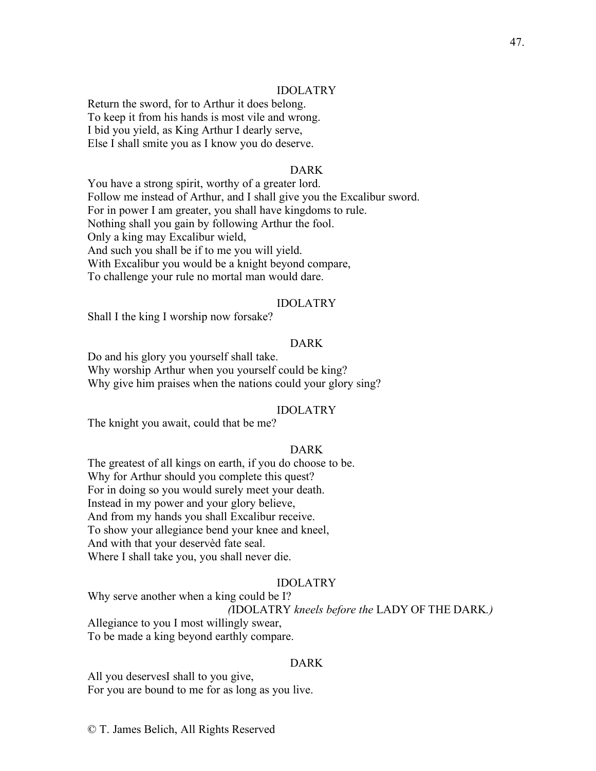IDOLATRY

Return the sword, for to Arthur it does belong.
To keep it from his hands is most vile and wrong.
I bid you yield, as King Arthur I dearly serve,
Else I shall smite you as I know you do deserve.

DARK

You have a strong spirit, worthy of a greater lord.
Follow me instead of Arthur, and I shall give you the Excalibur sword.
For in power I am greater, you shall have kingdoms to rule.
Nothing shall you gain by following Arthur the fool.
Only a king may Excalibur wield,
And such you shall be if to me you will yield.
With Excalibur you would be a knight beyond compare,
To challenge your rule no mortal man would dare.

IDOLATRY

Shall I the king I worship now forsake?

DARK

Do and his glory you yourself shall take.
Why worship Arthur when you yourself could be king?
Why give him praises when the nations could your glory sing?

IDOLATRY

The knight you await, could that be me?

DARK

The greatest of all kings on earth, if you do choose to be.
Why for Arthur should you complete this quest?
For in doing so you would surely meet your death.
Instead in my power and your glory believe,
And from my hands you shall Excalibur receive.
To show your allegiance bend your knee and kneel,
And with that your deservèd fate seal.
Where I shall take you, you shall never die.

IDOLATRY

Why serve another when a king could be I?

(IDOLATRY *kneels before the* LADY OF THE DARK*.)*

Allegiance to you I most willingly swear,
To be made a king beyond earthly compare.

DARK

All you deservesI shall to you give,
For you are bound to me for as long as you live.

© T. James Belich, All Rights Reserved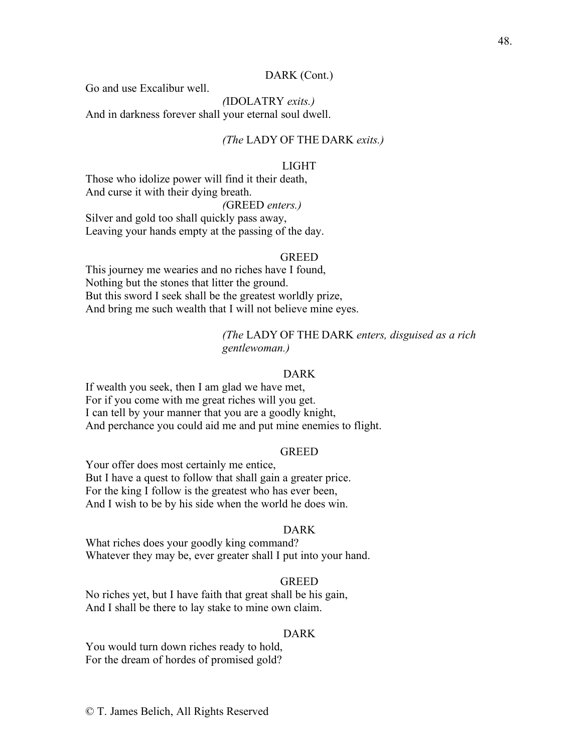DARK (Cont.)

Go and use Excalibur well.

*(*IDOLATRY *exits.)*

And in darkness forever shall your eternal soul dwell.

*(The* LADY OF THE DARK *exits.)*

LIGHT

Those who idolize power will find it their death,
And curse it with their dying breath.

*(*GREED *enters.)*

Silver and gold too shall quickly pass away,
Leaving your hands empty at the passing of the day.

GREED

This journey me wearies and no riches have I found,
Nothing but the stones that litter the ground.
But this sword I seek shall be the greatest worldly prize,
And bring me such wealth that I will not believe mine eyes.

*(The* LADY OF THE DARK *enters, disguised as a rich gentlewoman.)*

DARK

If wealth you seek, then I am glad we have met,
For if you come with me great riches will you get.
I can tell by your manner that you are a goodly knight,
And perchance you could aid me and put mine enemies to flight.

GREED

Your offer does most certainly me entice,
But I have a quest to follow that shall gain a greater price.
For the king I follow is the greatest who has ever been,
And I wish to be by his side when the world he does win.

DARK

What riches does your goodly king command?
Whatever they may be, ever greater shall I put into your hand.

GREED

No riches yet, but I have faith that great shall be his gain,
And I shall be there to lay stake to mine own claim.

DARK

You would turn down riches ready to hold,
For the dream of hordes of promised gold?

© T. James Belich, All Rights Reserved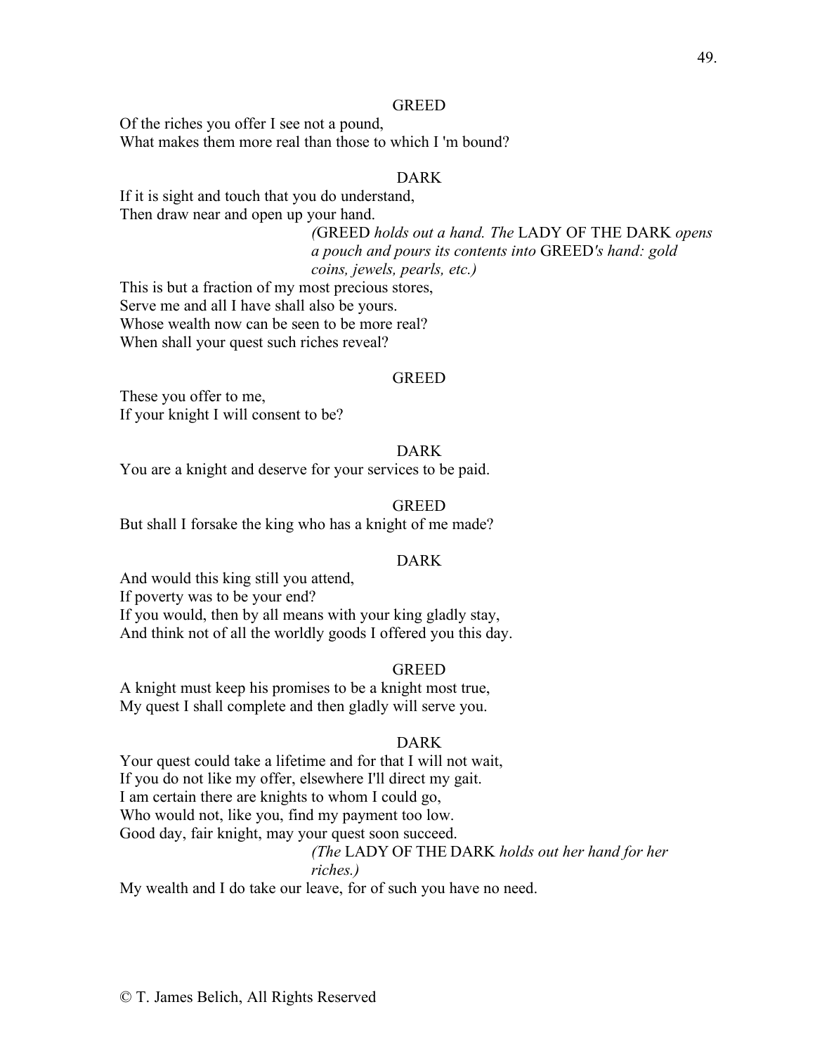GREED

Of the riches you offer I see not a pound,
What makes them more real than those to which I 'm bound?

DARK

If it is sight and touch that you do understand,
Then draw near and open up your hand.

*(*GREED *holds out a hand. The* LADY OF THE DARK *opens a pouch and pours its contents into* GREED*'s hand: gold coins, jewels, pearls, etc.)*

This is but a fraction of my most precious stores,
Serve me and all I have shall also be yours.
Whose wealth now can be seen to be more real?
When shall your quest such riches reveal?

GREED

These you offer to me,
If your knight I will consent to be?

DARK

You are a knight and deserve for your services to be paid.

GREED

But shall I forsake the king who has a knight of me made?

DARK

And would this king still you attend,
If poverty was to be your end?
If you would, then by all means with your king gladly stay,
And think not of all the worldly goods I offered you this day.

GREED

A knight must keep his promises to be a knight most true,
My quest I shall complete and then gladly will serve you.

DARK

Your quest could take a lifetime and for that I will not wait,
If you do not like my offer, elsewhere I'll direct my gait.
I am certain there are knights to whom I could go,
Who would not, like you, find my payment too low.
Good day, fair knight, may your quest soon succeed.

*(The* LADY OF THE DARK *holds out her hand for her riches.)*

My wealth and I do take our leave, for of such you have no need.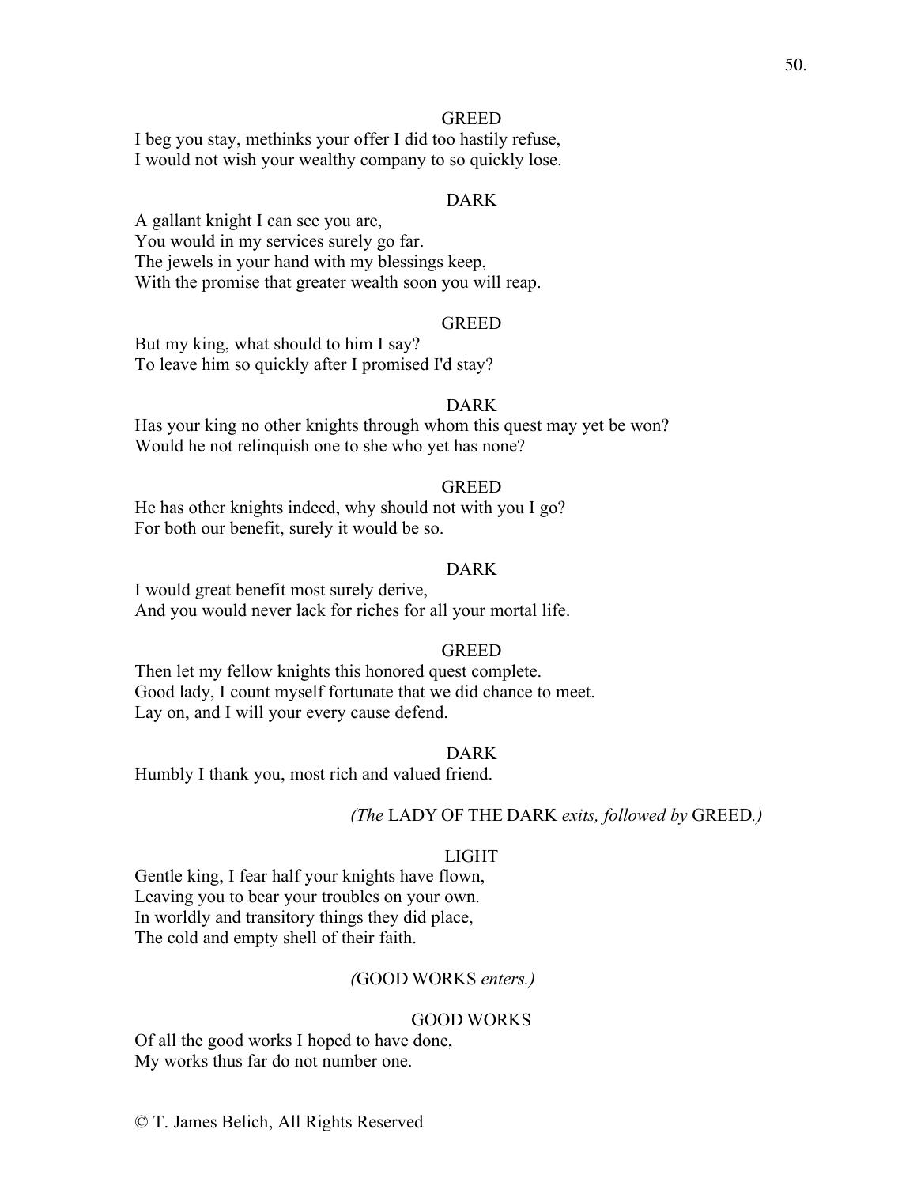GREED

I beg you stay, methinks your offer I did too hastily refuse,
I would not wish your wealthy company to so quickly lose.

DARK

A gallant knight I can see you are,
You would in my services surely go far.
The jewels in your hand with my blessings keep,
With the promise that greater wealth soon you will reap.

GREED

But my king, what should to him I say?
To leave him so quickly after I promised I'd stay?

DARK

Has your king no other knights through whom this quest may yet be won?
Would he not relinquish one to she who yet has none?

GREED

He has other knights indeed, why should not with you I go?
For both our benefit, surely it would be so.

DARK

I would great benefit most surely derive,
And you would never lack for riches for all your mortal life.

GREED

Then let my fellow knights this honored quest complete.
Good lady, I count myself fortunate that we did chance to meet.
Lay on, and I will your every cause defend.

DARK

Humbly I thank you, most rich and valued friend.

*(The* LADY OF THE DARK *exits, followed by* GREED*.)*

LIGHT

Gentle king, I fear half your knights have flown,
Leaving you to bear your troubles on your own.
In worldly and transitory things they did place,
The cold and empty shell of their faith.

*(*GOOD WORKS *enters.)*

GOOD WORKS

Of all the good works I hoped to have done,
My works thus far do not number one.

© T. James Belich, All Rights Reserved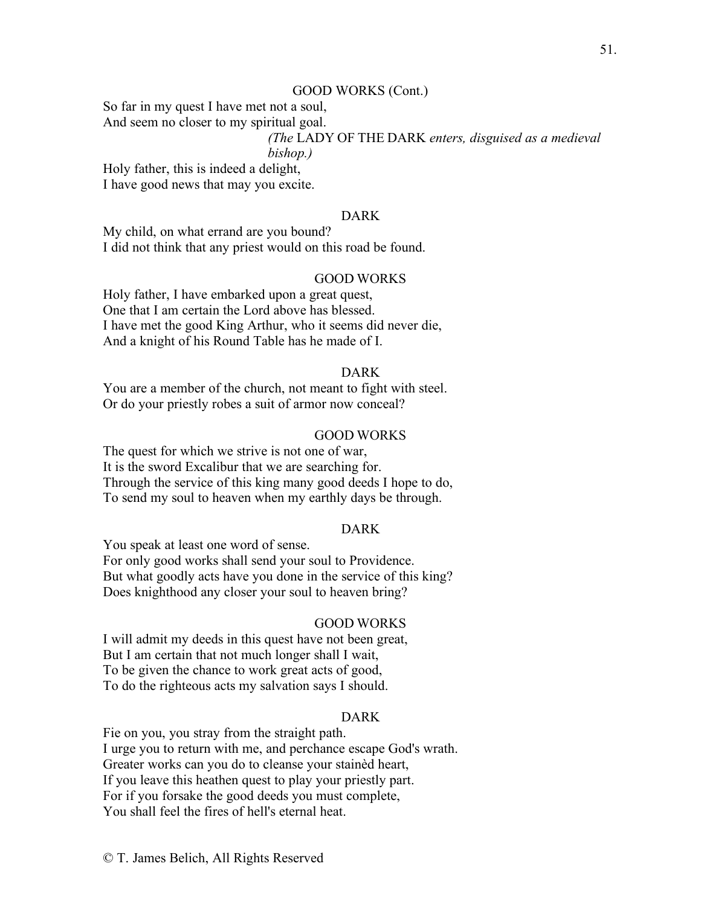GOOD WORKS (Cont.)

So far in my quest I have met not a soul,
And seem no closer to my spiritual goal.

*(The* LADY OF THE DARK *enters, disguised as a medieval bishop.)*

Holy father, this is indeed a delight,
I have good news that may you excite.

DARK

My child, on what errand are you bound?
I did not think that any priest would on this road be found.

GOOD WORKS

Holy father, I have embarked upon a great quest,
One that I am certain the Lord above has blessed.
I have met the good King Arthur, who it seems did never die,
And a knight of his Round Table has he made of I.

DARK

You are a member of the church, not meant to fight with steel.
Or do your priestly robes a suit of armor now conceal?

GOOD WORKS

The quest for which we strive is not one of war,
It is the sword Excalibur that we are searching for.
Through the service of this king many good deeds I hope to do,
To send my soul to heaven when my earthly days be through.

DARK

You speak at least one word of sense.
For only good works shall send your soul to Providence.
But what goodly acts have you done in the service of this king?
Does knighthood any closer your soul to heaven bring?

GOOD WORKS

I will admit my deeds in this quest have not been great,
But I am certain that not much longer shall I wait,
To be given the chance to work great acts of good,
To do the righteous acts my salvation says I should.

DARK

Fie on you, you stray from the straight path.
I urge you to return with me, and perchance escape God's wrath.
Greater works can you do to cleanse your stainèd heart,
If you leave this heathen quest to play your priestly part.
For if you forsake the good deeds you must complete,
You shall feel the fires of hell's eternal heat.

© T. James Belich, All Rights Reserved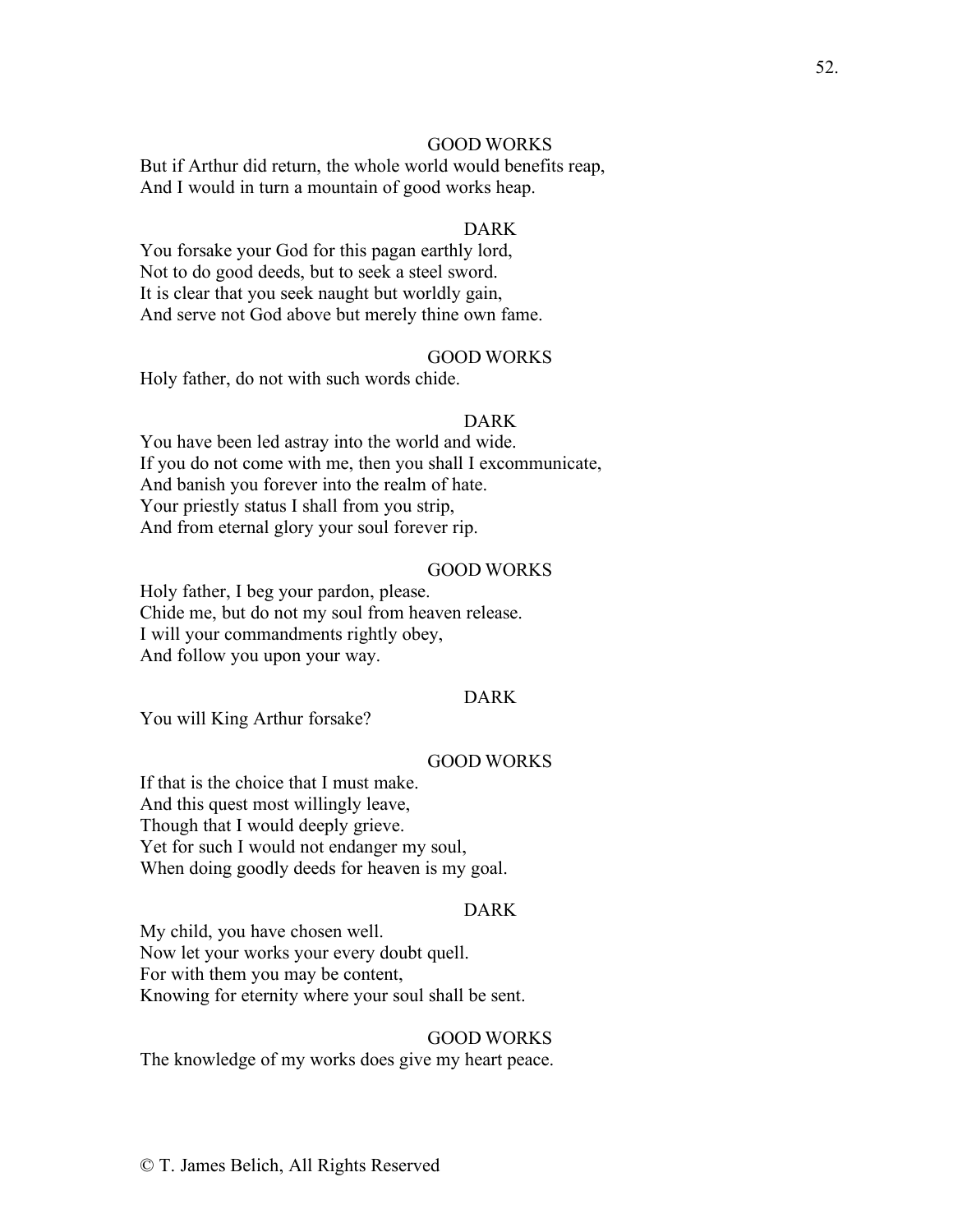GOOD WORKS

But if Arthur did return, the whole world would benefits reap,
And I would in turn a mountain of good works heap.

DARK

You forsake your God for this pagan earthly lord,
Not to do good deeds, but to seek a steel sword.
It is clear that you seek naught but worldly gain,
And serve not God above but merely thine own fame.

GOOD WORKS

Holy father, do not with such words chide.

DARK

You have been led astray into the world and wide.
If you do not come with me, then you shall I excommunicate,
And banish you forever into the realm of hate.
Your priestly status I shall from you strip,
And from eternal glory your soul forever rip.

GOOD WORKS

Holy father, I beg your pardon, please.
Chide me, but do not my soul from heaven release.
I will your commandments rightly obey,
And follow you upon your way.

DARK

You will King Arthur forsake?

GOOD WORKS

If that is the choice that I must make.
And this quest most willingly leave,
Though that I would deeply grieve.
Yet for such I would not endanger my soul,
When doing goodly deeds for heaven is my goal.

DARK

My child, you have chosen well.
Now let your works your every doubt quell.
For with them you may be content,
Knowing for eternity where your soul shall be sent.

GOOD WORKS

The knowledge of my works does give my heart peace.

© T. James Belich, All Rights Reserved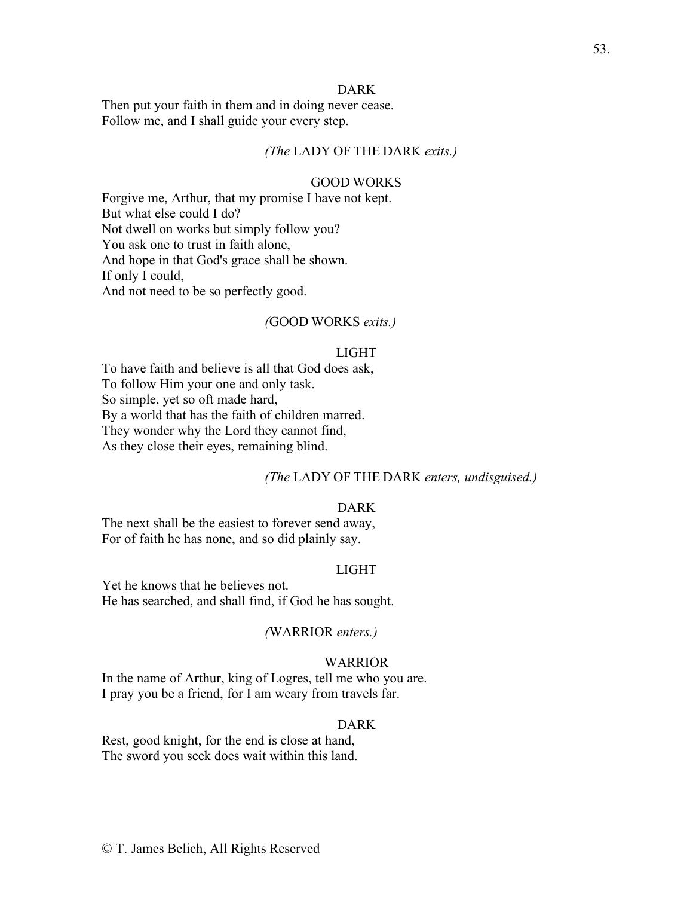DARK

Then put your faith in them and in doing never cease.
Follow me, and I shall guide your every step.

*(The* LADY OF THE DARK *exits.)*

GOOD WORKS

Forgive me, Arthur, that my promise I have not kept.
But what else could I do?
Not dwell on works but simply follow you?
You ask one to trust in faith alone,
And hope in that God's grace shall be shown.
If only I could,
And not need to be so perfectly good.

*(*GOOD WORKS *exits.)*

LIGHT

To have faith and believe is all that God does ask,
To follow Him your one and only task.
So simple, yet so oft made hard,
By a world that has the faith of children marred.
They wonder why the Lord they cannot find,
As they close their eyes, remaining blind.

*(The* LADY OF THE DARK *enters, undisguised.)*

DARK

The next shall be the easiest to forever send away,
For of faith he has none, and so did plainly say.

LIGHT

Yet he knows that he believes not.
He has searched, and shall find, if God he has sought.

*(*WARRIOR *enters.)*

WARRIOR

In the name of Arthur, king of Logres, tell me who you are.
I pray you be a friend, for I am weary from travels far.

DARK

Rest, good knight, for the end is close at hand,
The sword you seek does wait within this land.

© T. James Belich, All Rights Reserved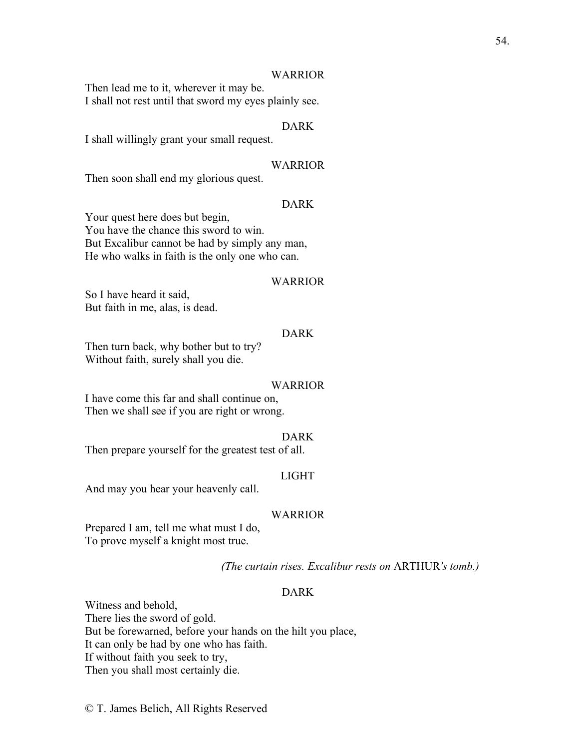WARRIOR

Then lead me to it, wherever it may be.
I shall not rest until that sword my eyes plainly see.

DARK

I shall willingly grant your small request.

WARRIOR

Then soon shall end my glorious quest.

DARK

Your quest here does but begin,
You have the chance this sword to win.
But Excalibur cannot be had by simply any man,
He who walks in faith is the only one who can.

WARRIOR

So I have heard it said,
But faith in me, alas, is dead.

DARK

Then turn back, why bother but to try?
Without faith, surely shall you die.

WARRIOR

I have come this far and shall continue on,
Then we shall see if you are right or wrong.

DARK

Then prepare yourself for the greatest test of all.

LIGHT

And may you hear your heavenly call.

WARRIOR

Prepared I am, tell me what must I do,
To prove myself a knight most true.

*(The curtain rises. Excalibur rests on* ARTHUR*'s tomb.)*

DARK

Witness and behold,
There lies the sword of gold.
But be forewarned, before your hands on the hilt you place,
It can only be had by one who has faith.
If without faith you seek to try,
Then you shall most certainly die.

© T. James Belich, All Rights Reserved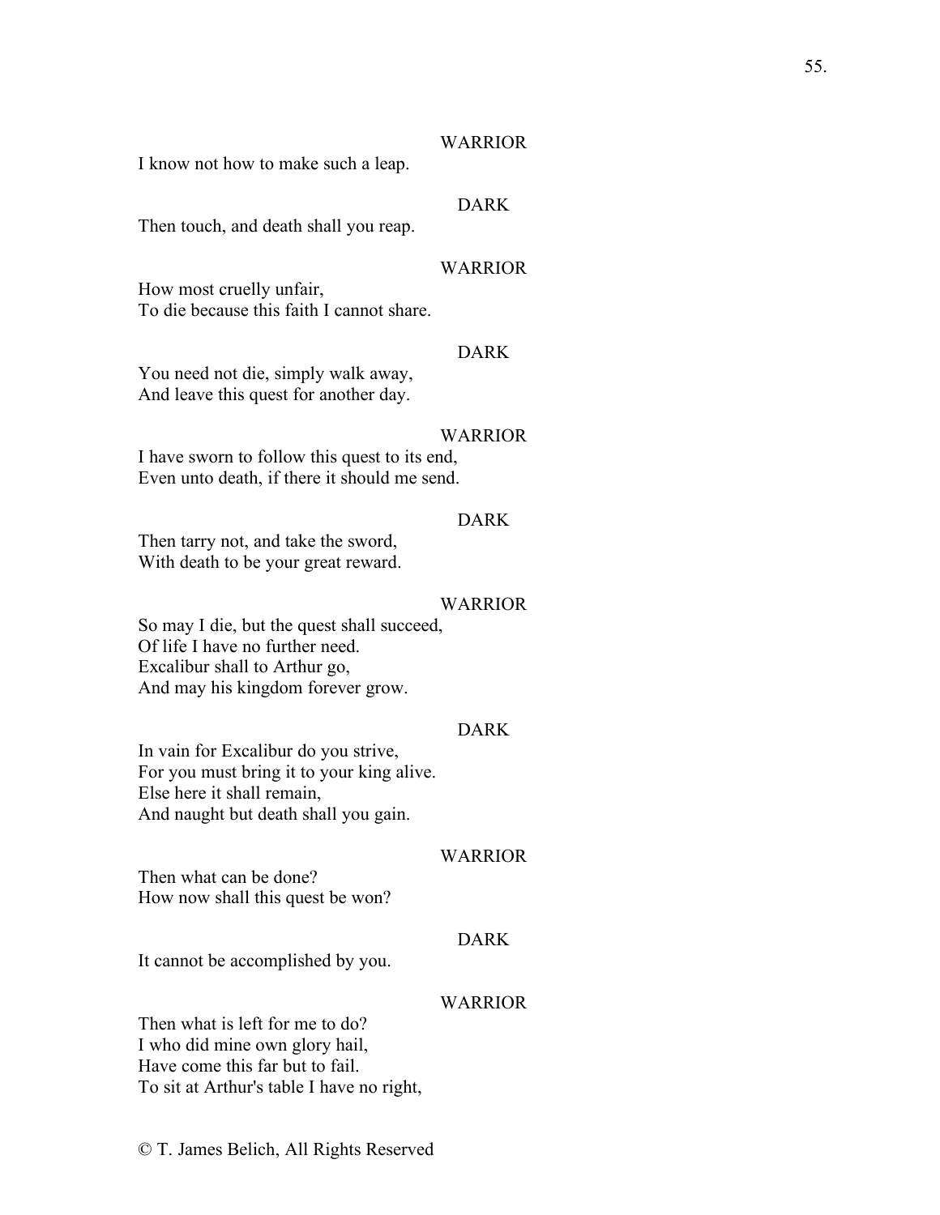WARRIOR

I know not how to make such a leap.

DARK

Then touch, and death shall you reap.

WARRIOR

How most cruelly unfair,
To die because this faith I cannot share.

DARK

You need not die, simply walk away,
And leave this quest for another day.

WARRIOR

I have sworn to follow this quest to its end,
Even unto death, if there it should me send.

DARK

Then tarry not, and take the sword,
With death to be your great reward.

WARRIOR

So may I die, but the quest shall succeed,
Of life I have no further need.
Excalibur shall to Arthur go,
And may his kingdom forever grow.

DARK

In vain for Excalibur do you strive,
For you must bring it to your king alive.
Else here it shall remain,
And naught but death shall you gain.

WARRIOR

Then what can be done?
How now shall this quest be won?

DARK

It cannot be accomplished by you.

WARRIOR

Then what is left for me to do?
I who did mine own glory hail,
Have come this far but to fail.
To sit at Arthur's table I have no right,

© T. James Belich, All Rights Reserved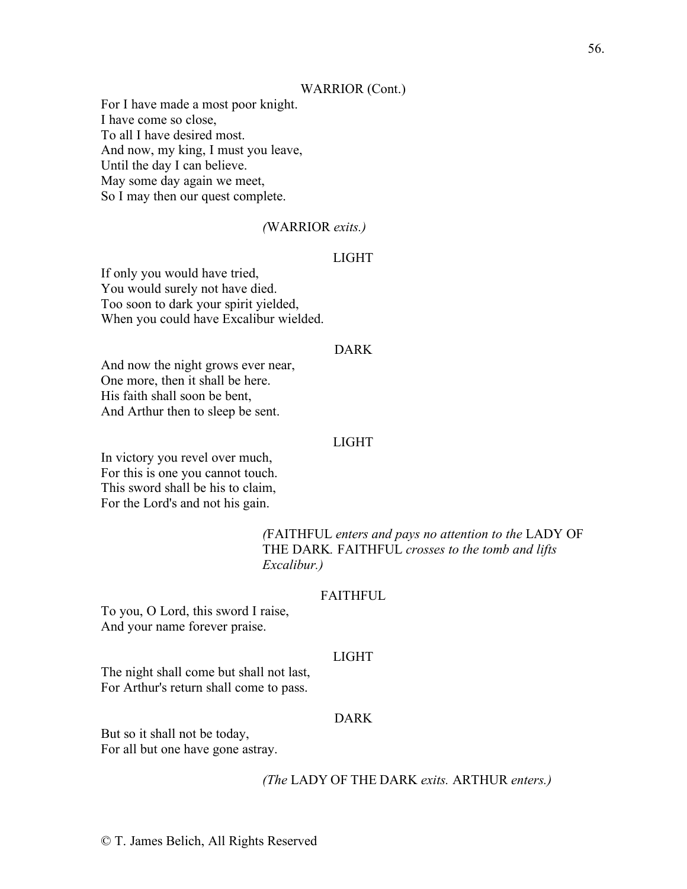WARRIOR (Cont.)

For I have made a most poor knight.
I have come so close,
To all I have desired most.
And now, my king, I must you leave,
Until the day I can believe.
May some day again we meet,
So I may then our quest complete.

*(*WARRIOR *exits.)*

LIGHT

If only you would have tried,
You would surely not have died.
Too soon to dark your spirit yielded,
When you could have Excalibur wielded.

DARK

And now the night grows ever near,
One more, then it shall be here.
His faith shall soon be bent,
And Arthur then to sleep be sent.

LIGHT

In victory you revel over much,
For this is one you cannot touch.
This sword shall be his to claim,
For the Lord's and not his gain.

*(*FAITHFUL *enters and pays no attention to the* LADY OF THE DARK*.* FAITHFUL *crosses to the tomb and lifts Excalibur.)*

FAITHFUL

To you, O Lord, this sword I raise,
And your name forever praise.

LIGHT

The night shall come but shall not last,
For Arthur's return shall come to pass.

DARK

But so it shall not be today,
For all but one have gone astray.

*(The* LADY OF THE DARK *exits.* ARTHUR *enters.)*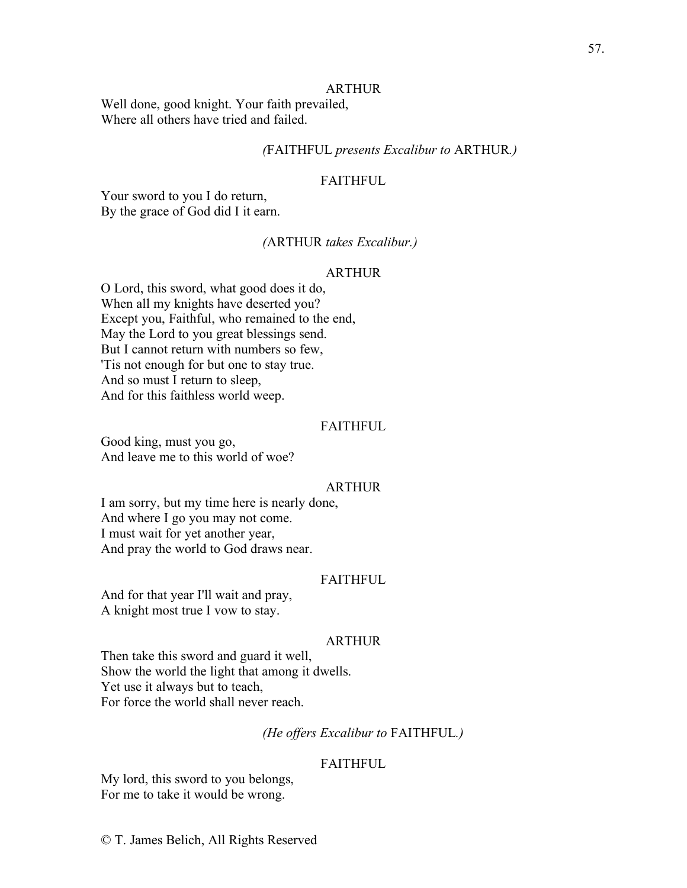ARTHUR

Well done, good knight. Your faith prevailed,
Where all others have tried and failed.

*(*FAITHFUL *presents Excalibur to* ARTHUR*.)*

FAITHFUL

Your sword to you I do return,
By the grace of God did I it earn.

*(*ARTHUR *takes Excalibur.)*

ARTHUR

O Lord, this sword, what good does it do,
When all my knights have deserted you?
Except you, Faithful, who remained to the end,
May the Lord to you great blessings send.
But I cannot return with numbers so few,
'Tis not enough for but one to stay true.
And so must I return to sleep,
And for this faithless world weep.

FAITHFUL

Good king, must you go,
And leave me to this world of woe?

ARTHUR

I am sorry, but my time here is nearly done,
And where I go you may not come.
I must wait for yet another year,
And pray the world to God draws near.

FAITHFUL

And for that year I'll wait and pray,
A knight most true I vow to stay.

ARTHUR

Then take this sword and guard it well,
Show the world the light that among it dwells.
Yet use it always but to teach,
For force the world shall never reach.

*(He offers Excalibur to* FAITHFUL*.)*

FAITHFUL

My lord, this sword to you belongs,
For me to take it would be wrong.

© T. James Belich, All Rights Reserved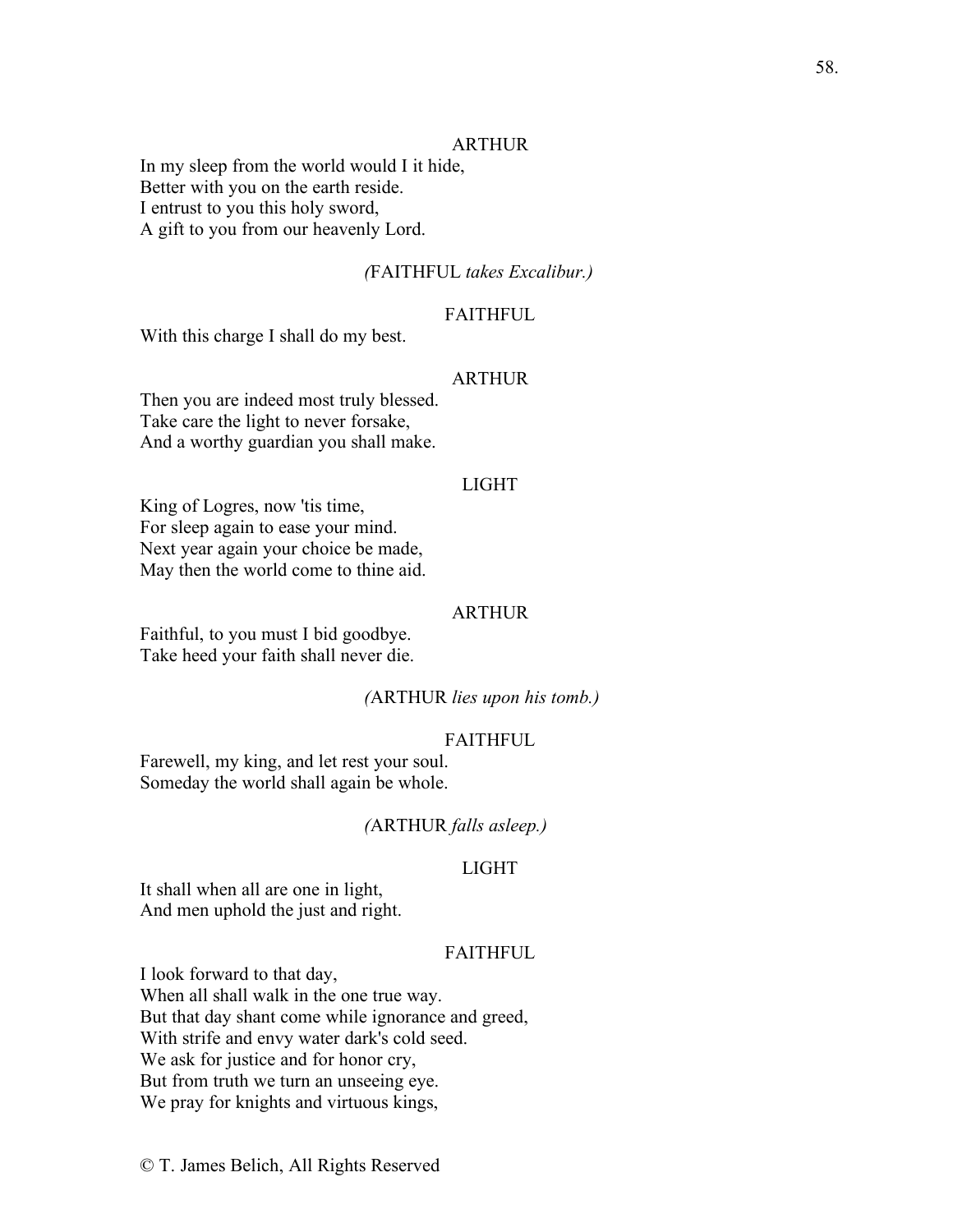ARTHUR

In my sleep from the world would I it hide,
Better with you on the earth reside.
I entrust to you this holy sword,
A gift to you from our heavenly Lord.

*(*FAITHFUL *takes Excalibur.)*

FAITHFUL

With this charge I shall do my best.

ARTHUR

Then you are indeed most truly blessed.
Take care the light to never forsake,
And a worthy guardian you shall make.

LIGHT

King of Logres, now 'tis time,
For sleep again to ease your mind.
Next year again your choice be made,
May then the world come to thine aid.

ARTHUR

Faithful, to you must I bid goodbye.
Take heed your faith shall never die.

*(*ARTHUR *lies upon his tomb.)*

FAITHFUL

Farewell, my king, and let rest your soul.
Someday the world shall again be whole.

*(*ARTHUR *falls asleep.)*

LIGHT

It shall when all are one in light,
And men uphold the just and right.

FAITHFUL

I look forward to that day,
When all shall walk in the one true way.
But that day shant come while ignorance and greed,
With strife and envy water dark's cold seed.
We ask for justice and for honor cry,
But from truth we turn an unseeing eye.
We pray for knights and virtuous kings,

© T. James Belich, All Rights Reserved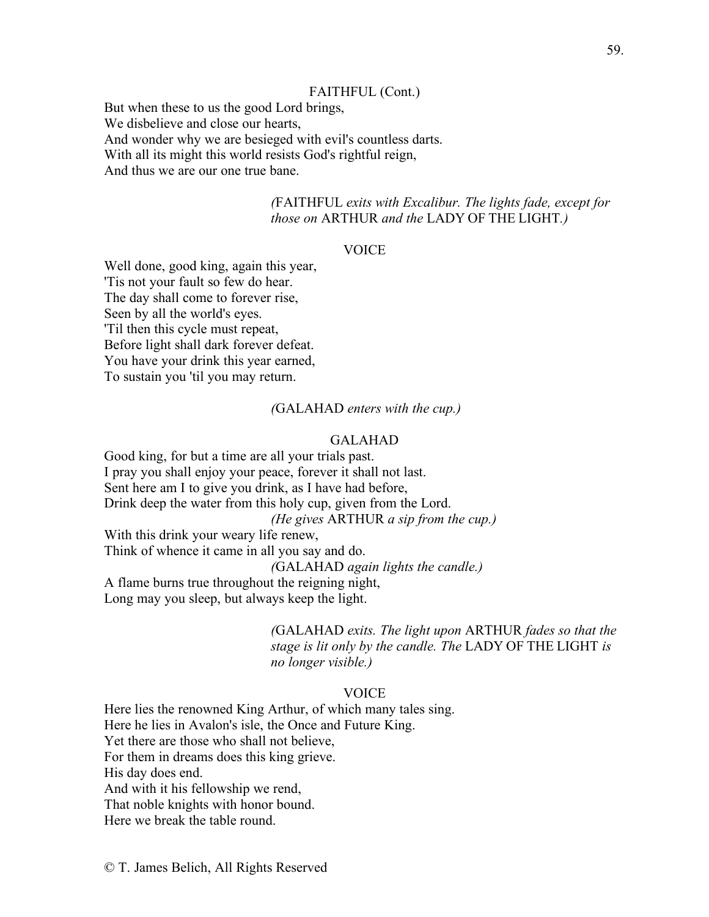FAITHFUL (Cont.)

But when these to us the good Lord brings,
We disbelieve and close our hearts,
And wonder why we are besieged with evil's countless darts.
With all its might this world resists God's rightful reign,
And thus we are our one true bane.

*(*FAITHFUL *exits with Excalibur. The lights fade, except for those on* ARTHUR *and the* LADY OF THE LIGHT*.)*

VOICE

Well done, good king, again this year,
'Tis not your fault so few do hear.
The day shall come to forever rise,
Seen by all the world's eyes.
'Til then this cycle must repeat,
Before light shall dark forever defeat.
You have your drink this year earned,
To sustain you 'til you may return.

*(*GALAHAD *enters with the cup.)*

GALAHAD

Good king, for but a time are all your trials past.
I pray you shall enjoy your peace, forever it shall not last.
Sent here am I to give you drink, as I have had before,
Drink deep the water from this holy cup, given from the Lord.
*(He gives* ARTHUR *a sip from the cup.)*
With this drink your weary life renew,
Think of whence it came in all you say and do.
*(*GALAHAD *again lights the candle.)*
A flame burns true throughout the reigning night,
Long may you sleep, but always keep the light.

*(*GALAHAD *exits. The light upon* ARTHUR *fades so that the stage is lit only by the candle. The* LADY OF THE LIGHT *is no longer visible.)*

VOICE

Here lies the renowned King Arthur, of which many tales sing.
Here he lies in Avalon's isle, the Once and Future King.
Yet there are those who shall not believe,
For them in dreams does this king grieve.
His day does end.
And with it his fellowship we rend,
That noble knights with honor bound.
Here we break the table round.

© T. James Belich, All Rights Reserved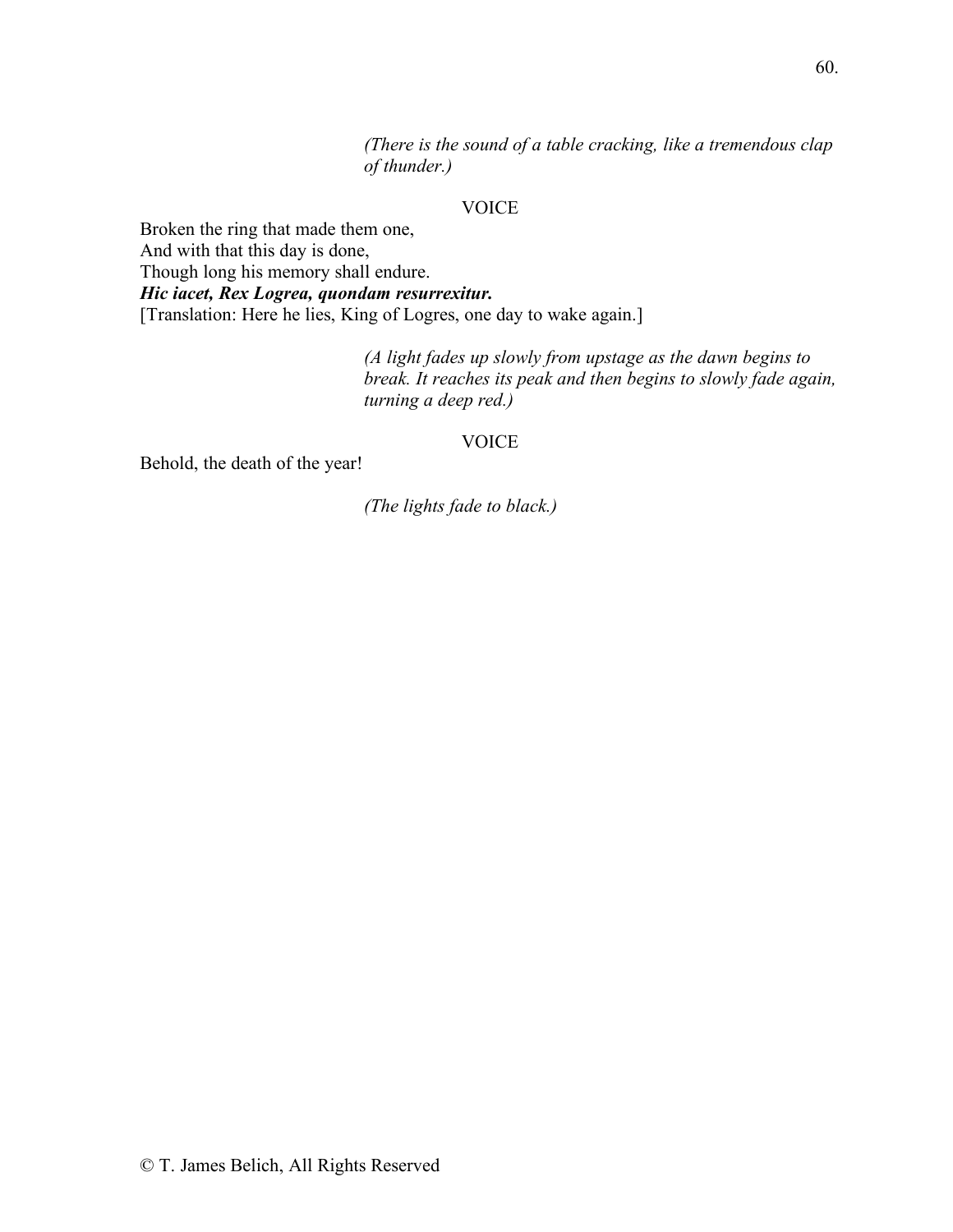*(There is the sound of a table cracking, like a tremendous clap of thunder.)*

VOICE

Broken the ring that made them one,
And with that this day is done,
Though long his memory shall endure.
***Hic iacet, Rex Logrea, quondam resurrexitur.***
[Translation: Here he lies, King of Logres, one day to wake again.]

*(A light fades up slowly from upstage as the dawn begins to break. It reaches its peak and then begins to slowly fade again, turning a deep red.)*

VOICE

Behold, the death of the year!

*(The lights fade to black.)*

© T. James Belich, All Rights Reserved